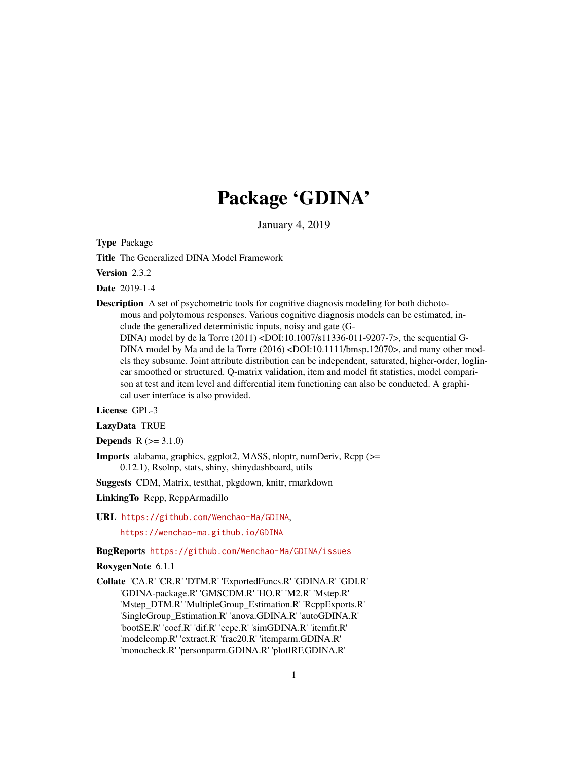# Package 'GDINA'

January 4, 2019

**Type** Package

**Title** The Generalized DINA Model Framework

**Version** 2.3.2

**Date** 2019-1-4

**Description** A set of psychometric tools for cognitive diagnosis modeling for both dichotomous and polytomous responses. Various cognitive diagnosis models can be estimated, include the generalized deterministic inputs, noisy and gate (G-DINA) model by de la Torre (2011) <DOI:10.1007/s11336-011-9207-7>, the sequential G-DINA model by Ma and de la Torre (2016) <DOI:10.1111/bmsp.12070>, and many other models they subsume. Joint attribute distribution can be independent, saturated, higher-order, loglinear smoothed or structured. Q-matrix validation, item and model fit statistics, model comparison at test and item level and differential item functioning can also be conducted. A graphical user interface is also provided.

**License** GPL-3

**LazyData** TRUE

**Depends** R (>= 3.1.0)

**Imports** alabama, graphics, ggplot2, MASS, nloptr, numDeriv, Rcpp (>= 0.12.1), Rsolnp, stats, shiny, shinydashboard, utils

**Suggests** CDM, Matrix, testthat, pkgdown, knitr, rmarkdown

**LinkingTo** Rcpp, RcppArmadillo

**URL** https://github.com/Wenchao-Ma/GDINA,

https://wenchao-ma.github.io/GDINA

**BugReports** https://github.com/Wenchao-Ma/GDINA/issues

**RoxygenNote** 6.1.1

**Collate** 'CA.R' 'CR.R' 'DTM.R' 'ExportedFuncs.R' 'GDINA.R' 'GDI.R' 'GDINA-package.R' 'GMSCDM.R' 'HO.R' 'M2.R' 'Mstep.R' 'Mstep_DTM.R' 'MultipleGroup_Estimation.R' 'RcppExports.R' 'SingleGroup_Estimation.R' 'anova.GDINA.R' 'autoGDINA.R' 'bootSE.R' 'coef.R' 'dif.R' 'ecpe.R' 'simGDINA.R' 'itemfit.R' 'modelcomp.R' 'extract.R' 'frac20.R' 'itemparm.GDINA.R' 'monocheck.R' 'personparm.GDINA.R' 'plotIRF.GDINA.R'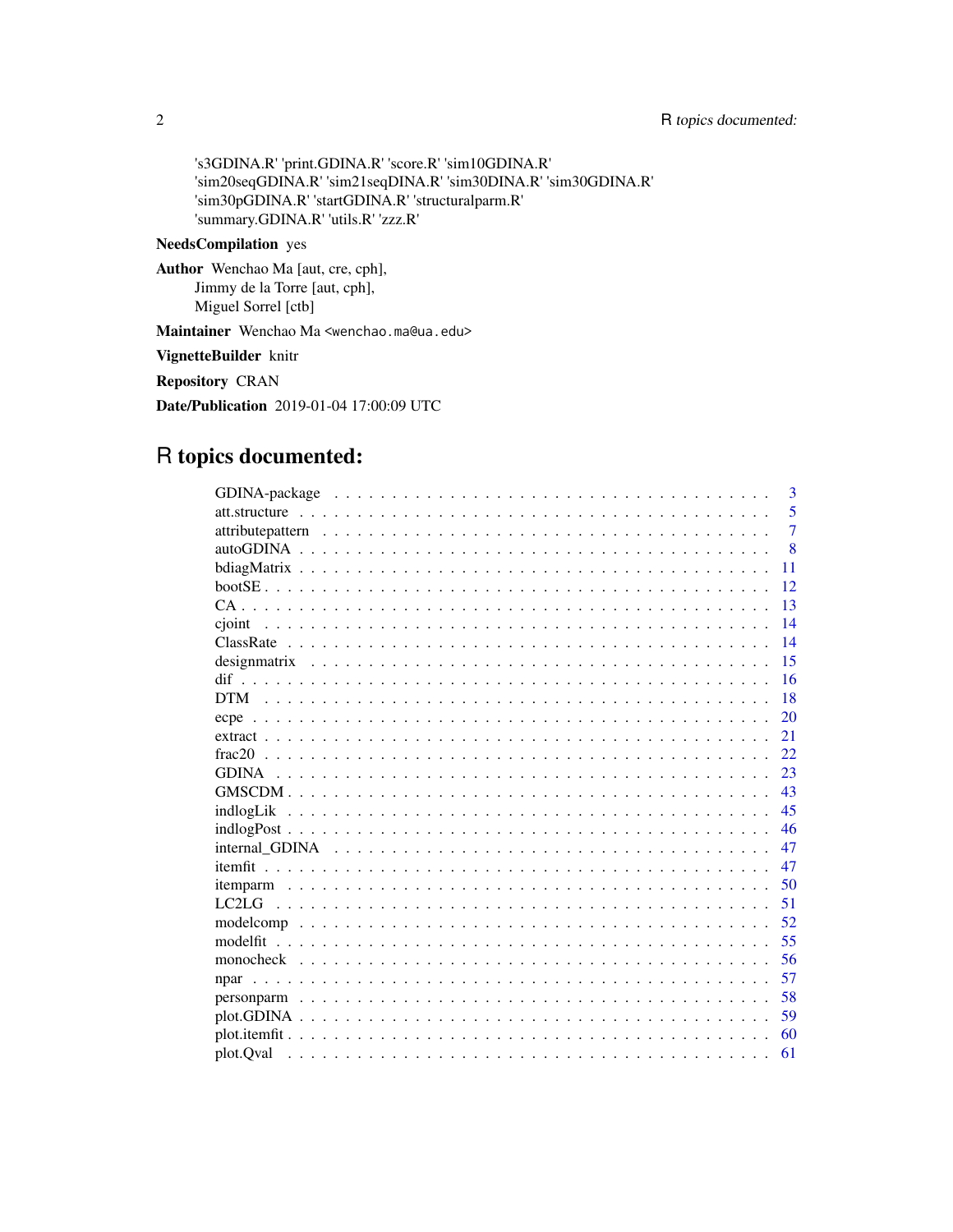's3GDINA.R' 'print.GDINA.R' 'score.R' 'sim10GDINA.R'
'sim20seqGDINA.R' 'sim21seqDINA.R' 'sim30DINA.R' 'sim30GDINA.R'
'sim30pGDINA.R' 'startGDINA.R' 'structuralparm.R'
'summary.GDINA.R' 'utils.R' 'zzz.R'

**NeedsCompilation** yes

**Author** Wenchao Ma [aut, cre, cph],
Jimmy de la Torre [aut, cph],
Miguel Sorrel [ctb]

**Maintainer** Wenchao Ma <wenchao.ma@ua.edu>

**VignetteBuilder** knitr

**Repository** CRAN

**Date/Publication** 2019-01-04 17:00:09 UTC

# R topics documented:

| | |
|---|---|
| GDINA-package | 3 |
| att.structure | 5 |
| attributepattern | 7 |
| autoGDINA | 8 |
| bdiagMatrix | 11 |
| bootSE | 12 |
| CA | 13 |
| cjoint | 14 |
| ClassRate | 14 |
| designmatrix | 15 |
| dif | 16 |
| DTM | 18 |
| ecpe | 20 |
| extract | 21 |
| frac20 | 22 |
| GDINA | 23 |
| GMSCDM | 43 |
| indlogLik | 45 |
| indlogPost | 46 |
| internal_GDINA | 47 |
| itemfit | 47 |
| itemparm | 50 |
| LC2LG | 51 |
| modelcomp | 52 |
| modelfit | 55 |
| monocheck | 56 |
| npar | 57 |
| personparm | 58 |
| plot.GDINA | 59 |
| plot.itemfit | 60 |
| plot.Qval | 61 |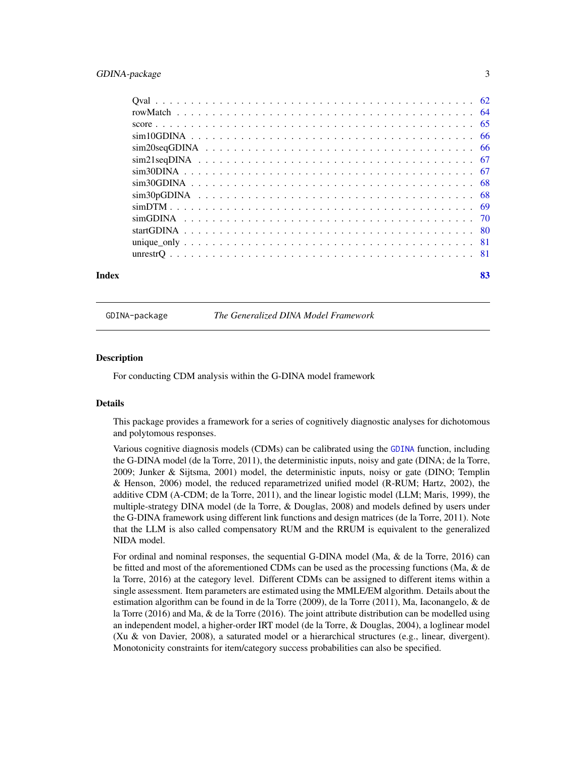Qval . . . . . . . . . . . . . . . . . . . . . . . . . . . . . . . . . . . . . . . . . . 62
rowMatch . . . . . . . . . . . . . . . . . . . . . . . . . . . . . . . . . . . . . . . 64
score . . . . . . . . . . . . . . . . . . . . . . . . . . . . . . . . . . . . . . . . . 65
sim10GDINA . . . . . . . . . . . . . . . . . . . . . . . . . . . . . . . . . . . . . . 66
sim20seqGDINA . . . . . . . . . . . . . . . . . . . . . . . . . . . . . . . . . . . . 66
sim21seqDINA . . . . . . . . . . . . . . . . . . . . . . . . . . . . . . . . . . . . . 67
sim30DINA . . . . . . . . . . . . . . . . . . . . . . . . . . . . . . . . . . . . . . . 67
sim30GDINA . . . . . . . . . . . . . . . . . . . . . . . . . . . . . . . . . . . . . . 68
sim30pGDINA . . . . . . . . . . . . . . . . . . . . . . . . . . . . . . . . . . . . . 68
simDTM . . . . . . . . . . . . . . . . . . . . . . . . . . . . . . . . . . . . . . . . 69
simGDINA . . . . . . . . . . . . . . . . . . . . . . . . . . . . . . . . . . . . . . . 70
startGDINA . . . . . . . . . . . . . . . . . . . . . . . . . . . . . . . . . . . . . . 80
unique_only . . . . . . . . . . . . . . . . . . . . . . . . . . . . . . . . . . . . . . 81
unrestrQ . . . . . . . . . . . . . . . . . . . . . . . . . . . . . . . . . . . . . . . . 81

**Index** **83**

---

`GDINA-package` *The Generalized DINA Model Framework*

---

## Description

For conducting CDM analysis within the G-DINA model framework

## Details

This package provides a framework for a series of cognitively diagnostic analyses for dichotomous and polytomous responses.

Various cognitive diagnosis models (CDMs) can be calibrated using the `GDINA` function, including the G-DINA model (de la Torre, 2011), the deterministic inputs, noisy and gate (DINA; de la Torre, 2009; Junker & Sijtsma, 2001) model, the deterministic inputs, noisy or gate (DINO; Templin & Henson, 2006) model, the reduced reparametrized unified model (R-RUM; Hartz, 2002), the additive CDM (A-CDM; de la Torre, 2011), and the linear logistic model (LLM; Maris, 1999), the multiple-strategy DINA model (de la Torre, & Douglas, 2008) and models defined by users under the G-DINA framework using different link functions and design matrices (de la Torre, 2011). Note that the LLM is also called compensatory RUM and the RRUM is equivalent to the generalized NIDA model.

For ordinal and nominal responses, the sequential G-DINA model (Ma, & de la Torre, 2016) can be fitted and most of the aforementioned CDMs can be used as the processing functions (Ma, & de la Torre, 2016) at the category level. Different CDMs can be assigned to different items within a single assessment. Item parameters are estimated using the MMLE/EM algorithm. Details about the estimation algorithm can be found in de la Torre (2009), de la Torre (2011), Ma, Iaconangelo, & de la Torre (2016) and Ma, & de la Torre (2016). The joint attribute distribution can be modelled using an independent model, a higher-order IRT model (de la Torre, & Douglas, 2004), a loglinear model (Xu & von Davier, 2008), a saturated model or a hierarchical structures (e.g., linear, divergent). Monotonicity constraints for item/category success probabilities can also be specified.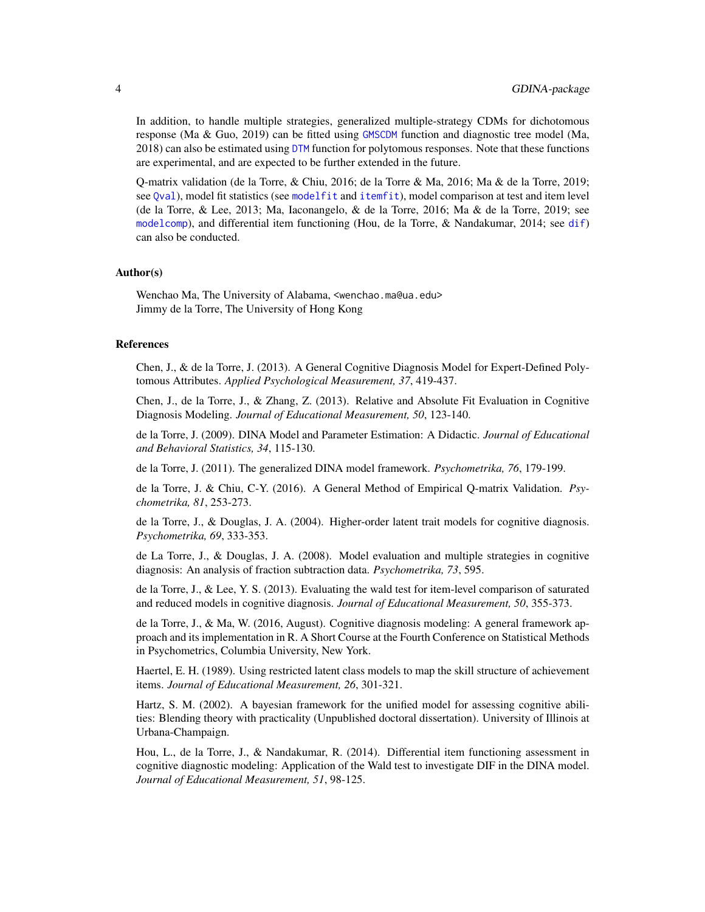In addition, to handle multiple strategies, generalized multiple-strategy CDMs for dichotomous response (Ma & Guo, 2019) can be fitted using `GMSCDM` function and diagnostic tree model (Ma, 2018) can also be estimated using `DTM` function for polytomous responses. Note that these functions are experimental, and are expected to be further extended in the future.

Q-matrix validation (de la Torre, & Chiu, 2016; de la Torre & Ma, 2016; Ma & de la Torre, 2019; see `Qval`), model fit statistics (see `modelfit` and `itemfit`), model comparison at test and item level (de la Torre, & Lee, 2013; Ma, Iaconangelo, & de la Torre, 2016; Ma & de la Torre, 2019; see `modelcomp`), and differential item functioning (Hou, de la Torre, & Nandakumar, 2014; see `dif`) can also be conducted.

### Author(s)

Wenchao Ma, The University of Alabama, <wenchao.ma@ua.edu>
Jimmy de la Torre, The University of Hong Kong

### References

Chen, J., & de la Torre, J. (2013). A General Cognitive Diagnosis Model for Expert-Defined Polytomous Attributes. *Applied Psychological Measurement, 37*, 419-437.

Chen, J., de la Torre, J., & Zhang, Z. (2013). Relative and Absolute Fit Evaluation in Cognitive Diagnosis Modeling. *Journal of Educational Measurement, 50*, 123-140.

de la Torre, J. (2009). DINA Model and Parameter Estimation: A Didactic. *Journal of Educational and Behavioral Statistics, 34*, 115-130.

de la Torre, J. (2011). The generalized DINA model framework. *Psychometrika, 76*, 179-199.

de la Torre, J. & Chiu, C-Y. (2016). A General Method of Empirical Q-matrix Validation. *Psychometrika, 81*, 253-273.

de la Torre, J., & Douglas, J. A. (2004). Higher-order latent trait models for cognitive diagnosis. *Psychometrika, 69*, 333-353.

de La Torre, J., & Douglas, J. A. (2008). Model evaluation and multiple strategies in cognitive diagnosis: An analysis of fraction subtraction data. *Psychometrika, 73*, 595.

de la Torre, J., & Lee, Y. S. (2013). Evaluating the wald test for item-level comparison of saturated and reduced models in cognitive diagnosis. *Journal of Educational Measurement, 50*, 355-373.

de la Torre, J., & Ma, W. (2016, August). Cognitive diagnosis modeling: A general framework approach and its implementation in R. A Short Course at the Fourth Conference on Statistical Methods in Psychometrics, Columbia University, New York.

Haertel, E. H. (1989). Using restricted latent class models to map the skill structure of achievement items. *Journal of Educational Measurement, 26*, 301-321.

Hartz, S. M. (2002). A bayesian framework for the unified model for assessing cognitive abilities: Blending theory with practicality (Unpublished doctoral dissertation). University of Illinois at Urbana-Champaign.

Hou, L., de la Torre, J., & Nandakumar, R. (2014). Differential item functioning assessment in cognitive diagnostic modeling: Application of the Wald test to investigate DIF in the DINA model. *Journal of Educational Measurement, 51*, 98-125.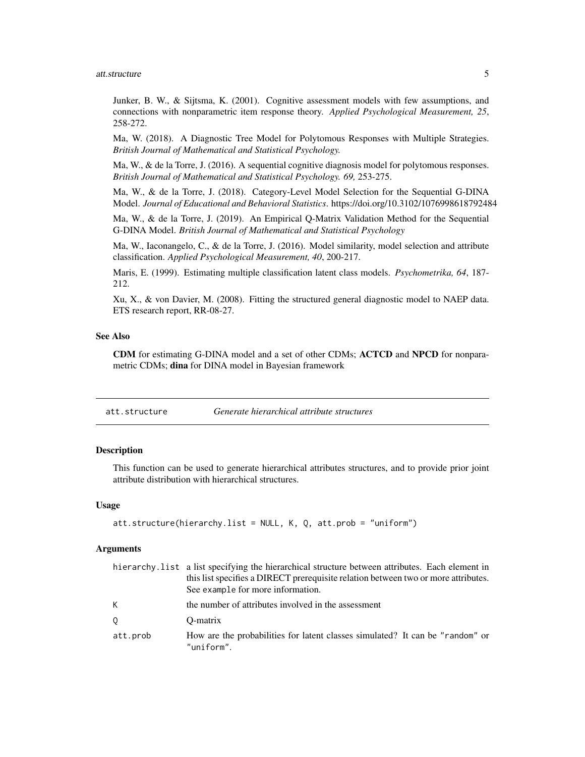Junker, B. W., & Sijtsma, K. (2001). Cognitive assessment models with few assumptions, and connections with nonparametric item response theory. *Applied Psychological Measurement, 25*, 258-272.

Ma, W. (2018). A Diagnostic Tree Model for Polytomous Responses with Multiple Strategies. *British Journal of Mathematical and Statistical Psychology.*

Ma, W., & de la Torre, J. (2016). A sequential cognitive diagnosis model for polytomous responses. *British Journal of Mathematical and Statistical Psychology. 69,* 253-275.

Ma, W., & de la Torre, J. (2018). Category-Level Model Selection for the Sequential G-DINA Model. *Journal of Educational and Behavioral Statistics*. https://doi.org/10.3102/1076998618792484

Ma, W., & de la Torre, J. (2019). An Empirical Q-Matrix Validation Method for the Sequential G-DINA Model. *British Journal of Mathematical and Statistical Psychology*

Ma, W., Iaconangelo, C., & de la Torre, J. (2016). Model similarity, model selection and attribute classification. *Applied Psychological Measurement, 40*, 200-217.

Maris, E. (1999). Estimating multiple classification latent class models. *Psychometrika, 64*, 187-212.

Xu, X., & von Davier, M. (2008). Fitting the structured general diagnostic model to NAEP data. ETS research report, RR-08-27.

### See Also

**CDM** for estimating G-DINA model and a set of other CDMs; **ACTCD** and **NPCD** for nonparametric CDMs; **dina** for DINA model in Bayesian framework

---

## att.structure — *Generate hierarchical attribute structures*

### Description

This function can be used to generate hierarchical attributes structures, and to provide prior joint attribute distribution with hierarchical structures.

### Usage

```
att.structure(hierarchy.list = NULL, K, Q, att.prob = "uniform")
```

### Arguments

| | |
|---|---|
| hierarchy.list | a list specifying the hierarchical structure between attributes. Each element in this list specifies a DIRECT prerequisite relation between two or more attributes. See example for more information. |
| K | the number of attributes involved in the assessment |
| Q | Q-matrix |
| att.prob | How are the probabilities for latent classes simulated? It can be "random" or "uniform". |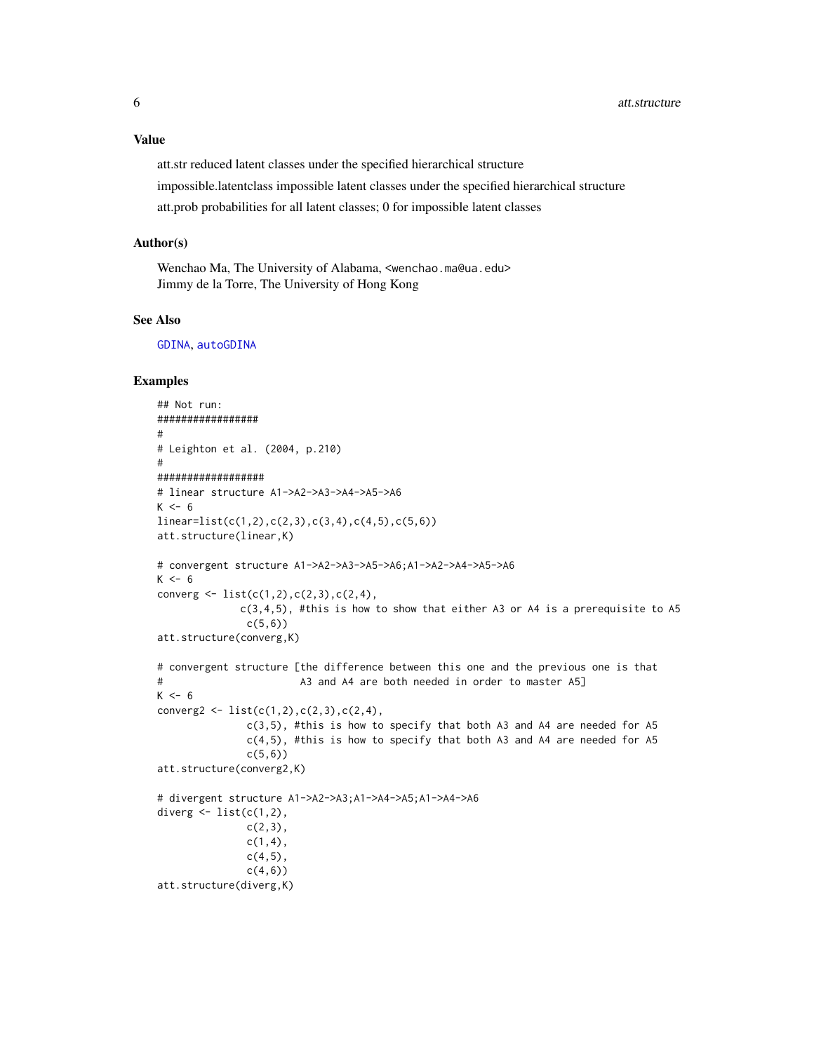## Value

att.str reduced latent classes under the specified hierarchical structure

impossible.latentclass impossible latent classes under the specified hierarchical structure

att.prob probabilities for all latent classes; 0 for impossible latent classes

## Author(s)

Wenchao Ma, The University of Alabama, <wenchao.ma@ua.edu>
Jimmy de la Torre, The University of Hong Kong

## See Also

GDINA, autoGDINA

## Examples

```
## Not run:
#################
#
# Leighton et al. (2004, p.210)
#
##################
# linear structure A1->A2->A3->A4->A5->A6
K <- 6
linear=list(c(1,2),c(2,3),c(3,4),c(4,5),c(5,6))
att.structure(linear,K)

# convergent structure A1->A2->A3->A5->A6;A1->A2->A4->A5->A6
K <- 6
converg <- list(c(1,2),c(2,3),c(2,4),
               c(3,4,5), #this is how to show that either A3 or A4 is a prerequisite to A5
                c(5,6))
att.structure(converg,K)

# convergent structure [the difference between this one and the previous one is that
#                        A3 and A4 are both needed in order to master A5]
K <- 6
converg2 <- list(c(1,2),c(2,3),c(2,4),
                c(3,5), #this is how to specify that both A3 and A4 are needed for A5
                c(4,5), #this is how to specify that both A3 and A4 are needed for A5
                c(5,6))
att.structure(converg2,K)

# divergent structure A1->A2->A3;A1->A4->A5;A1->A4->A6
diverg <- list(c(1,2),
                c(2,3),
                c(1,4),
                c(4,5),
                c(4,6))
att.structure(diverg,K)
```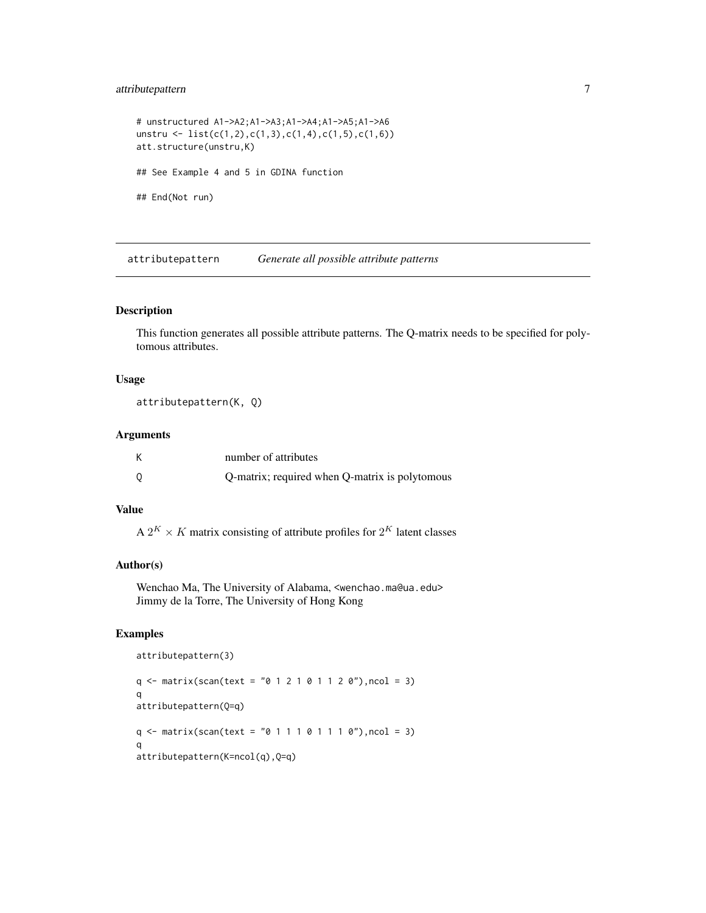```
# unstructured A1->A2;A1->A3;A1->A4;A1->A5;A1->A6
unstru <- list(c(1,2),c(1,3),c(1,4),c(1,5),c(1,6))
att.structure(unstru,K)

## See Example 4 and 5 in GDINA function

## End(Not run)
```

## attributepattern — *Generate all possible attribute patterns*

### Description

This function generates all possible attribute patterns. The Q-matrix needs to be specified for polytomous attributes.

### Usage

```
attributepattern(K, Q)
```

### Arguments

| | |
|---|---|
| K | number of attributes |
| Q | Q-matrix; required when Q-matrix is polytomous |

### Value

A $2^K \times K$ matrix consisting of attribute profiles for $2^K$ latent classes

### Author(s)

Wenchao Ma, The University of Alabama, <wenchao.ma@ua.edu>
Jimmy de la Torre, The University of Hong Kong

### Examples

```
attributepattern(3)

q <- matrix(scan(text = "0 1 2 1 0 1 1 2 0"),ncol = 3)
q
attributepattern(Q=q)

q <- matrix(scan(text = "0 1 1 1 0 1 1 1 0"),ncol = 3)
q
attributepattern(K=ncol(q),Q=q)
```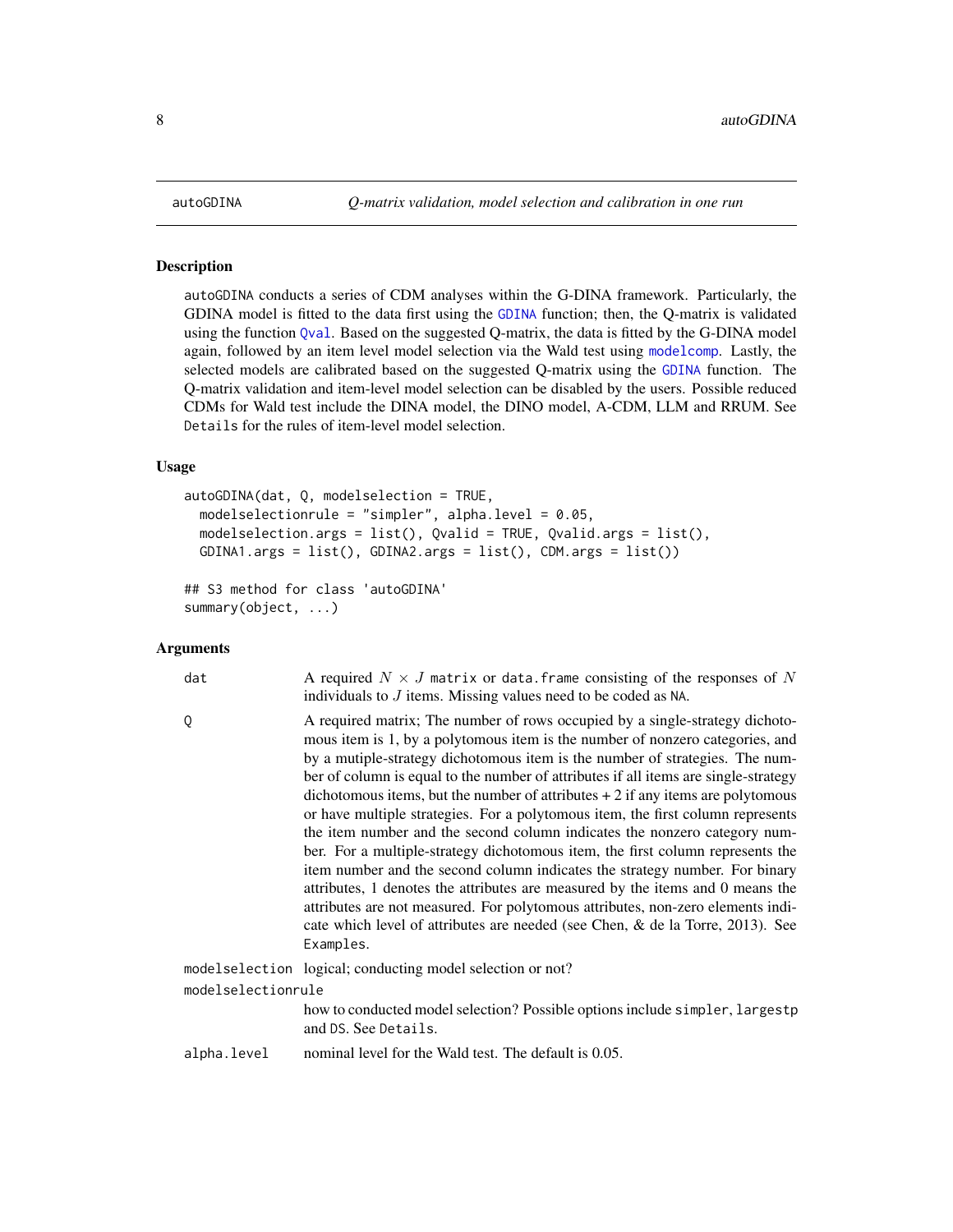autoGDINA — *Q-matrix validation, model selection and calibration in one run*

## Description

autoGDINA conducts a series of CDM analyses within the G-DINA framework. Particularly, the GDINA model is fitted to the data first using the GDINA function; then, the Q-matrix is validated using the function Qval. Based on the suggested Q-matrix, the data is fitted by the G-DINA model again, followed by an item level model selection via the Wald test using modelcomp. Lastly, the selected models are calibrated based on the suggested Q-matrix using the GDINA function. The Q-matrix validation and item-level model selection can be disabled by the users. Possible reduced CDMs for Wald test include the DINA model, the DINO model, A-CDM, LLM and RRUM. See Details for the rules of item-level model selection.

## Usage

```
autoGDINA(dat, Q, modelselection = TRUE,
  modelselectionrule = "simpler", alpha.level = 0.05,
  modelselection.args = list(), Qvalid = TRUE, Qvalid.args = list(),
  GDINA1.args = list(), GDINA2.args = list(), CDM.args = list())

## S3 method for class 'autoGDINA'
summary(object, ...)
```

## Arguments

| | |
|---|---|
| dat | A required $N \times J$ matrix or data.frame consisting of the responses of $N$ individuals to $J$ items. Missing values need to be coded as NA. |
| Q | A required matrix; The number of rows occupied by a single-strategy dichotomous item is 1, by a polytomous item is the number of nonzero categories, and by a mutiple-strategy dichotomous item is the number of strategies. The number of column is equal to the number of attributes if all items are single-strategy dichotomous items, but the number of attributes + 2 if any items are polytomous or have multiple strategies. For a polytomous item, the first column represents the item number and the second column indicates the nonzero category number. For a multiple-strategy dichotomous item, the first column represents the item number and the second column indicates the strategy number. For binary attributes, 1 denotes the attributes are measured by the items and 0 means the attributes are not measured. For polytomous attributes, non-zero elements indicate which level of attributes are needed (see Chen, & de la Torre, 2013). See Examples. |
| modelselection | logical; conducting model selection or not? |
| modelselectionrule | how to conducted model selection? Possible options include simpler, largestp and DS. See Details. |
| alpha.level | nominal level for the Wald test. The default is 0.05. |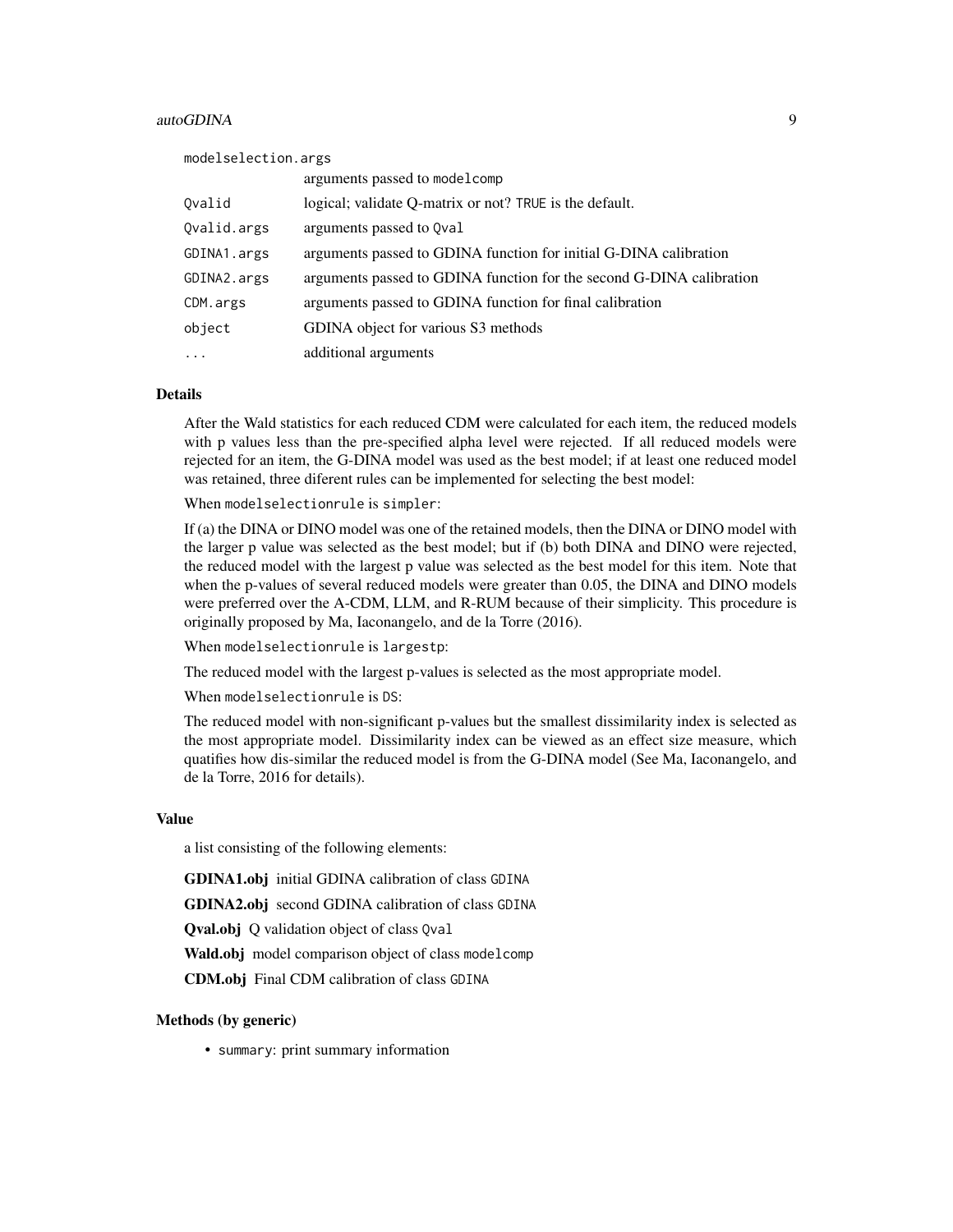| | |
|---|---|
| modelselection.args | arguments passed to `modelcomp` |
| Qvalid | logical; validate Q-matrix or not? `TRUE` is the default. |
| Qvalid.args | arguments passed to `Qval` |
| GDINA1.args | arguments passed to GDINA function for initial G-DINA calibration |
| GDINA2.args | arguments passed to GDINA function for the second G-DINA calibration |
| CDM.args | arguments passed to GDINA function for final calibration |
| object | GDINA object for various S3 methods |
| ... | additional arguments |

### Details

After the Wald statistics for each reduced CDM were calculated for each item, the reduced models with p values less than the pre-specified alpha level were rejected. If all reduced models were rejected for an item, the G-DINA model was used as the best model; if at least one reduced model was retained, three diferent rules can be implemented for selecting the best model:

When `modelselectionrule` is `simpler`:

If (a) the DINA or DINO model was one of the retained models, then the DINA or DINO model with the larger p value was selected as the best model; but if (b) both DINA and DINO were rejected, the reduced model with the largest p value was selected as the best model for this item. Note that when the p-values of several reduced models were greater than 0.05, the DINA and DINO models were preferred over the A-CDM, LLM, and R-RUM because of their simplicity. This procedure is originally proposed by Ma, Iaconangelo, and de la Torre (2016).

When `modelselectionrule` is `largestp`:

The reduced model with the largest p-values is selected as the most appropriate model.

When `modelselectionrule` is `DS`:

The reduced model with non-significant p-values but the smallest dissimilarity index is selected as the most appropriate model. Dissimilarity index can be viewed as an effect size measure, which quatifies how dis-similar the reduced model is from the G-DINA model (See Ma, Iaconangelo, and de la Torre, 2016 for details).

### Value

a list consisting of the following elements:

**GDINA1.obj** initial GDINA calibration of class `GDINA`

**GDINA2.obj** second GDINA calibration of class `GDINA`

**Qval.obj** Q validation object of class `Qval`

**Wald.obj** model comparison object of class `modelcomp`

**CDM.obj** Final CDM calibration of class `GDINA`

### Methods (by generic)

- `summary`: print summary information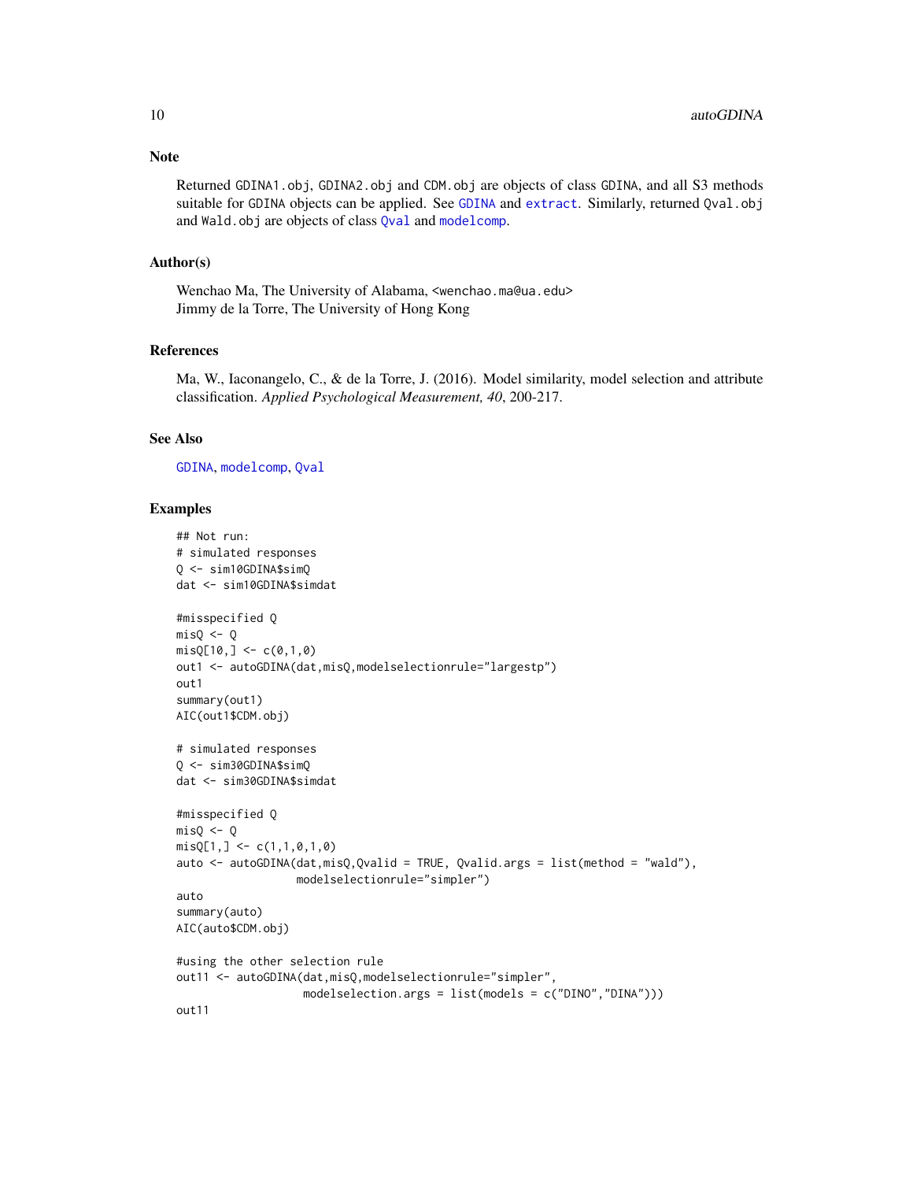## Note

Returned `GDINA1.obj`, `GDINA2.obj` and `CDM.obj` are objects of class `GDINA`, and all S3 methods suitable for `GDINA` objects can be applied. See `GDINA` and `extract`. Similarly, returned `Qval.obj` and `Wald.obj` are objects of class `Qval` and `modelcomp`.

## Author(s)

Wenchao Ma, The University of Alabama, <wenchao.ma@ua.edu>
Jimmy de la Torre, The University of Hong Kong

## References

Ma, W., Iaconangelo, C., & de la Torre, J. (2016). Model similarity, model selection and attribute classification. *Applied Psychological Measurement, 40*, 200-217.

## See Also

`GDINA`, `modelcomp`, `Qval`

## Examples

```
## Not run:
# simulated responses
Q <- sim10GDINA$simQ
dat <- sim10GDINA$simdat

#misspecified Q
misQ <- Q
misQ[10,] <- c(0,1,0)
out1 <- autoGDINA(dat,misQ,modelselectionrule="largestp")
out1
summary(out1)
AIC(out1$CDM.obj)

# simulated responses
Q <- sim30GDINA$simQ
dat <- sim30GDINA$simdat

#misspecified Q
misQ <- Q
misQ[1,] <- c(1,1,0,1,0)
auto <- autoGDINA(dat,misQ,Qvalid = TRUE, Qvalid.args = list(method = "wald"),
                  modelselectionrule="simpler")
auto
summary(auto)
AIC(auto$CDM.obj)

#using the other selection rule
out11 <- autoGDINA(dat,misQ,modelselectionrule="simpler",
                   modelselection.args = list(models = c("DINO","DINA")))
out11
```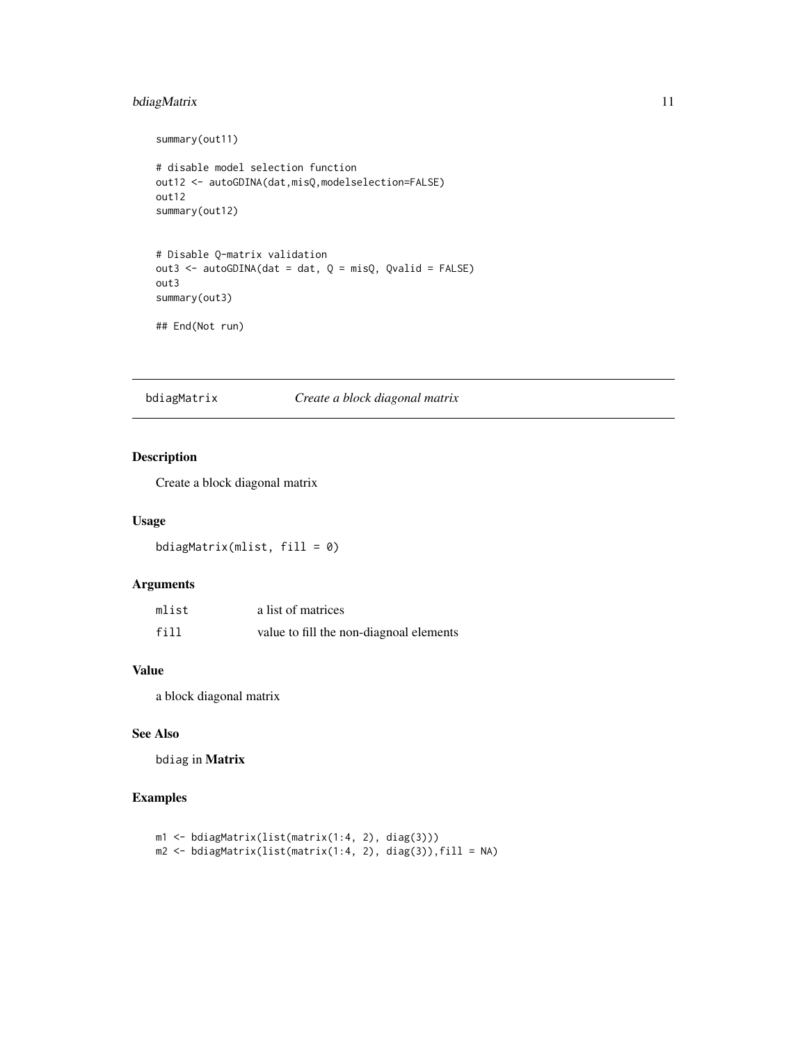```
summary(out11)

# disable model selection function
out12 <- autoGDINA(dat,misQ,modelselection=FALSE)
out12
summary(out12)


# Disable Q-matrix validation
out3 <- autoGDINA(dat = dat, Q = misQ, Qvalid = FALSE)
out3
summary(out3)

## End(Not run)
```

## bdiagMatrix *Create a block diagonal matrix*

### Description

Create a block diagonal matrix

### Usage

```
bdiagMatrix(mlist, fill = 0)
```

### Arguments

| | |
|---|---|
| mlist | a list of matrices |
| fill | value to fill the non-diagnoal elements |

### Value

a block diagonal matrix

### See Also

bdiag in **Matrix**

### Examples

```
m1 <- bdiagMatrix(list(matrix(1:4, 2), diag(3)))
m2 <- bdiagMatrix(list(matrix(1:4, 2), diag(3)),fill = NA)
```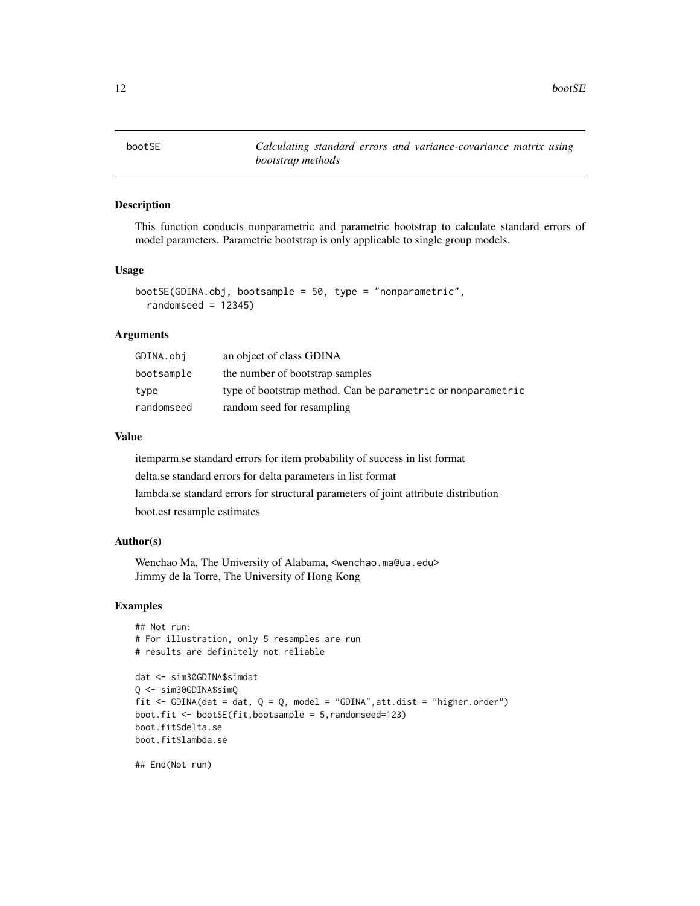# bootSE — *Calculating standard errors and variance-covariance matrix using bootstrap methods*

## Description

This function conducts nonparametric and parametric bootstrap to calculate standard errors of model parameters. Parametric bootstrap is only applicable to single group models.

## Usage

```
bootSE(GDINA.obj, bootsample = 50, type = "nonparametric",
  randomseed = 12345)
```

## Arguments

| | |
|---|---|
| GDINA.obj | an object of class GDINA |
| bootsample | the number of bootstrap samples |
| type | type of bootstrap method. Can be `parametric` or `nonparametric` |
| randomseed | random seed for resampling |

## Value

itemparm.se standard errors for item probability of success in list format

delta.se standard errors for delta parameters in list format

lambda.se standard errors for structural parameters of joint attribute distribution

boot.est resample estimates

## Author(s)

Wenchao Ma, The University of Alabama, <wenchao.ma@ua.edu>
Jimmy de la Torre, The University of Hong Kong

## Examples

```
## Not run:
# For illustration, only 5 resamples are run
# results are definitely not reliable

dat <- sim30GDINA$simdat
Q <- sim30GDINA$simQ
fit <- GDINA(dat = dat, Q = Q, model = "GDINA",att.dist = "higher.order")
boot.fit <- bootSE(fit,bootsample = 5,randomseed=123)
boot.fit$delta.se
boot.fit$lambda.se

## End(Not run)
```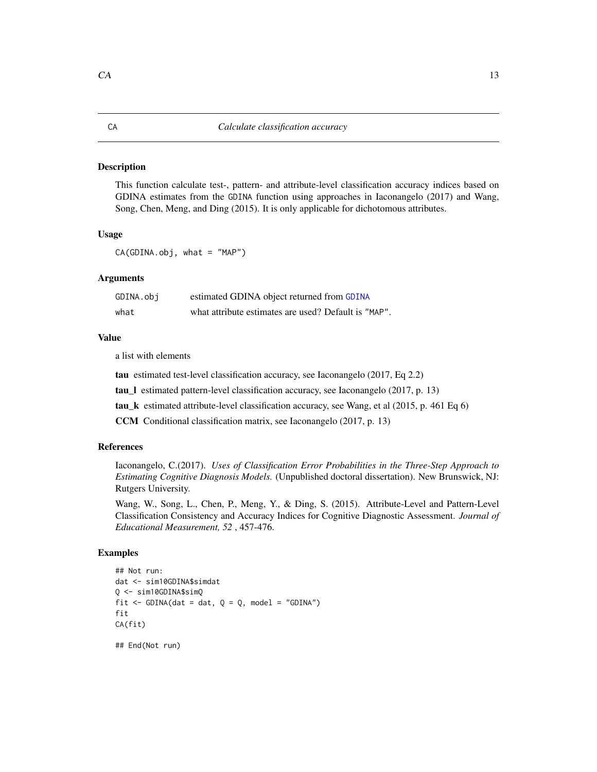## CA — *Calculate classification accuracy*

### Description

This function calculate test-, pattern- and attribute-level classification accuracy indices based on GDINA estimates from the GDINA function using approaches in Iaconangelo (2017) and Wang, Song, Chen, Meng, and Ding (2015). It is only applicable for dichotomous attributes.

### Usage

```
CA(GDINA.obj, what = "MAP")
```

### Arguments

| | |
|---|---|
| GDINA.obj | estimated GDINA object returned from GDINA |
| what | what attribute estimates are used? Default is "MAP". |

### Value

a list with elements

**tau** estimated test-level classification accuracy, see Iaconangelo (2017, Eq 2.2)

**tau_l** estimated pattern-level classification accuracy, see Iaconangelo (2017, p. 13)

**tau_k** estimated attribute-level classification accuracy, see Wang, et al (2015, p. 461 Eq 6)

**CCM** Conditional classification matrix, see Iaconangelo (2017, p. 13)

### References

Iaconangelo, C.(2017). *Uses of Classification Error Probabilities in the Three-Step Approach to Estimating Cognitive Diagnosis Models.* (Unpublished doctoral dissertation). New Brunswick, NJ: Rutgers University.

Wang, W., Song, L., Chen, P., Meng, Y., & Ding, S. (2015). Attribute-Level and Pattern-Level Classification Consistency and Accuracy Indices for Cognitive Diagnostic Assessment. *Journal of Educational Measurement, 52* , 457-476.

### Examples

```
## Not run:
dat <- sim10GDINA$simdat
Q <- sim10GDINA$simQ
fit <- GDINA(dat = dat, Q = Q, model = "GDINA")
fit
CA(fit)

## End(Not run)
```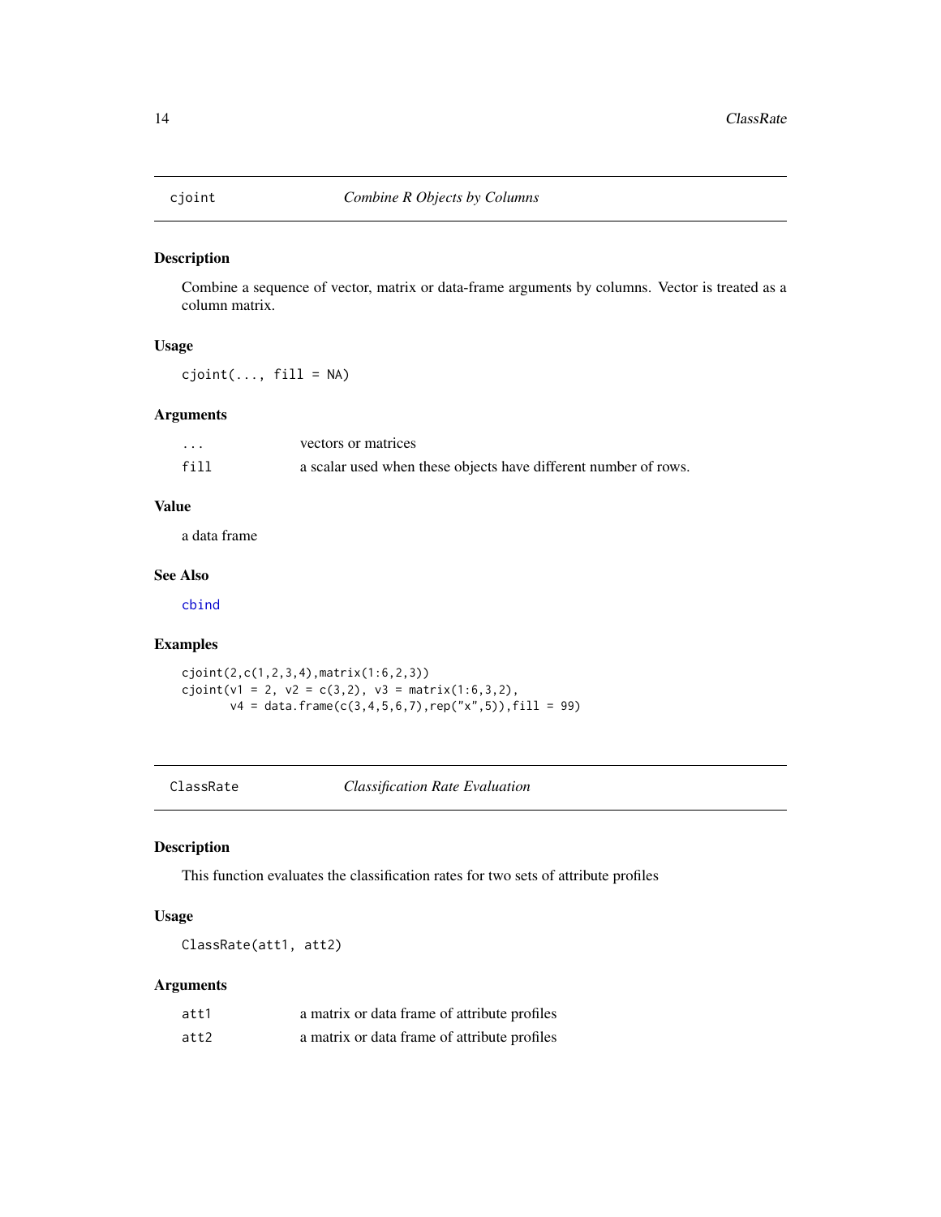## cjoint — *Combine R Objects by Columns*

### Description

Combine a sequence of vector, matrix or data-frame arguments by columns. Vector is treated as a column matrix.

### Usage

```
cjoint(..., fill = NA)
```

### Arguments

| | |
|---|---|
| `...` | vectors or matrices |
| `fill` | a scalar used when these objects have different number of rows. |

### Value

a data frame

### See Also

`cbind`

### Examples

```
cjoint(2,c(1,2,3,4),matrix(1:6,2,3))
cjoint(v1 = 2, v2 = c(3,2), v3 = matrix(1:6,3,2),
       v4 = data.frame(c(3,4,5,6,7),rep("x",5)),fill = 99)
```

## ClassRate — *Classification Rate Evaluation*

### Description

This function evaluates the classification rates for two sets of attribute profiles

### Usage

```
ClassRate(att1, att2)
```

### Arguments

| | |
|---|---|
| `att1` | a matrix or data frame of attribute profiles |
| `att2` | a matrix or data frame of attribute profiles |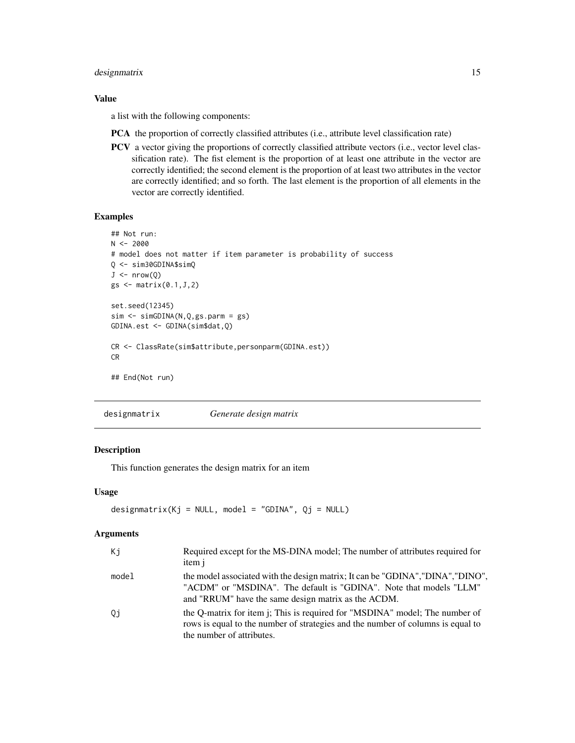### Value

a list with the following components:

**PCA** the proportion of correctly classified attributes (i.e., attribute level classification rate)

**PCV** a vector giving the proportions of correctly classified attribute vectors (i.e., vector level classification rate). The fist element is the proportion of at least one attribute in the vector are correctly identified; the second element is the proportion of at least two attributes in the vector are correctly identified; and so forth. The last element is the proportion of all elements in the vector are correctly identified.

### Examples

```
## Not run:
N <- 2000
# model does not matter if item parameter is probability of success
Q <- sim30GDINA$simQ
J <- nrow(Q)
gs <- matrix(0.1,J,2)

set.seed(12345)
sim <- simGDINA(N,Q,gs.parm = gs)
GDINA.est <- GDINA(sim$dat,Q)

CR <- ClassRate(sim$attribute,personparm(GDINA.est))
CR

## End(Not run)
```

---

## designmatrix *Generate design matrix*

### Description

This function generates the design matrix for an item

### Usage

```
designmatrix(Kj = NULL, model = "GDINA", Qj = NULL)
```

### Arguments

| | |
|---|---|
| Kj | Required except for the MS-DINA model; The number of attributes required for item j |
| model | the model associated with the design matrix; It can be "GDINA","DINA","DINO", "ACDM" or "MSDINA". The default is "GDINA". Note that models "LLM" and "RRUM" have the same design matrix as the ACDM. |
| Qj | the Q-matrix for item j; This is required for "MSDINA" model; The number of rows is equal to the number of strategies and the number of columns is equal to the number of attributes. |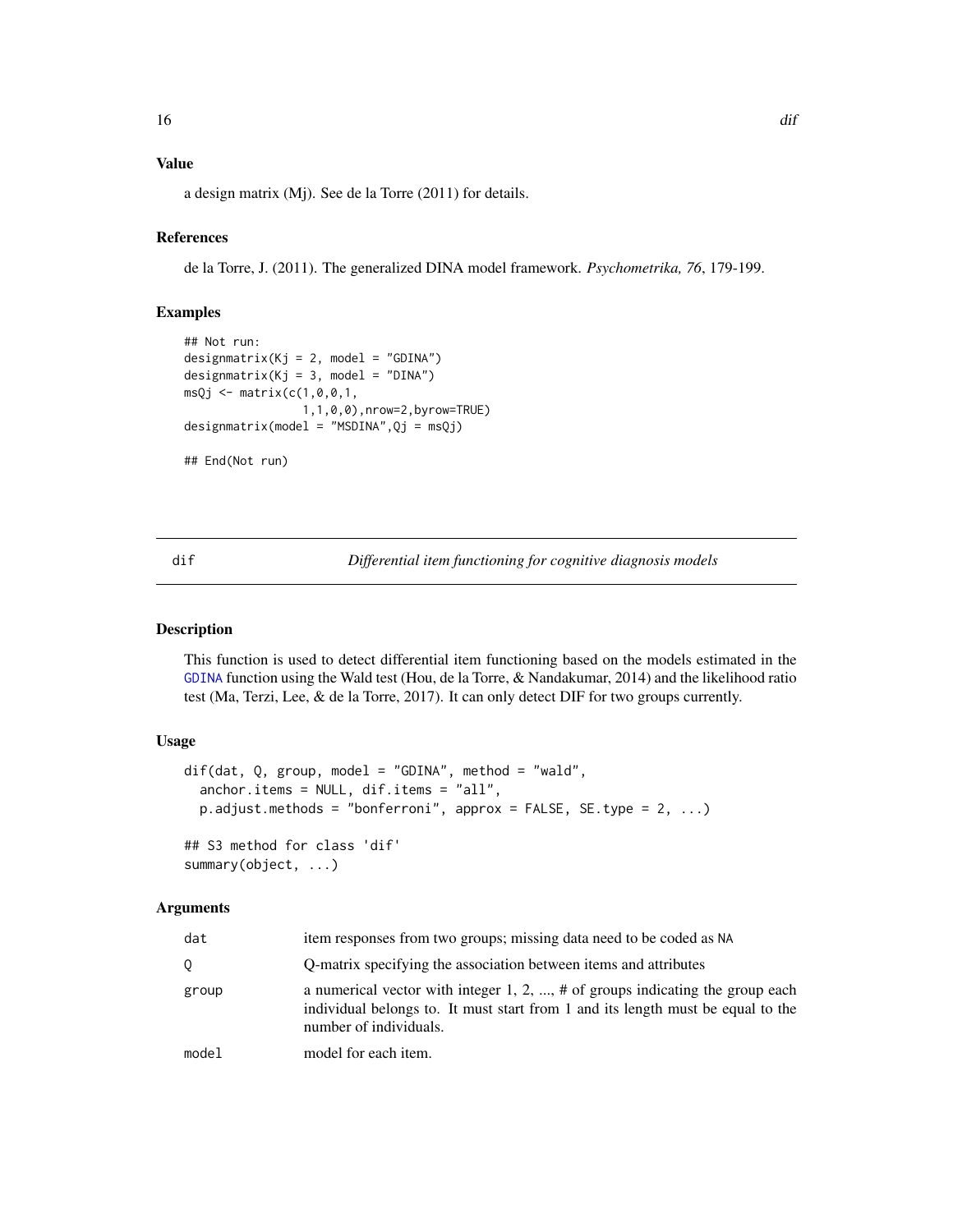### Value

a design matrix (Mj). See de la Torre (2011) for details.

### References

de la Torre, J. (2011). The generalized DINA model framework. *Psychometrika, 76*, 179-199.

### Examples

```
## Not run:
designmatrix(Kj = 2, model = "GDINA")
designmatrix(Kj = 3, model = "DINA")
msQj <- matrix(c(1,0,0,1,
                 1,1,0,0),nrow=2,byrow=TRUE)
designmatrix(model = "MSDINA",Qj = msQj)

## End(Not run)
```

---

## dif — *Differential item functioning for cognitive diagnosis models*

### Description

This function is used to detect differential item functioning based on the models estimated in the GDINA function using the Wald test (Hou, de la Torre, & Nandakumar, 2014) and the likelihood ratio test (Ma, Terzi, Lee, & de la Torre, 2017). It can only detect DIF for two groups currently.

### Usage

```
dif(dat, Q, group, model = "GDINA", method = "wald",
  anchor.items = NULL, dif.items = "all",
  p.adjust.methods = "bonferroni", approx = FALSE, SE.type = 2, ...)

## S3 method for class 'dif'
summary(object, ...)
```

### Arguments

| | |
|---|---|
| dat | item responses from two groups; missing data need to be coded as NA |
| Q | Q-matrix specifying the association between items and attributes |
| group | a numerical vector with integer 1, 2, ..., # of groups indicating the group each individual belongs to. It must start from 1 and its length must be equal to the number of individuals. |
| model | model for each item. |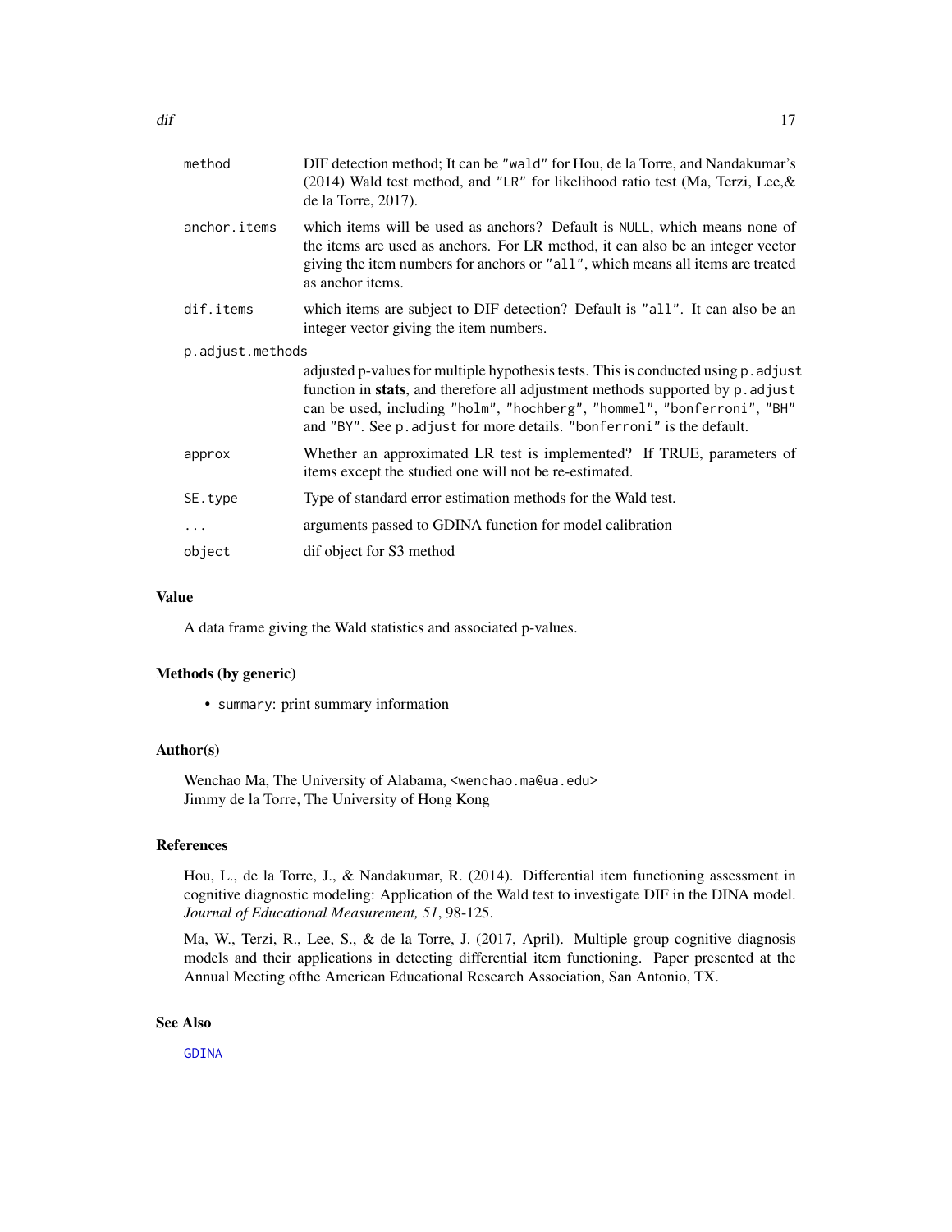| | |
|---|---|
| `method` | DIF detection method; It can be `"wald"` for Hou, de la Torre, and Nandakumar's (2014) Wald test method, and `"LR"` for likelihood ratio test (Ma, Terzi, Lee,& de la Torre, 2017). |
| `anchor.items` | which items will be used as anchors? Default is `NULL`, which means none of the items are used as anchors. For LR method, it can also be an integer vector giving the item numbers for anchors or `"all"`, which means all items are treated as anchor items. |
| `dif.items` | which items are subject to DIF detection? Default is `"all"`. It can also be an integer vector giving the item numbers. |
| `p.adjust.methods` | adjusted p-values for multiple hypothesis tests. This is conducted using `p.adjust` function in **stats**, and therefore all adjustment methods supported by `p.adjust` can be used, including `"holm"`, `"hochberg"`, `"hommel"`, `"bonferroni"`, `"BH"` and `"BY"`. See `p.adjust` for more details. `"bonferroni"` is the default. |
| `approx` | Whether an approximated LR test is implemented? If TRUE, parameters of items except the studied one will not be re-estimated. |
| `SE.type` | Type of standard error estimation methods for the Wald test. |
| `...` | arguments passed to GDINA function for model calibration |
| `object` | dif object for S3 method |

### Value

A data frame giving the Wald statistics and associated p-values.

### Methods (by generic)

- `summary`: print summary information

### Author(s)

Wenchao Ma, The University of Alabama, <wenchao.ma@ua.edu>
Jimmy de la Torre, The University of Hong Kong

### References

Hou, L., de la Torre, J., & Nandakumar, R. (2014). Differential item functioning assessment in cognitive diagnostic modeling: Application of the Wald test to investigate DIF in the DINA model. *Journal of Educational Measurement, 51*, 98-125.

Ma, W., Terzi, R., Lee, S., & de la Torre, J. (2017, April). Multiple group cognitive diagnosis models and their applications in detecting differential item functioning. Paper presented at the Annual Meeting ofthe American Educational Research Association, San Antonio, TX.

### See Also

GDINA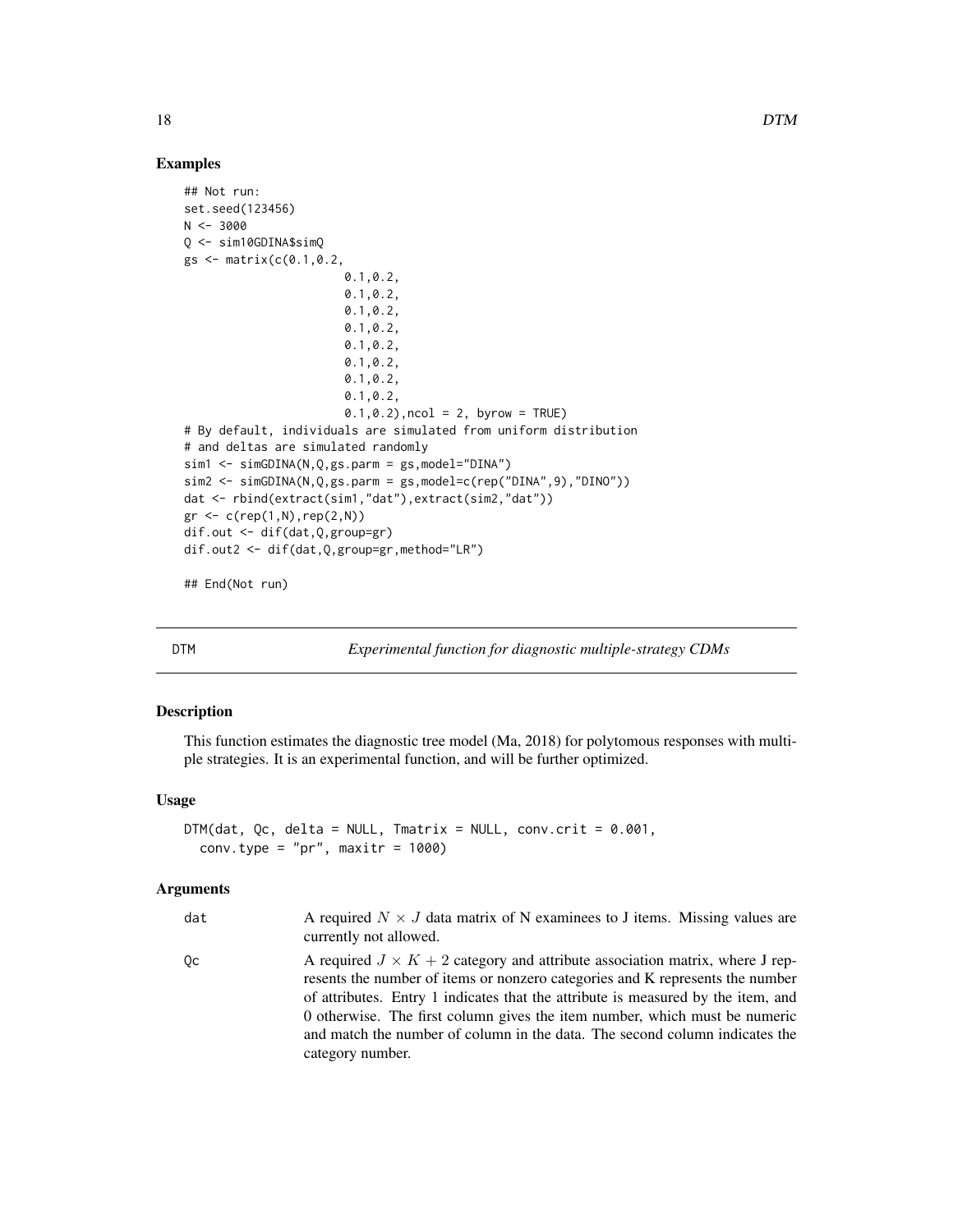## Examples

```
## Not run:
set.seed(123456)
N <- 3000
Q <- sim10GDINA$simQ
gs <- matrix(c(0.1,0.2,
                         0.1,0.2,
                         0.1,0.2,
                         0.1,0.2,
                         0.1,0.2,
                         0.1,0.2,
                         0.1,0.2,
                         0.1,0.2,
                         0.1,0.2,
                         0.1,0.2),ncol = 2, byrow = TRUE)
# By default, individuals are simulated from uniform distribution
# and deltas are simulated randomly
sim1 <- simGDINA(N,Q,gs.parm = gs,model="DINA")
sim2 <- simGDINA(N,Q,gs.parm = gs,model=c(rep("DINA",9),"DINO"))
dat <- rbind(extract(sim1,"dat"),extract(sim2,"dat"))
gr <- c(rep(1,N),rep(2,N))
dif.out <- dif(dat,Q,group=gr)
dif.out2 <- dif(dat,Q,group=gr,method="LR")

## End(Not run)
```

---

# DTM — *Experimental function for diagnostic multiple-strategy CDMs*

## Description

This function estimates the diagnostic tree model (Ma, 2018) for polytomous responses with multiple strategies. It is an experimental function, and will be further optimized.

## Usage

```
DTM(dat, Qc, delta = NULL, Tmatrix = NULL, conv.crit = 0.001,
  conv.type = "pr", maxitr = 1000)
```

## Arguments

| Argument | Description |
|---|---|
| dat | A required $N \times J$ data matrix of N examinees to J items. Missing values are currently not allowed. |
| Qc | A required $J \times K + 2$ category and attribute association matrix, where J represents the number of items or nonzero categories and K represents the number of attributes. Entry 1 indicates that the attribute is measured by the item, and 0 otherwise. The first column gives the item number, which must be numeric and match the number of column in the data. The second column indicates the category number. |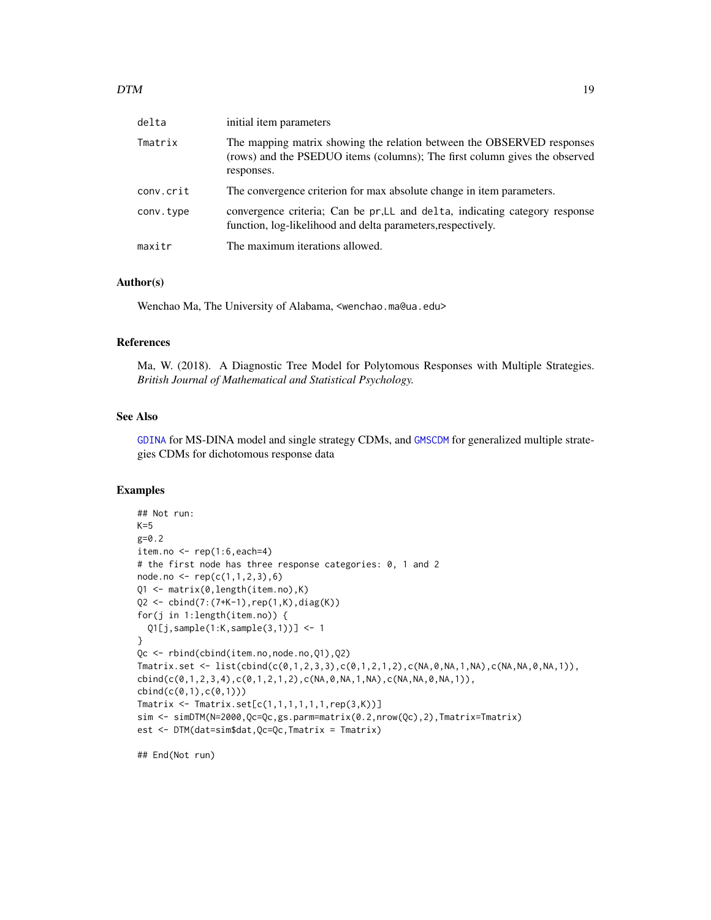| | |
|---|---|
| delta | initial item parameters |
| Tmatrix | The mapping matrix showing the relation between the OBSERVED responses (rows) and the PSEDUO items (columns); The first column gives the observed responses. |
| conv.crit | The convergence criterion for max absolute change in item parameters. |
| conv.type | convergence criteria; Can be pr,LL and delta, indicating category response function, log-likelihood and delta parameters,respectively. |
| maxitr | The maximum iterations allowed. |

## Author(s)

Wenchao Ma, The University of Alabama, <wenchao.ma@ua.edu>

## References

Ma, W. (2018). A Diagnostic Tree Model for Polytomous Responses with Multiple Strategies. *British Journal of Mathematical and Statistical Psychology.*

## See Also

GDINA for MS-DINA model and single strategy CDMs, and GMSCDM for generalized multiple strategies CDMs for dichotomous response data

## Examples

```
## Not run:
K=5
g=0.2
item.no <- rep(1:6,each=4)
# the first node has three response categories: 0, 1 and 2
node.no <- rep(c(1,1,2,3),6)
Q1 <- matrix(0,length(item.no),K)
Q2 <- cbind(7:(7+K-1),rep(1,K),diag(K))
for(j in 1:length(item.no)) {
  Q1[j,sample(1:K,sample(3,1))] <- 1
}
Qc <- rbind(cbind(item.no,node.no,Q1),Q2)
Tmatrix.set <- list(cbind(c(0,1,2,3,3),c(0,1,2,1,2),c(NA,0,NA,1,NA),c(NA,NA,0,NA,1)),
cbind(c(0,1,2,3,4),c(0,1,2,1,2),c(NA,0,NA,1,NA),c(NA,NA,0,NA,1)),
cbind(c(0,1),c(0,1)))
Tmatrix <- Tmatrix.set[c(1,1,1,1,1,1,rep(3,K))]
sim <- simDTM(N=2000,Qc=Qc,gs.parm=matrix(0.2,nrow(Qc),2),Tmatrix=Tmatrix)
est <- DTM(dat=sim$dat,Qc=Qc,Tmatrix = Tmatrix)

## End(Not run)
```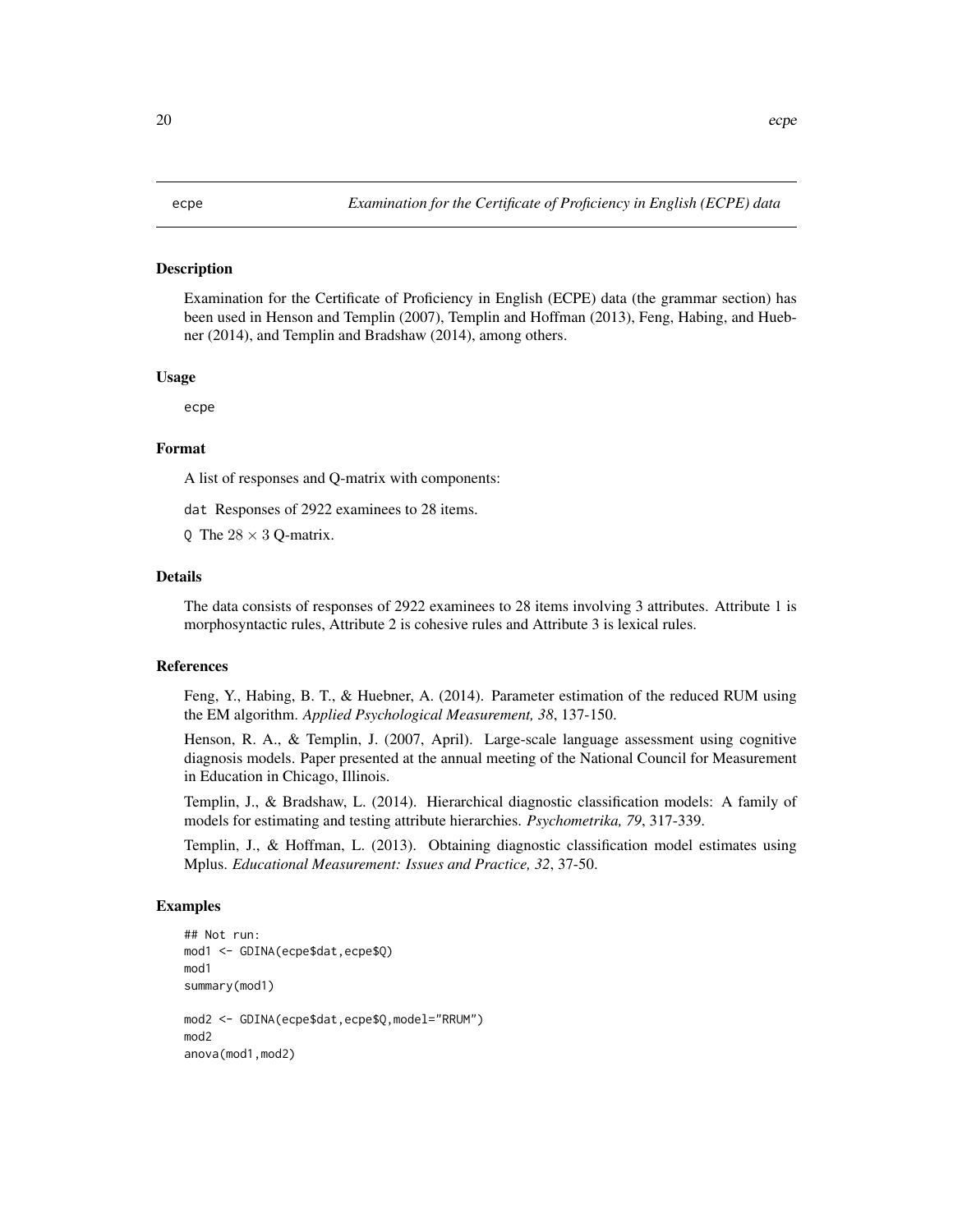# ecpe — *Examination for the Certificate of Proficiency in English (ECPE) data*

## Description

Examination for the Certificate of Proficiency in English (ECPE) data (the grammar section) has been used in Henson and Templin (2007), Templin and Hoffman (2013), Feng, Habing, and Huebner (2014), and Templin and Bradshaw (2014), among others.

## Usage

```
ecpe
```

## Format

A list of responses and Q-matrix with components:

`dat` Responses of 2922 examinees to 28 items.

`Q` The $28 \times 3$ Q-matrix.

## Details

The data consists of responses of 2922 examinees to 28 items involving 3 attributes. Attribute 1 is morphosyntactic rules, Attribute 2 is cohesive rules and Attribute 3 is lexical rules.

## References

Feng, Y., Habing, B. T., & Huebner, A. (2014). Parameter estimation of the reduced RUM using the EM algorithm. *Applied Psychological Measurement, 38*, 137-150.

Henson, R. A., & Templin, J. (2007, April). Large-scale language assessment using cognitive diagnosis models. Paper presented at the annual meeting of the National Council for Measurement in Education in Chicago, Illinois.

Templin, J., & Bradshaw, L. (2014). Hierarchical diagnostic classification models: A family of models for estimating and testing attribute hierarchies. *Psychometrika, 79*, 317-339.

Templin, J., & Hoffman, L. (2013). Obtaining diagnostic classification model estimates using Mplus. *Educational Measurement: Issues and Practice, 32*, 37-50.

## Examples

```
## Not run:
mod1 <- GDINA(ecpe$dat,ecpe$Q)
mod1
summary(mod1)

mod2 <- GDINA(ecpe$dat,ecpe$Q,model="RRUM")
mod2
anova(mod1,mod2)
```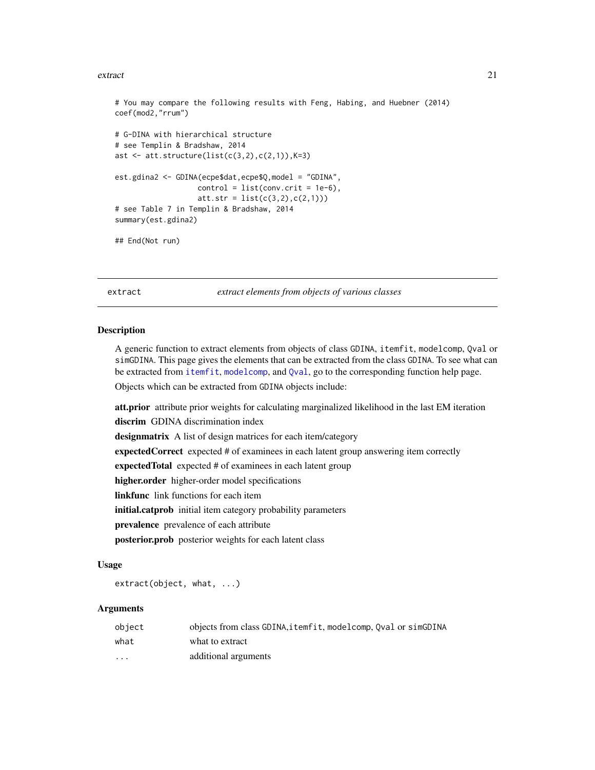```
# You may compare the following results with Feng, Habing, and Huebner (2014)
coef(mod2,"rrum")

# G-DINA with hierarchical structure
# see Templin & Bradshaw, 2014
ast <- att.structure(list(c(3,2),c(2,1)),K=3)

est.gdina2 <- GDINA(ecpe$dat,ecpe$Q,model = "GDINA",
                    control = list(conv.crit = 1e-6),
                    att.str = list(c(3,2),c(2,1)))
# see Table 7 in Templin & Bradshaw, 2014
summary(est.gdina2)

## End(Not run)
```

---

## extract *extract elements from objects of various classes*

---

### Description

A generic function to extract elements from objects of class GDINA, itemfit, modelcomp, Qval or simGDINA. This page gives the elements that can be extracted from the class GDINA. To see what can be extracted from itemfit, modelcomp, and Qval, go to the corresponding function help page.

Objects which can be extracted from GDINA objects include:

**att.prior** attribute prior weights for calculating marginalized likelihood in the last EM iteration

**discrim** GDINA discrimination index

**designmatrix** A list of design matrices for each item/category

**expectedCorrect** expected # of examinees in each latent group answering item correctly

**expectedTotal** expected # of examinees in each latent group

**higher.order** higher-order model specifications

**linkfunc** link functions for each item

**initial.catprob** initial item category probability parameters

**prevalence** prevalence of each attribute

**posterior.prob** posterior weights for each latent class

### Usage

```
extract(object, what, ...)
```

### Arguments

| | |
|---|---|
| object | objects from class GDINA,itemfit, modelcomp, Qval or simGDINA |
| what | what to extract |
| ... | additional arguments |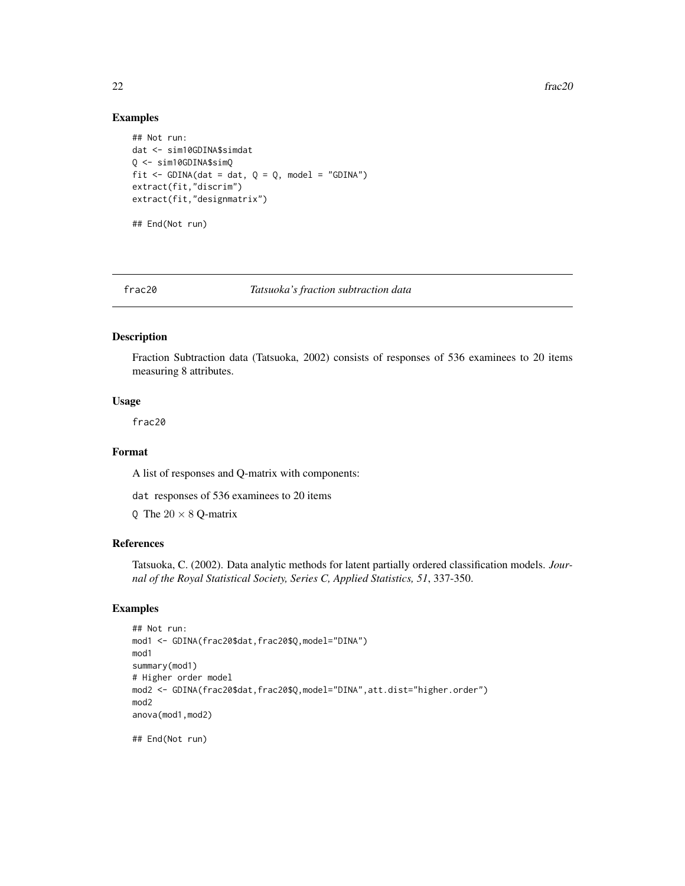## Examples

```
## Not run:
dat <- sim10GDINA$simdat
Q <- sim10GDINA$simQ
fit <- GDINA(dat = dat, Q = Q, model = "GDINA")
extract(fit,"discrim")
extract(fit,"designmatrix")

## End(Not run)
```

---

# frac20 *Tatsuoka's fraction subtraction data*

## Description

Fraction Subtraction data (Tatsuoka, 2002) consists of responses of 536 examinees to 20 items measuring 8 attributes.

## Usage

```
frac20
```

## Format

A list of responses and Q-matrix with components:

`dat` responses of 536 examinees to 20 items

`Q` The $20 \times 8$ Q-matrix

## References

Tatsuoka, C. (2002). Data analytic methods for latent partially ordered classification models. *Journal of the Royal Statistical Society, Series C, Applied Statistics, 51*, 337-350.

## Examples

```
## Not run:
mod1 <- GDINA(frac20$dat,frac20$Q,model="DINA")
mod1
summary(mod1)
# Higher order model
mod2 <- GDINA(frac20$dat,frac20$Q,model="DINA",att.dist="higher.order")
mod2
anova(mod1,mod2)

## End(Not run)
```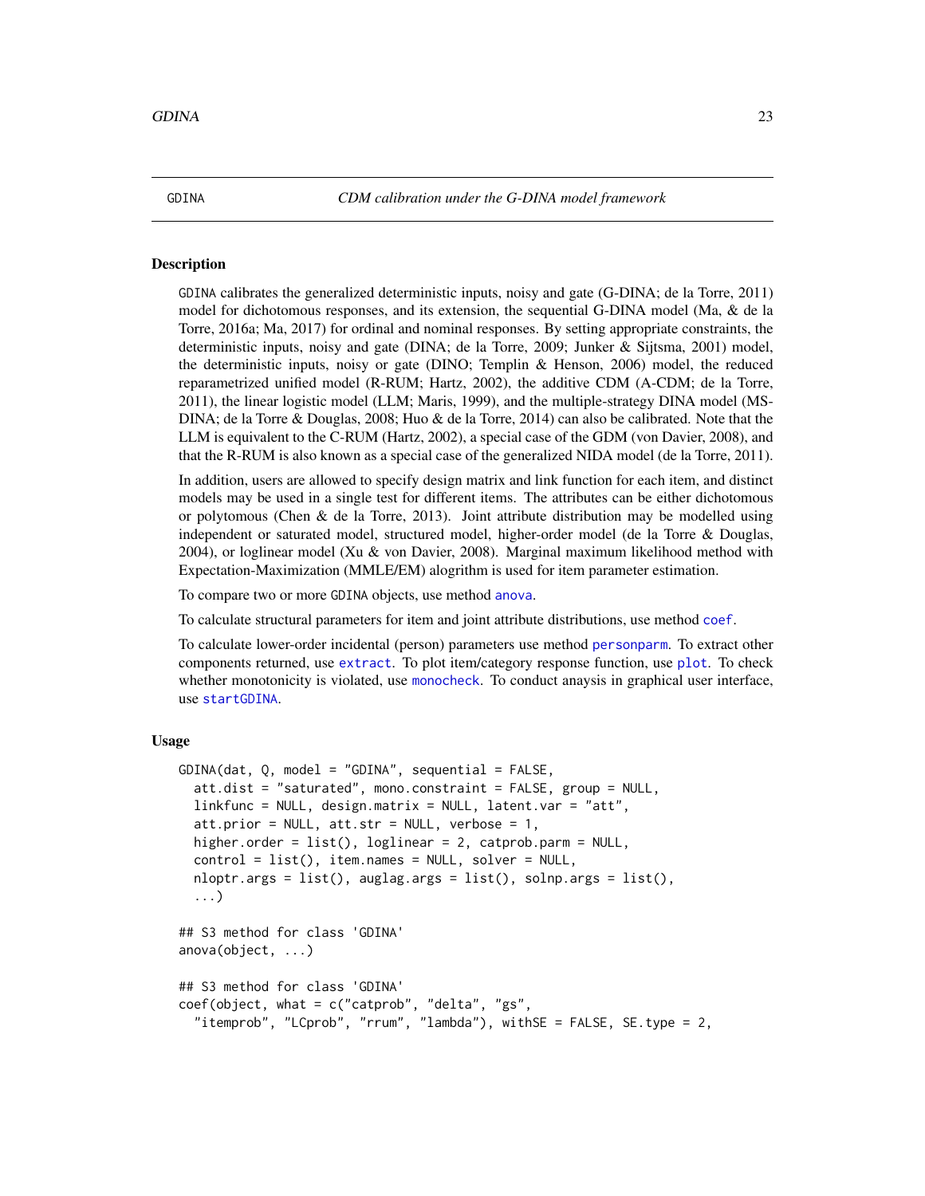GDINA | *CDM calibration under the G-DINA model framework*

## Description

GDINA calibrates the generalized deterministic inputs, noisy and gate (G-DINA; de la Torre, 2011) model for dichotomous responses, and its extension, the sequential G-DINA model (Ma, & de la Torre, 2016a; Ma, 2017) for ordinal and nominal responses. By setting appropriate constraints, the deterministic inputs, noisy and gate (DINA; de la Torre, 2009; Junker & Sijtsma, 2001) model, the deterministic inputs, noisy or gate (DINO; Templin & Henson, 2006) model, the reduced reparametrized unified model (R-RUM; Hartz, 2002), the additive CDM (A-CDM; de la Torre, 2011), the linear logistic model (LLM; Maris, 1999), and the multiple-strategy DINA model (MS-DINA; de la Torre & Douglas, 2008; Huo & de la Torre, 2014) can also be calibrated. Note that the LLM is equivalent to the C-RUM (Hartz, 2002), a special case of the GDM (von Davier, 2008), and that the R-RUM is also known as a special case of the generalized NIDA model (de la Torre, 2011).

In addition, users are allowed to specify design matrix and link function for each item, and distinct models may be used in a single test for different items. The attributes can be either dichotomous or polytomous (Chen & de la Torre, 2013). Joint attribute distribution may be modelled using independent or saturated model, structured model, higher-order model (de la Torre & Douglas, 2004), or loglinear model (Xu & von Davier, 2008). Marginal maximum likelihood method with Expectation-Maximization (MMLE/EM) alogrithm is used for item parameter estimation.

To compare two or more GDINA objects, use method anova.

To calculate structural parameters for item and joint attribute distributions, use method coef.

To calculate lower-order incidental (person) parameters use method personparm. To extract other components returned, use extract. To plot item/category response function, use plot. To check whether monotonicity is violated, use monocheck. To conduct anaysis in graphical user interface, use startGDINA.

## Usage

```
GDINA(dat, Q, model = "GDINA", sequential = FALSE,
  att.dist = "saturated", mono.constraint = FALSE, group = NULL,
  linkfunc = NULL, design.matrix = NULL, latent.var = "att",
  att.prior = NULL, att.str = NULL, verbose = 1,
  higher.order = list(), loglinear = 2, catprob.parm = NULL,
  control = list(), item.names = NULL, solver = NULL,
  nloptr.args = list(), auglag.args = list(), solnp.args = list(),
  ...)

## S3 method for class 'GDINA'
anova(object, ...)

## S3 method for class 'GDINA'
coef(object, what = c("catprob", "delta", "gs",
  "itemprob", "LCprob", "rrum", "lambda"), withSE = FALSE, SE.type = 2,
```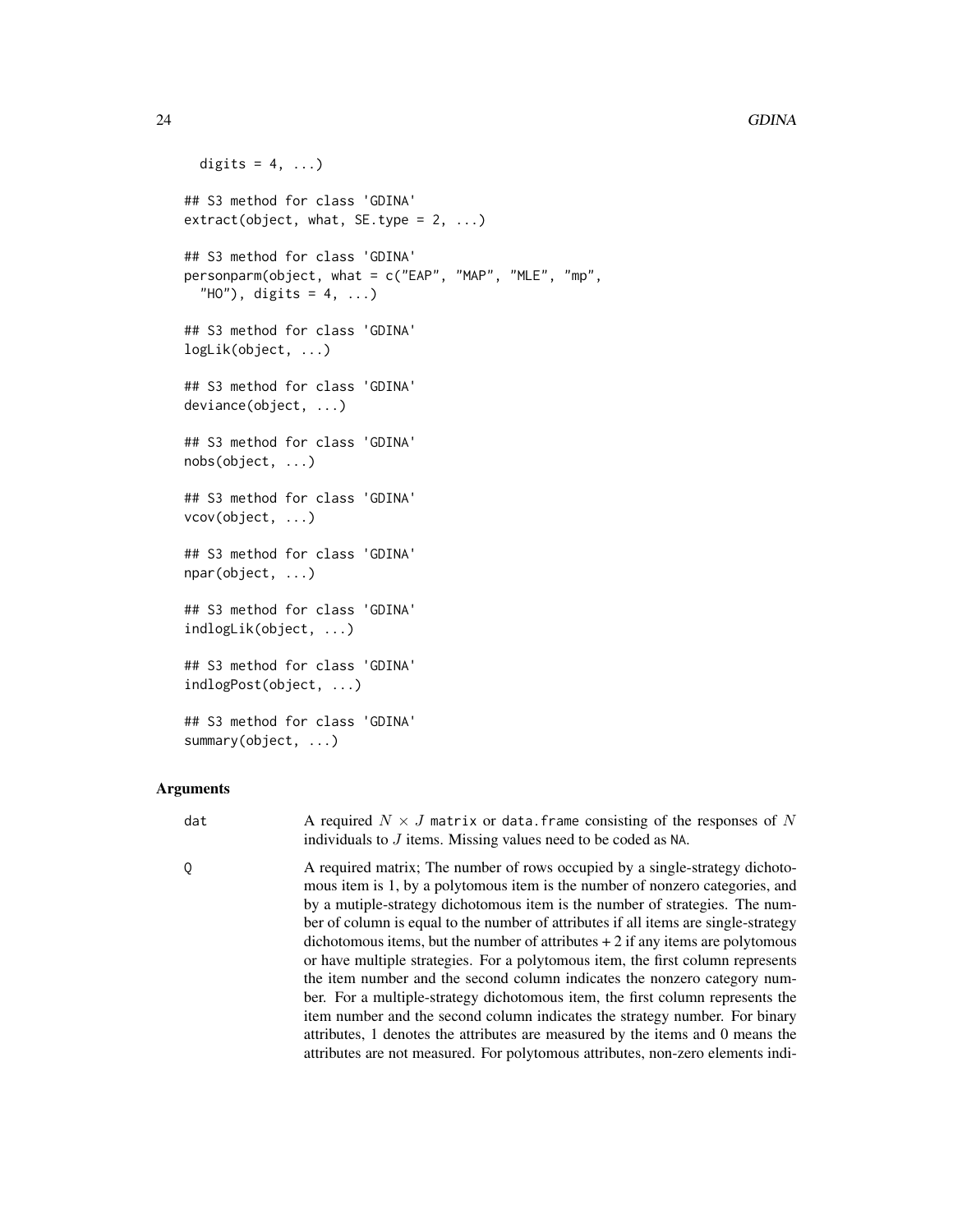```
  digits = 4, ...)

## S3 method for class 'GDINA'
extract(object, what, SE.type = 2, ...)

## S3 method for class 'GDINA'
personparm(object, what = c("EAP", "MAP", "MLE", "mp",
  "HO"), digits = 4, ...)

## S3 method for class 'GDINA'
logLik(object, ...)

## S3 method for class 'GDINA'
deviance(object, ...)

## S3 method for class 'GDINA'
nobs(object, ...)

## S3 method for class 'GDINA'
vcov(object, ...)

## S3 method for class 'GDINA'
npar(object, ...)

## S3 method for class 'GDINA'
indlogLik(object, ...)

## S3 method for class 'GDINA'
indlogPost(object, ...)

## S3 method for class 'GDINA'
summary(object, ...)
```

## Arguments

**dat** A required $N \times J$ `matrix` or `data.frame` consisting of the responses of $N$ individuals to $J$ items. Missing values need to be coded as `NA`.

**Q** A required matrix; The number of rows occupied by a single-strategy dichotomous item is 1, by a polytomous item is the number of nonzero categories, and by a mutiple-strategy dichotomous item is the number of strategies. The number of column is equal to the number of attributes if all items are single-strategy dichotomous items, but the number of attributes + 2 if any items are polytomous or have multiple strategies. For a polytomous item, the first column represents the item number and the second column indicates the nonzero category number. For a multiple-strategy dichotomous item, the first column represents the item number and the second column indicates the strategy number. For binary attributes, 1 denotes the attributes are measured by the items and 0 means the attributes are not measured. For polytomous attributes, non-zero elements indi-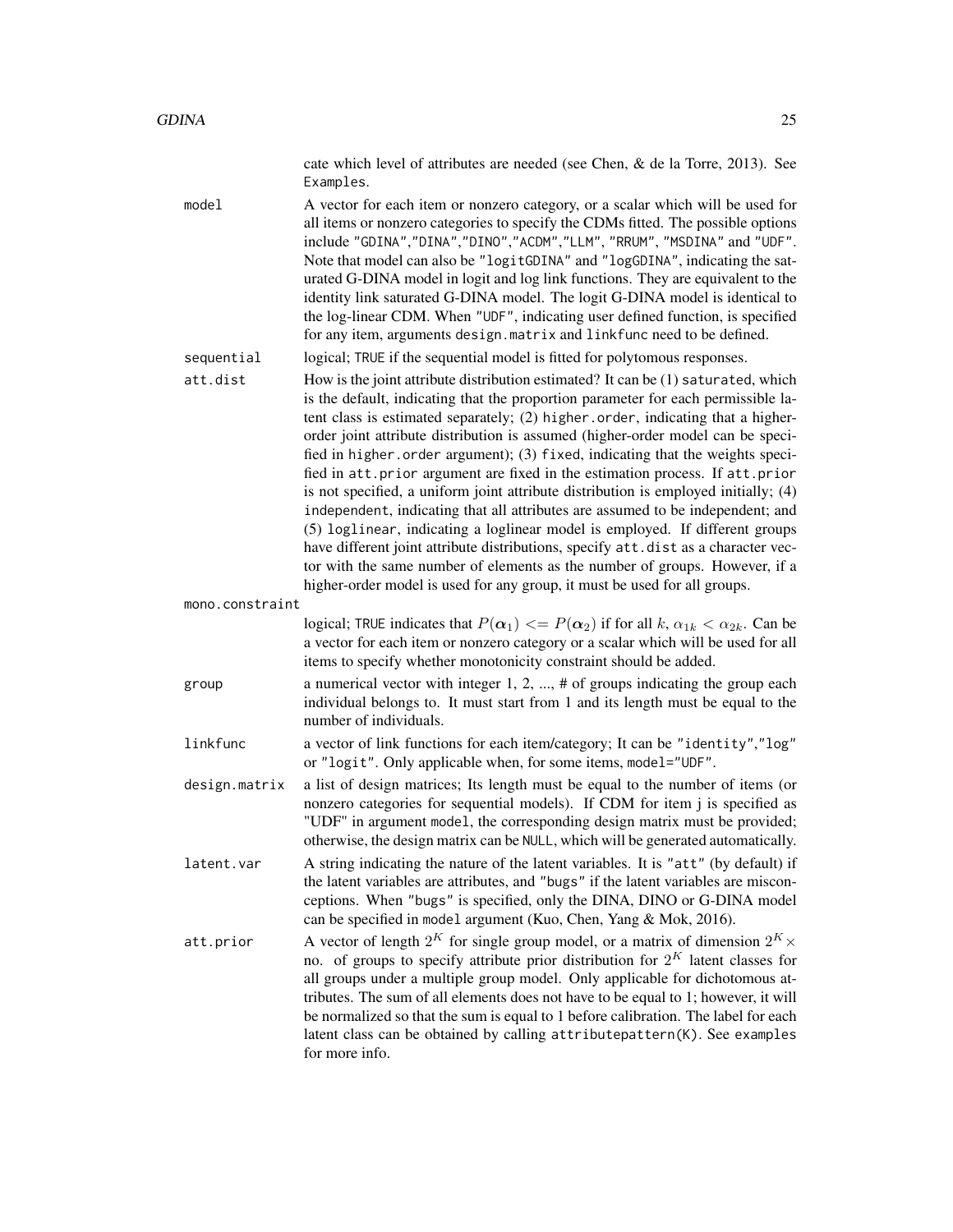cate which level of attributes are needed (see Chen, & de la Torre, 2013). See Examples.

**model**
A vector for each item or nonzero category, or a scalar which will be used for all items or nonzero categories to specify the CDMs fitted. The possible options include "GDINA","DINA","DINO","ACDM","LLM", "RRUM", "MSDINA" and "UDF". Note that model can also be "logitGDINA" and "logGDINA", indicating the saturated G-DINA model in logit and log link functions. They are equivalent to the identity link saturated G-DINA model. The logit G-DINA model is identical to the log-linear CDM. When "UDF", indicating user defined function, is specified for any item, arguments design.matrix and linkfunc need to be defined.

**sequential**
logical; TRUE if the sequential model is fitted for polytomous responses.

**att.dist**
How is the joint attribute distribution estimated? It can be (1) saturated, which is the default, indicating that the proportion parameter for each permissible latent class is estimated separately; (2) higher.order, indicating that a higher-order joint attribute distribution is assumed (higher-order model can be specified in higher.order argument); (3) fixed, indicating that the weights specified in att.prior argument are fixed in the estimation process. If att.prior is not specified, a uniform joint attribute distribution is employed initially; (4) independent, indicating that all attributes are assumed to be independent; and (5) loglinear, indicating a loglinear model is employed. If different groups have different joint attribute distributions, specify att.dist as a character vector with the same number of elements as the number of groups. However, if a higher-order model is used for any group, it must be used for all groups.

**mono.constraint**
logical; TRUE indicates that $P(\boldsymbol{\alpha}_1) <= P(\boldsymbol{\alpha}_2)$ if for all $k$, $\alpha_{1k} < \alpha_{2k}$. Can be a vector for each item or nonzero category or a scalar which will be used for all items to specify whether monotonicity constraint should be added.

**group**
a numerical vector with integer 1, 2, ..., # of groups indicating the group each individual belongs to. It must start from 1 and its length must be equal to the number of individuals.

**linkfunc**
a vector of link functions for each item/category; It can be "identity","log" or "logit". Only applicable when, for some items, model="UDF".

**design.matrix**
a list of design matrices; Its length must be equal to the number of items (or nonzero categories for sequential models). If CDM for item j is specified as "UDF" in argument model, the corresponding design matrix must be provided; otherwise, the design matrix can be NULL, which will be generated automatically.

**latent.var**
A string indicating the nature of the latent variables. It is "att" (by default) if the latent variables are attributes, and "bugs" if the latent variables are misconceptions. When "bugs" is specified, only the DINA, DINO or G-DINA model can be specified in model argument (Kuo, Chen, Yang & Mok, 2016).

**att.prior**
A vector of length $2^K$ for single group model, or a matrix of dimension $2^K \times$ no. of groups to specify attribute prior distribution for $2^K$ latent classes for all groups under a multiple group model. Only applicable for dichotomous attributes. The sum of all elements does not have to be equal to 1; however, it will be normalized so that the sum is equal to 1 before calibration. The label for each latent class can be obtained by calling attributepattern(K). See examples for more info.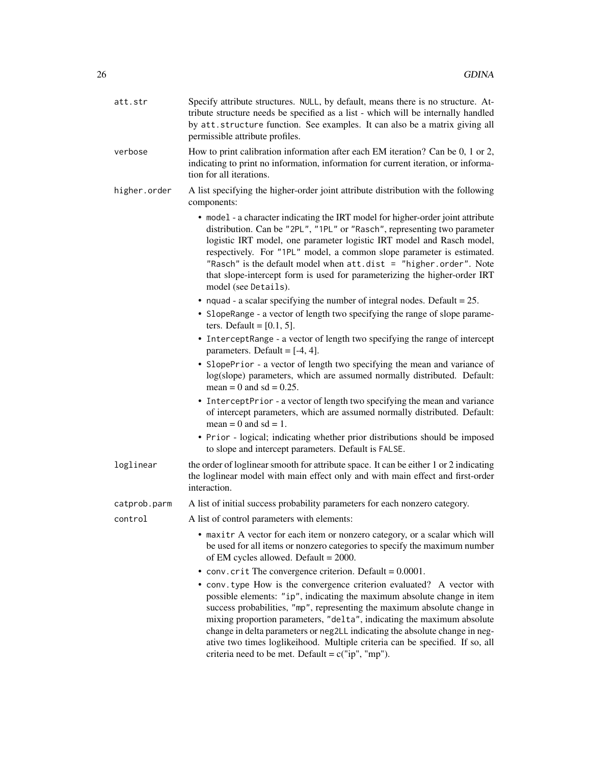| | |
|---|---|
| att.str | Specify attribute structures. `NULL`, by default, means there is no structure. Attribute structure needs be specified as a list - which will be internally handled by `att.structure` function. See examples. It can also be a matrix giving all permissible attribute profiles. |
| verbose | How to print calibration information after each EM iteration? Can be 0, 1 or 2, indicating to print no information, information for current iteration, or information for all iterations. |
| higher.order | A list specifying the higher-order joint attribute distribution with the following components: |

- `model` - a character indicating the IRT model for higher-order joint attribute distribution. Can be `"2PL"`, `"1PL"` or `"Rasch"`, representing two parameter logistic IRT model, one parameter logistic IRT model and Rasch model, respectively. For `"1PL"` model, a common slope parameter is estimated. `"Rasch"` is the default model when `att.dist = "higher.order"`. Note that slope-intercept form is used for parameterizing the higher-order IRT model (see `Details`).
- `nquad` - a scalar specifying the number of integral nodes. Default = 25.
- `SlopeRange` - a vector of length two specifying the range of slope parameters. Default = [0.1, 5].
- `InterceptRange` - a vector of length two specifying the range of intercept parameters. Default = [-4, 4].
- `SlopePrior` - a vector of length two specifying the mean and variance of log(slope) parameters, which are assumed normally distributed. Default: mean = 0 and sd = 0.25.
- `InterceptPrior` - a vector of length two specifying the mean and variance of intercept parameters, which are assumed normally distributed. Default: mean = 0 and sd = 1.
- `Prior` - logical; indicating whether prior distributions should be imposed to slope and intercept parameters. Default is `FALSE`.

| | |
|---|---|
| loglinear | the order of loglinear smooth for attribute space. It can be either 1 or 2 indicating the loglinear model with main effect only and with main effect and first-order interaction. |
| catprob.parm | A list of initial success probability parameters for each nonzero category. |
| control | A list of control parameters with elements: |

- `maxitr` A vector for each item or nonzero category, or a scalar which will be used for all items or nonzero categories to specify the maximum number of EM cycles allowed. Default = 2000.
- `conv.crit` The convergence criterion. Default = 0.0001.
- `conv.type` How is the convergence criterion evaluated? A vector with possible elements: `"ip"`, indicating the maximum absolute change in item success probabilities, `"mp"`, representing the maximum absolute change in mixing proportion parameters, `"delta"`, indicating the maximum absolute change in delta parameters or `neg2LL` indicating the absolute change in negative two times loglikeihood. Multiple criteria can be specified. If so, all criteria need to be met. Default = c("ip", "mp").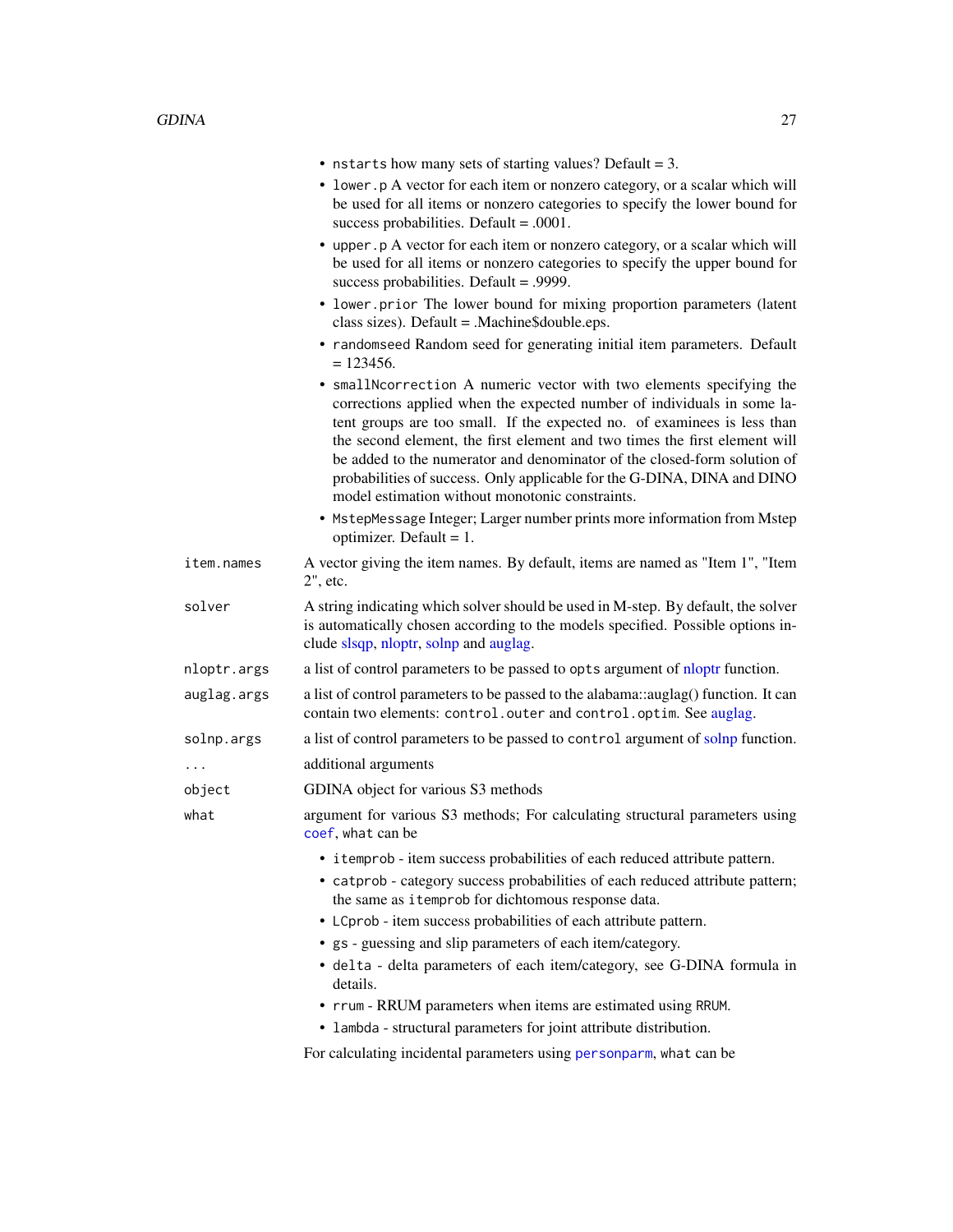- `nstarts` how many sets of starting values? Default = 3.
- `lower.p` A vector for each item or nonzero category, or a scalar which will be used for all items or nonzero categories to specify the lower bound for success probabilities. Default = .0001.
- `upper.p` A vector for each item or nonzero category, or a scalar which will be used for all items or nonzero categories to specify the upper bound for success probabilities. Default = .9999.
- `lower.prior` The lower bound for mixing proportion parameters (latent class sizes). Default = .Machine$double.eps.
- `randomseed` Random seed for generating initial item parameters. Default = 123456.
- `smallNcorrection` A numeric vector with two elements specifying the corrections applied when the expected number of individuals in some latent groups are too small. If the expected no. of examinees is less than the second element, the first element and two times the first element will be added to the numerator and denominator of the closed-form solution of probabilities of success. Only applicable for the G-DINA, DINA and DINO model estimation without monotonic constraints.
- `MstepMessage` Integer; Larger number prints more information from Mstep optimizer. Default = 1.

`item.names` A vector giving the item names. By default, items are named as "Item 1", "Item 2", etc.

`solver` A string indicating which solver should be used in M-step. By default, the solver is automatically chosen according to the models specified. Possible options include slsqp, nloptr, solnp and auglag.

`nloptr.args` a list of control parameters to be passed to `opts` argument of nloptr function.

`auglag.args` a list of control parameters to be passed to the alabama::auglag() function. It can contain two elements: `control.outer` and `control.optim`. See auglag.

`solnp.args` a list of control parameters to be passed to `control` argument of solnp function.

`...` additional arguments

`object` GDINA object for various S3 methods

`what` argument for various S3 methods; For calculating structural parameters using `coef`, `what` can be

- `itemprob` - item success probabilities of each reduced attribute pattern.
- `catprob` - category success probabilities of each reduced attribute pattern; the same as `itemprob` for dichotomous response data.
- `LCprob` - item success probabilities of each attribute pattern.
- `gs` - guessing and slip parameters of each item/category.
- `delta` - delta parameters of each item/category, see G-DINA formula in details.
- `rrum` - RRUM parameters when items are estimated using `RRUM`.
- `lambda` - structural parameters for joint attribute distribution.

For calculating incidental parameters using `personparm`, `what` can be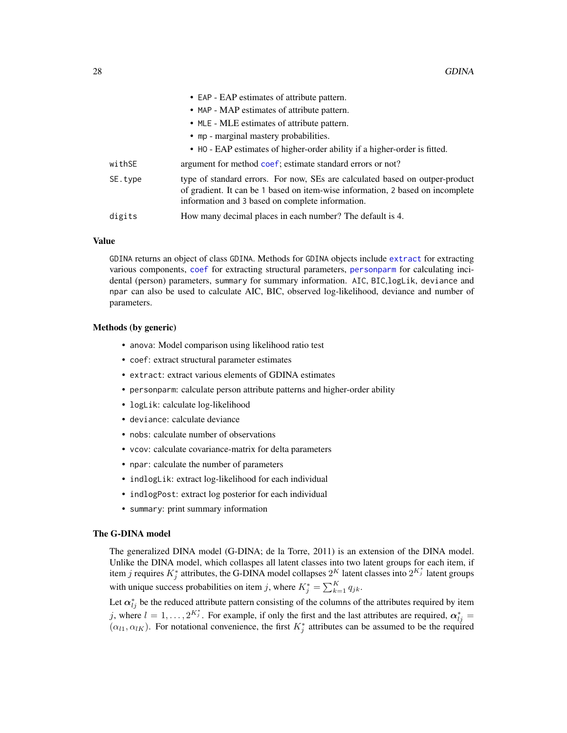- `EAP` - EAP estimates of attribute pattern.
- `MAP` - MAP estimates of attribute pattern.
- `MLE` - MLE estimates of attribute pattern.
- `mp` - marginal mastery probabilities.
- `HO` - EAP estimates of higher-order ability if a higher-order is fitted.

`withSE` argument for method `coef`; estimate standard errors or not?

`SE.type` type of standard errors. For now, SEs are calculated based on outper-product of gradient. It can be `1` based on item-wise information, `2` based on incomplete information and `3` based on complete information.

`digits` How many decimal places in each number? The default is 4.

### Value

`GDINA` returns an object of class `GDINA`. Methods for `GDINA` objects include `extract` for extracting various components, `coef` for extracting structural parameters, `personparm` for calculating incidental (person) parameters, `summary` for summary information. `AIC`, `BIC`,`logLik`, `deviance` and `npar` can also be used to calculate AIC, BIC, observed log-likelihood, deviance and number of parameters.

### Methods (by generic)

- `anova`: Model comparison using likelihood ratio test
- `coef`: extract structural parameter estimates
- `extract`: extract various elements of GDINA estimates
- `personparm`: calculate person attribute patterns and higher-order ability
- `logLik`: calculate log-likelihood
- `deviance`: calculate deviance
- `nobs`: calculate number of observations
- `vcov`: calculate covariance-matrix for delta parameters
- `npar`: calculate the number of parameters
- `indlogLik`: extract log-likelihood for each individual
- `indlogPost`: extract log posterior for each individual
- `summary`: print summary information

### The G-DINA model

The generalized DINA model (G-DINA; de la Torre, 2011) is an extension of the DINA model. Unlike the DINA model, which collaspes all latent classes into two latent groups for each item, if item $j$ requires $K_j^*$ attributes, the G-DINA model collapses $2^K$ latent classes into $2^{K_j^*}$ latent groups with unique success probabilities on item $j$, where $K_j^* = \sum_{k=1}^{K} q_{jk}$.

Let $\boldsymbol{\alpha}_{lj}^*$ be the reduced attribute pattern consisting of the columns of the attributes required by item $j$, where $l = 1, \ldots, 2^{K_j^*}$. For example, if only the first and the last attributes are required, $\boldsymbol{\alpha}_{lj}^* = (\alpha_{l1}, \alpha_{lK})$. For notational convenience, the first $K_j^*$ attributes can be assumed to be the required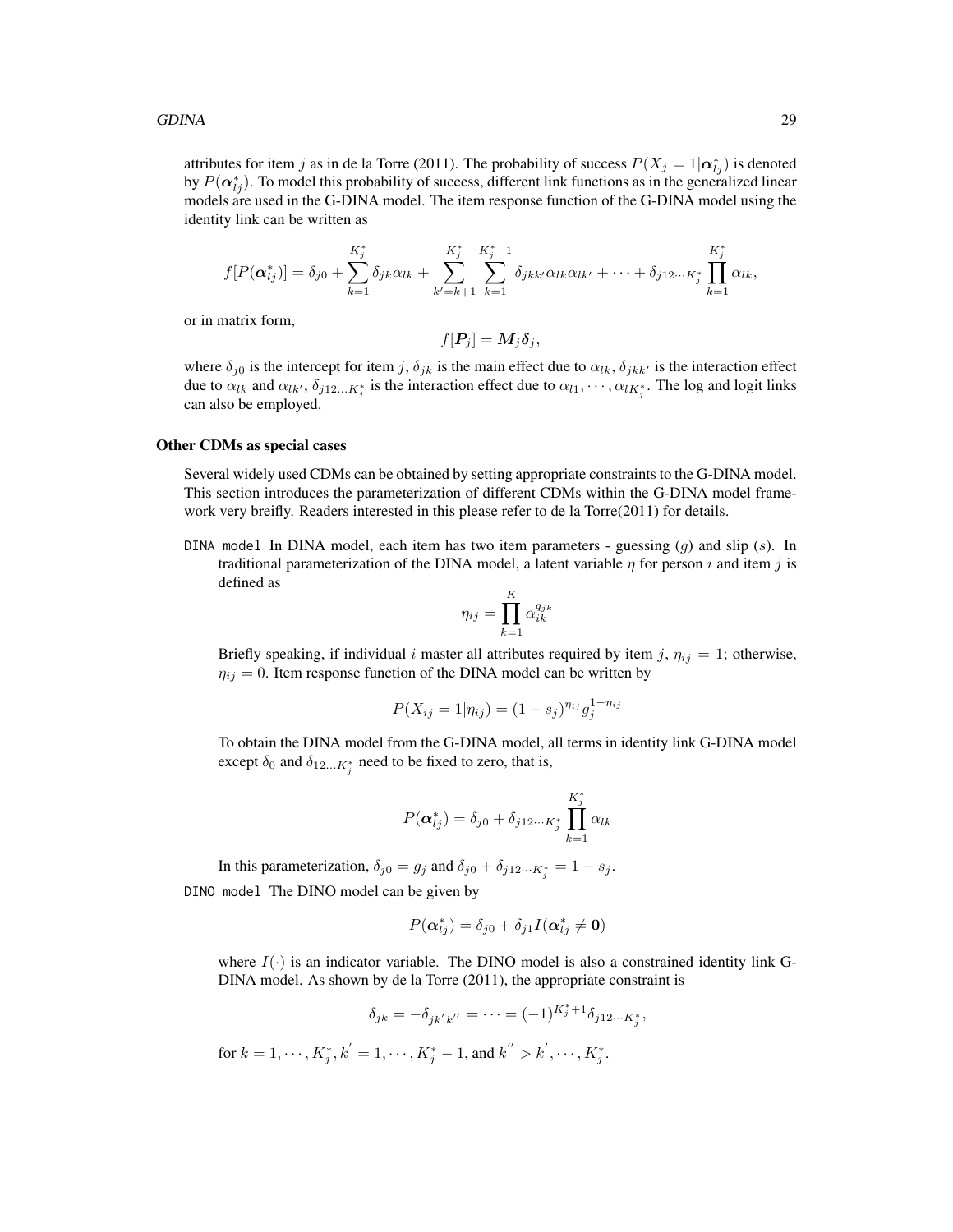attributes for item $j$ as in de la Torre (2011). The probability of success $P(X_j = 1|\boldsymbol{\alpha}_{lj}^*)$ is denoted by $P(\boldsymbol{\alpha}_{lj}^*)$. To model this probability of success, different link functions as in the generalized linear models are used in the G-DINA model. The item response function of the G-DINA model using the identity link can be written as

$$f[P(\boldsymbol{\alpha}_{lj}^*)] = \delta_{j0} + \sum_{k=1}^{K_j^*} \delta_{jk}\alpha_{lk} + \sum_{k'=k+1}^{K_j^*} \sum_{k=1}^{K_j^*-1} \delta_{jkk'}\alpha_{lk}\alpha_{lk'} + \cdots + \delta_{j12\cdots K_j^*} \prod_{k=1}^{K_j^*} \alpha_{lk},$$

or in matrix form,

$$f[\boldsymbol{P}_j] = \boldsymbol{M}_j \boldsymbol{\delta}_j,$$

where $\delta_{j0}$ is the intercept for item $j$, $\delta_{jk}$ is the main effect due to $\alpha_{lk}$, $\delta_{jkk'}$ is the interaction effect due to $\alpha_{lk}$ and $\alpha_{lk'}$, $\delta_{j12\ldots K_j^*}$ is the interaction effect due to $\alpha_{l1}, \cdots, \alpha_{lK_j^*}$. The log and logit links can also be employed.

### Other CDMs as special cases

Several widely used CDMs can be obtained by setting appropriate constraints to the G-DINA model. This section introduces the parameterization of different CDMs within the G-DINA model framework very breifly. Readers interested in this please refer to de la Torre(2011) for details.

`DINA model` In DINA model, each item has two item parameters - guessing ($g$) and slip ($s$). In traditional parameterization of the DINA model, a latent variable $\eta$ for person $i$ and item $j$ is defined as

$$\eta_{ij} = \prod_{k=1}^{K} \alpha_{ik}^{q_{jk}}$$

Briefly speaking, if individual $i$ master all attributes required by item $j$, $\eta_{ij} = 1$; otherwise, $\eta_{ij} = 0$. Item response function of the DINA model can be written by

$$P(X_{ij} = 1|\eta_{ij}) = (1 - s_j)^{\eta_{ij}} g_j^{1-\eta_{ij}}$$

To obtain the DINA model from the G-DINA model, all terms in identity link G-DINA model except $\delta_0$ and $\delta_{12\ldots K_j^*}$ need to be fixed to zero, that is,

$$P(\boldsymbol{\alpha}_{lj}^*) = \delta_{j0} + \delta_{j12\cdots K_j^*} \prod_{k=1}^{K_j^*} \alpha_{lk}$$

In this parameterization, $\delta_{j0} = g_j$ and $\delta_{j0} + \delta_{j12\cdots K_j^*} = 1 - s_j$.

`DINO model` The DINO model can be given by

$$P(\boldsymbol{\alpha}_{lj}^*) = \delta_{j0} + \delta_{j1} I(\boldsymbol{\alpha}_{lj}^* \neq \mathbf{0})$$

where $I(\cdot)$ is an indicator variable. The DINO model is also a constrained identity link G-DINA model. As shown by de la Torre (2011), the appropriate constraint is

$$\delta_{jk} = -\delta_{jk'k''} = \cdots = (-1)^{K_j^*+1} \delta_{j12\cdots K_j^*},$$

for $k = 1, \cdots, K_j^*, k' = 1, \cdots, K_j^* - 1$, and $k'' > k', \cdots, K_j^*$.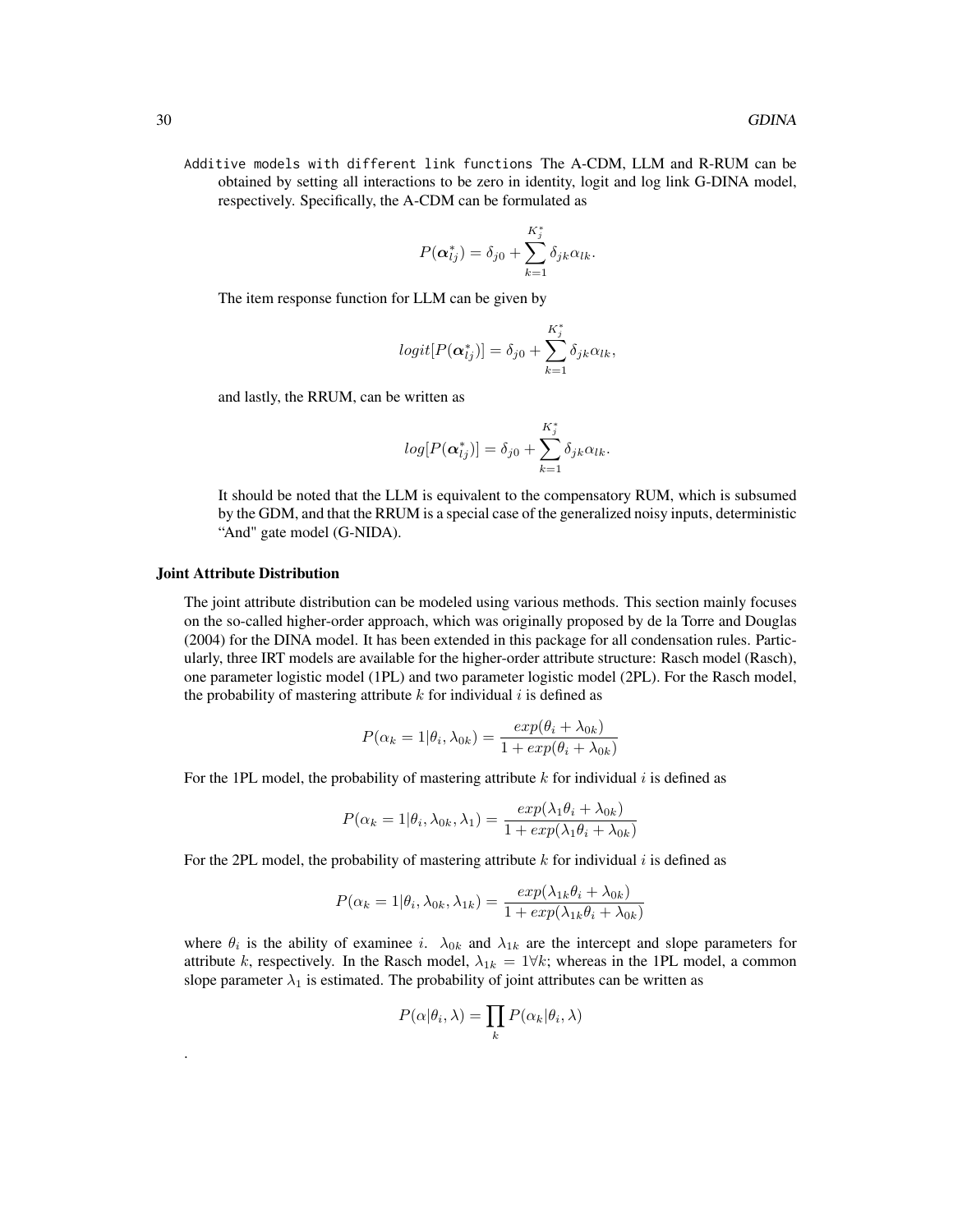`Additive models with different link functions` The A-CDM, LLM and R-RUM can be obtained by setting all interactions to be zero in identity, logit and log link G-DINA model, respectively. Specifically, the A-CDM can be formulated as

$$P(\boldsymbol{\alpha}_{lj}^*) = \delta_{j0} + \sum_{k=1}^{K_j^*} \delta_{jk}\alpha_{lk}.$$

The item response function for LLM can be given by

$$logit[P(\boldsymbol{\alpha}_{lj}^*)] = \delta_{j0} + \sum_{k=1}^{K_j^*} \delta_{jk}\alpha_{lk},$$

and lastly, the RRUM, can be written as

$$log[P(\boldsymbol{\alpha}_{lj}^*)] = \delta_{j0} + \sum_{k=1}^{K_j^*} \delta_{jk}\alpha_{lk}.$$

It should be noted that the LLM is equivalent to the compensatory RUM, which is subsumed by the GDM, and that the RRUM is a special case of the generalized noisy inputs, deterministic "And" gate model (G-NIDA).

**Joint Attribute Distribution**

The joint attribute distribution can be modeled using various methods. This section mainly focuses on the so-called higher-order approach, which was originally proposed by de la Torre and Douglas (2004) for the DINA model. It has been extended in this package for all condensation rules. Particularly, three IRT models are available for the higher-order attribute structure: Rasch model (Rasch), one parameter logistic model (1PL) and two parameter logistic model (2PL). For the Rasch model, the probability of mastering attribute $k$ for individual $i$ is defined as

$$P(\alpha_k = 1|\theta_i, \lambda_{0k}) = \frac{exp(\theta_i + \lambda_{0k})}{1 + exp(\theta_i + \lambda_{0k})}$$

For the 1PL model, the probability of mastering attribute $k$ for individual $i$ is defined as

$$P(\alpha_k = 1|\theta_i, \lambda_{0k}, \lambda_1) = \frac{exp(\lambda_1\theta_i + \lambda_{0k})}{1 + exp(\lambda_1\theta_i + \lambda_{0k})}$$

For the 2PL model, the probability of mastering attribute $k$ for individual $i$ is defined as

$$P(\alpha_k = 1|\theta_i, \lambda_{0k}, \lambda_{1k}) = \frac{exp(\lambda_{1k}\theta_i + \lambda_{0k})}{1 + exp(\lambda_{1k}\theta_i + \lambda_{0k})}$$

where $\theta_i$ is the ability of examinee $i$. $\lambda_{0k}$ and $\lambda_{1k}$ are the intercept and slope parameters for attribute $k$, respectively. In the Rasch model, $\lambda_{1k} = 1 \forall k$; whereas in the 1PL model, a common slope parameter $\lambda_1$ is estimated. The probability of joint attributes can be written as

$$P(\alpha|\theta_i, \lambda) = \prod_k P(\alpha_k|\theta_i, \lambda)$$

.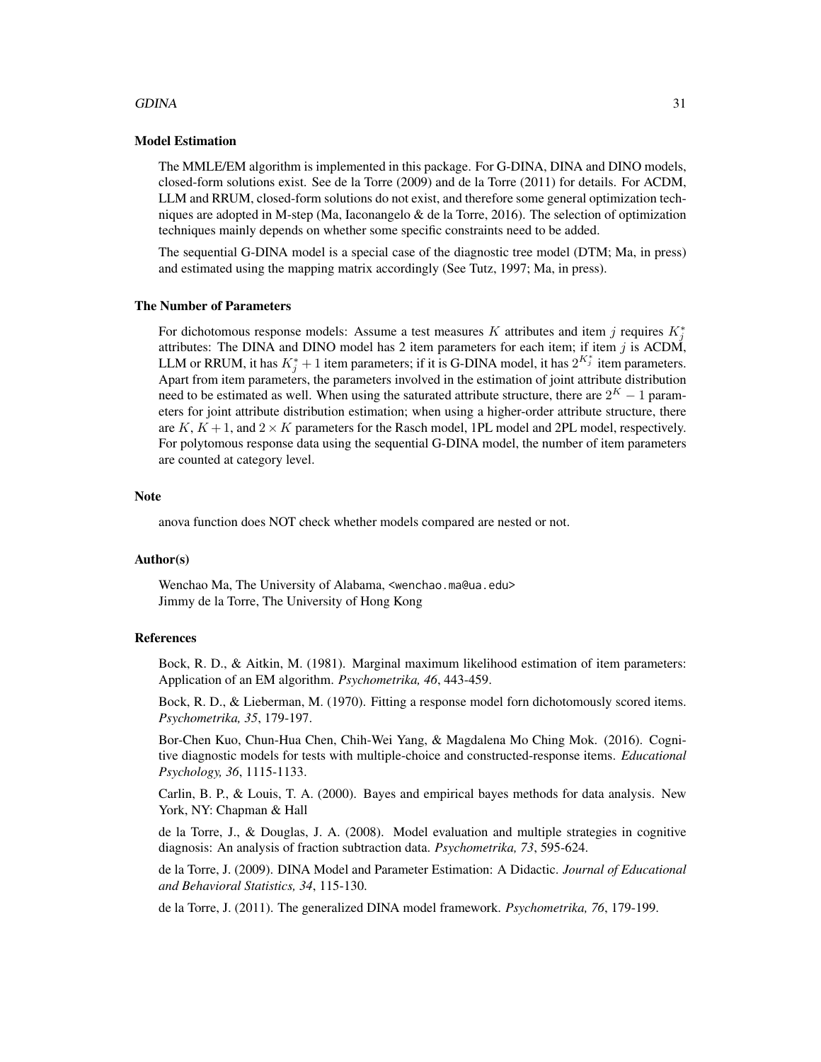### Model Estimation

The MMLE/EM algorithm is implemented in this package. For G-DINA, DINA and DINO models, closed-form solutions exist. See de la Torre (2009) and de la Torre (2011) for details. For ACDM, LLM and RRUM, closed-form solutions do not exist, and therefore some general optimization techniques are adopted in M-step (Ma, Iaconangelo & de la Torre, 2016). The selection of optimization techniques mainly depends on whether some specific constraints need to be added.

The sequential G-DINA model is a special case of the diagnostic tree model (DTM; Ma, in press) and estimated using the mapping matrix accordingly (See Tutz, 1997; Ma, in press).

### The Number of Parameters

For dichotomous response models: Assume a test measures $K$ attributes and item $j$ requires $K_j^*$ attributes: The DINA and DINO model has 2 item parameters for each item; if item $j$ is ACDM, LLM or RRUM, it has $K_j^* + 1$ item parameters; if it is G-DINA model, it has $2^{K_j^*}$ item parameters. Apart from item parameters, the parameters involved in the estimation of joint attribute distribution need to be estimated as well. When using the saturated attribute structure, there are $2^K - 1$ parameters for joint attribute distribution estimation; when using a higher-order attribute structure, there are $K$, $K + 1$, and $2 \times K$ parameters for the Rasch model, 1PL model and 2PL model, respectively. For polytomous response data using the sequential G-DINA model, the number of item parameters are counted at category level.

### Note

anova function does NOT check whether models compared are nested or not.

### Author(s)

Wenchao Ma, The University of Alabama, <wenchao.ma@ua.edu>
Jimmy de la Torre, The University of Hong Kong

### References

Bock, R. D., & Aitkin, M. (1981). Marginal maximum likelihood estimation of item parameters: Application of an EM algorithm. *Psychometrika, 46*, 443-459.

Bock, R. D., & Lieberman, M. (1970). Fitting a response model forn dichotomously scored items. *Psychometrika, 35*, 179-197.

Bor-Chen Kuo, Chun-Hua Chen, Chih-Wei Yang, & Magdalena Mo Ching Mok. (2016). Cognitive diagnostic models for tests with multiple-choice and constructed-response items. *Educational Psychology, 36*, 1115-1133.

Carlin, B. P., & Louis, T. A. (2000). Bayes and empirical bayes methods for data analysis. New York, NY: Chapman & Hall

de la Torre, J., & Douglas, J. A. (2008). Model evaluation and multiple strategies in cognitive diagnosis: An analysis of fraction subtraction data. *Psychometrika, 73*, 595-624.

de la Torre, J. (2009). DINA Model and Parameter Estimation: A Didactic. *Journal of Educational and Behavioral Statistics, 34*, 115-130.

de la Torre, J. (2011). The generalized DINA model framework. *Psychometrika, 76*, 179-199.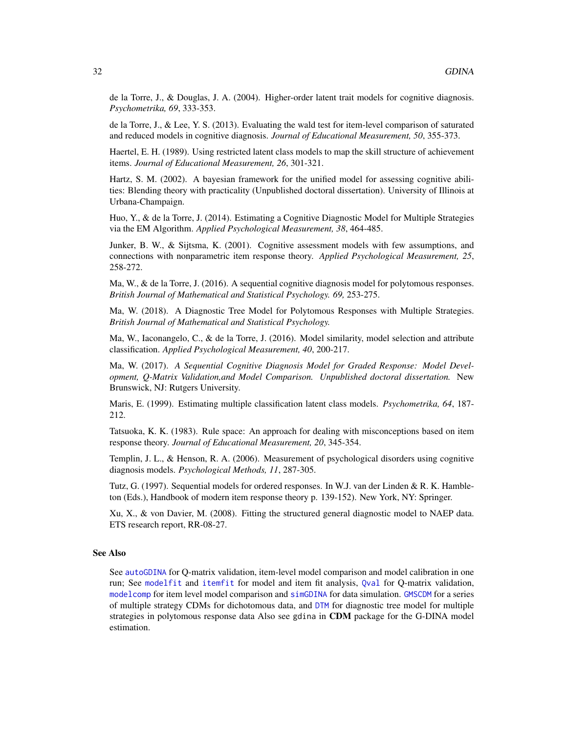de la Torre, J., & Douglas, J. A. (2004). Higher-order latent trait models for cognitive diagnosis. *Psychometrika, 69*, 333-353.

de la Torre, J., & Lee, Y. S. (2013). Evaluating the wald test for item-level comparison of saturated and reduced models in cognitive diagnosis. *Journal of Educational Measurement, 50*, 355-373.

Haertel, E. H. (1989). Using restricted latent class models to map the skill structure of achievement items. *Journal of Educational Measurement, 26*, 301-321.

Hartz, S. M. (2002). A bayesian framework for the unified model for assessing cognitive abilities: Blending theory with practicality (Unpublished doctoral dissertation). University of Illinois at Urbana-Champaign.

Huo, Y., & de la Torre, J. (2014). Estimating a Cognitive Diagnostic Model for Multiple Strategies via the EM Algorithm. *Applied Psychological Measurement, 38*, 464-485.

Junker, B. W., & Sijtsma, K. (2001). Cognitive assessment models with few assumptions, and connections with nonparametric item response theory. *Applied Psychological Measurement, 25*, 258-272.

Ma, W., & de la Torre, J. (2016). A sequential cognitive diagnosis model for polytomous responses. *British Journal of Mathematical and Statistical Psychology. 69,* 253-275.

Ma, W. (2018). A Diagnostic Tree Model for Polytomous Responses with Multiple Strategies. *British Journal of Mathematical and Statistical Psychology.*

Ma, W., Iaconangelo, C., & de la Torre, J. (2016). Model similarity, model selection and attribute classification. *Applied Psychological Measurement, 40*, 200-217.

Ma, W. (2017). *A Sequential Cognitive Diagnosis Model for Graded Response: Model Development, Q-Matrix Validation,and Model Comparison. Unpublished doctoral dissertation.* New Brunswick, NJ: Rutgers University.

Maris, E. (1999). Estimating multiple classification latent class models. *Psychometrika, 64*, 187-212.

Tatsuoka, K. K. (1983). Rule space: An approach for dealing with misconceptions based on item response theory. *Journal of Educational Measurement, 20*, 345-354.

Templin, J. L., & Henson, R. A. (2006). Measurement of psychological disorders using cognitive diagnosis models. *Psychological Methods, 11*, 287-305.

Tutz, G. (1997). Sequential models for ordered responses. In W.J. van der Linden & R. K. Hambleton (Eds.), Handbook of modern item response theory p. 139-152). New York, NY: Springer.

Xu, X., & von Davier, M. (2008). Fitting the structured general diagnostic model to NAEP data. ETS research report, RR-08-27.

### See Also

See `autoGDINA` for Q-matrix validation, item-level model comparison and model calibration in one run; See `modelfit` and `itemfit` for model and item fit analysis, `Qval` for Q-matrix validation, `modelcomp` for item level model comparison and `simGDINA` for data simulation. `GMSCDM` for a series of multiple strategy CDMs for dichotomous data, and `DTM` for diagnostic tree model for multiple strategies in polytomous response data Also see `gdina` in **CDM** package for the G-DINA model estimation.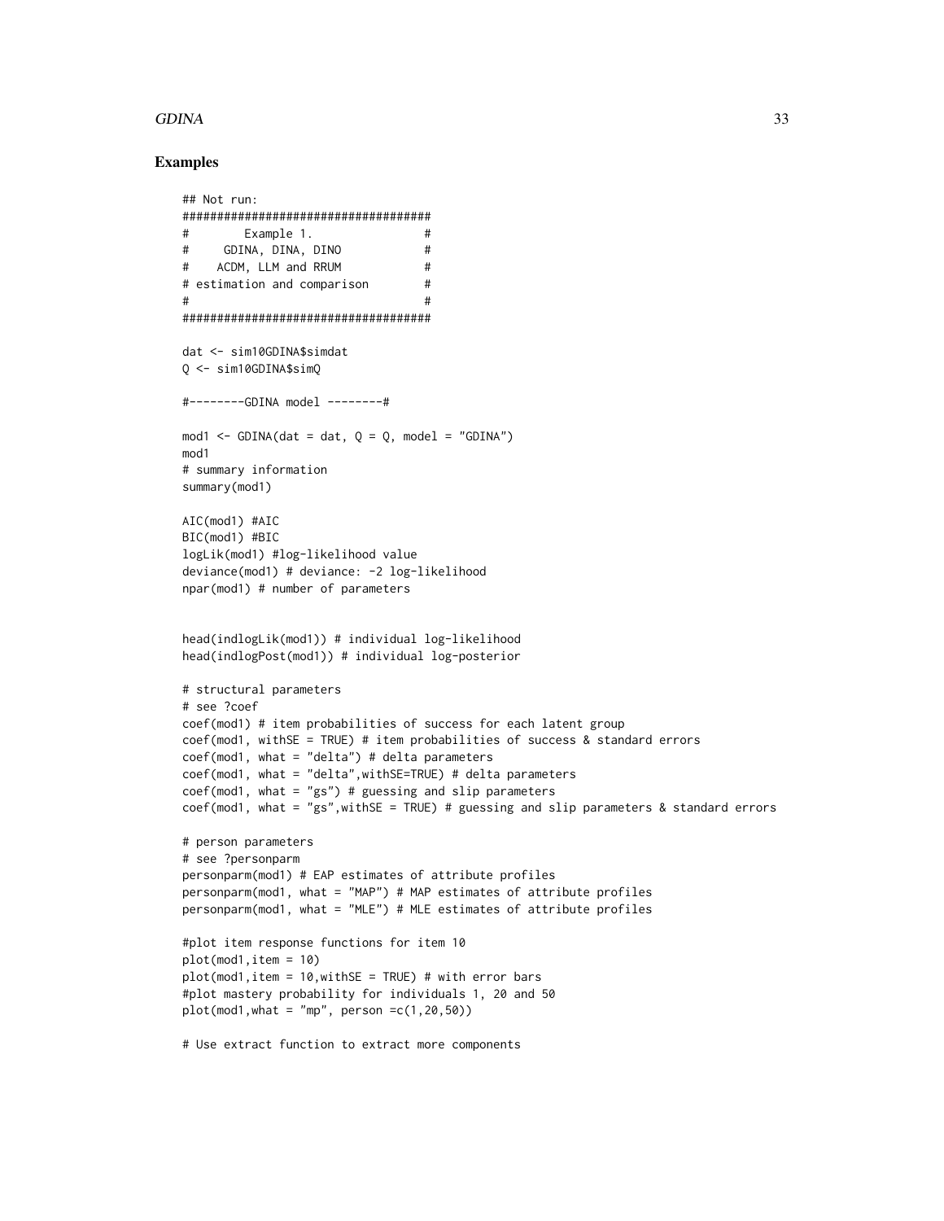## Examples

```
## Not run:
####################################
#        Example 1.                #
#     GDINA, DINA, DINO            #
#    ACDM, LLM and RRUM            #
# estimation and comparison        #
#                                  #
####################################

dat <- sim10GDINA$simdat
Q <- sim10GDINA$simQ

#--------GDINA model --------#

mod1 <- GDINA(dat = dat, Q = Q, model = "GDINA")
mod1
# summary information
summary(mod1)

AIC(mod1) #AIC
BIC(mod1) #BIC
logLik(mod1) #log-likelihood value
deviance(mod1) # deviance: -2 log-likelihood
npar(mod1) # number of parameters


head(indlogLik(mod1)) # individual log-likelihood
head(indlogPost(mod1)) # individual log-posterior

# structural parameters
# see ?coef
coef(mod1) # item probabilities of success for each latent group
coef(mod1, withSE = TRUE) # item probabilities of success & standard errors
coef(mod1, what = "delta") # delta parameters
coef(mod1, what = "delta",withSE=TRUE) # delta parameters
coef(mod1, what = "gs") # guessing and slip parameters
coef(mod1, what = "gs",withSE = TRUE) # guessing and slip parameters & standard errors

# person parameters
# see ?personparm
personparm(mod1) # EAP estimates of attribute profiles
personparm(mod1, what = "MAP") # MAP estimates of attribute profiles
personparm(mod1, what = "MLE") # MLE estimates of attribute profiles

#plot item response functions for item 10
plot(mod1,item = 10)
plot(mod1,item = 10,withSE = TRUE) # with error bars
#plot mastery probability for individuals 1, 20 and 50
plot(mod1,what = "mp", person =c(1,20,50))

# Use extract function to extract more components
```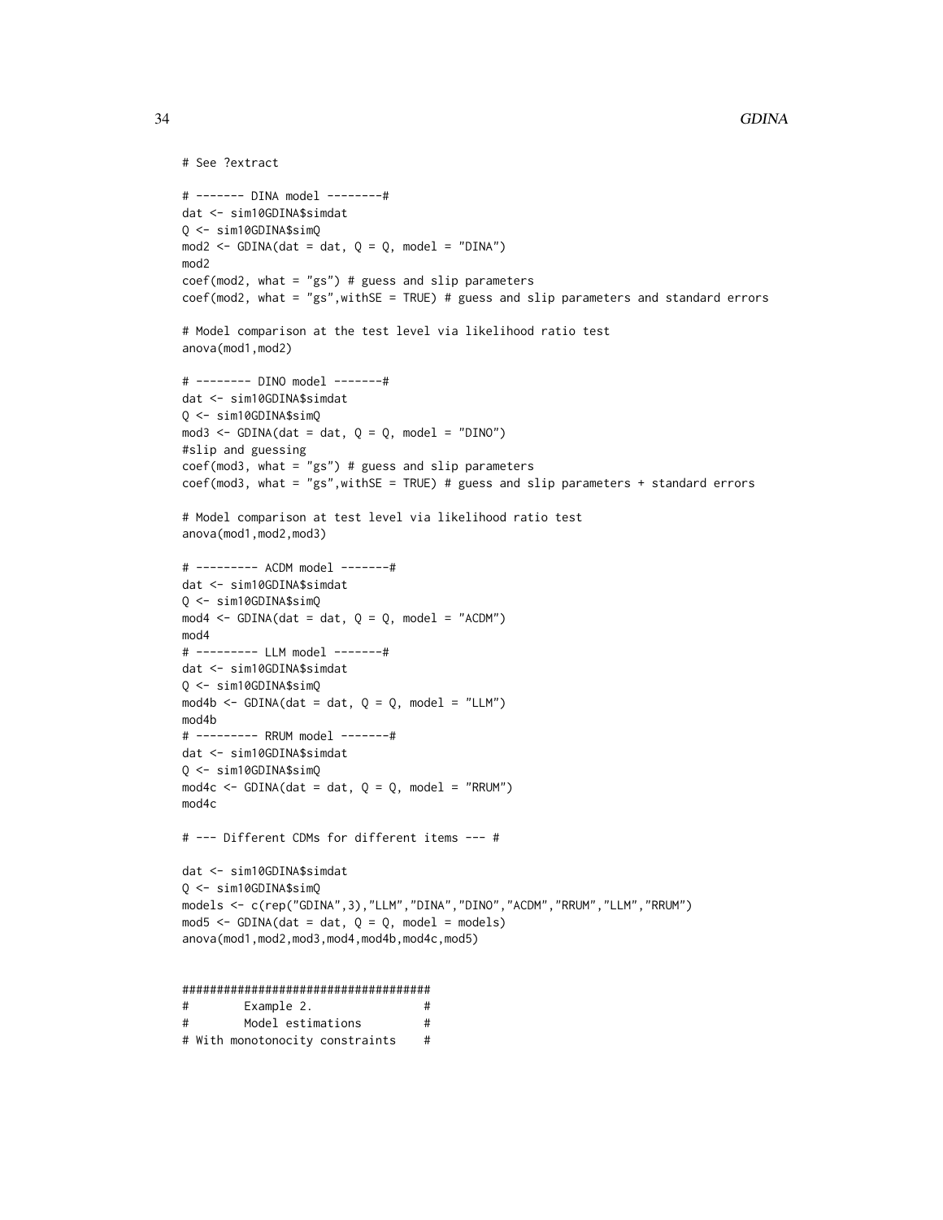```
# See ?extract

# ------- DINA model --------#
dat <- sim10GDINA$simdat
Q <- sim10GDINA$simQ
mod2 <- GDINA(dat = dat, Q = Q, model = "DINA")
mod2
coef(mod2, what = "gs") # guess and slip parameters
coef(mod2, what = "gs",withSE = TRUE) # guess and slip parameters and standard errors

# Model comparison at the test level via likelihood ratio test
anova(mod1,mod2)

# -------- DINO model -------#
dat <- sim10GDINA$simdat
Q <- sim10GDINA$simQ
mod3 <- GDINA(dat = dat, Q = Q, model = "DINO")
#slip and guessing
coef(mod3, what = "gs") # guess and slip parameters
coef(mod3, what = "gs",withSE = TRUE) # guess and slip parameters + standard errors

# Model comparison at test level via likelihood ratio test
anova(mod1,mod2,mod3)

# --------- ACDM model -------#
dat <- sim10GDINA$simdat
Q <- sim10GDINA$simQ
mod4 <- GDINA(dat = dat, Q = Q, model = "ACDM")
mod4
# --------- LLM model -------#
dat <- sim10GDINA$simdat
Q <- sim10GDINA$simQ
mod4b <- GDINA(dat = dat, Q = Q, model = "LLM")
mod4b
# --------- RRUM model -------#
dat <- sim10GDINA$simdat
Q <- sim10GDINA$simQ
mod4c <- GDINA(dat = dat, Q = Q, model = "RRUM")
mod4c

# --- Different CDMs for different items --- #

dat <- sim10GDINA$simdat
Q <- sim10GDINA$simQ
models <- c(rep("GDINA",3),"LLM","DINA","DINO","ACDM","RRUM","LLM","RRUM")
mod5 <- GDINA(dat = dat, Q = Q, model = models)
anova(mod1,mod2,mod3,mod4,mod4b,mod4c,mod5)


####################################
#        Example 2.                #
#        Model estimations         #
# With monotonocity constraints    #
```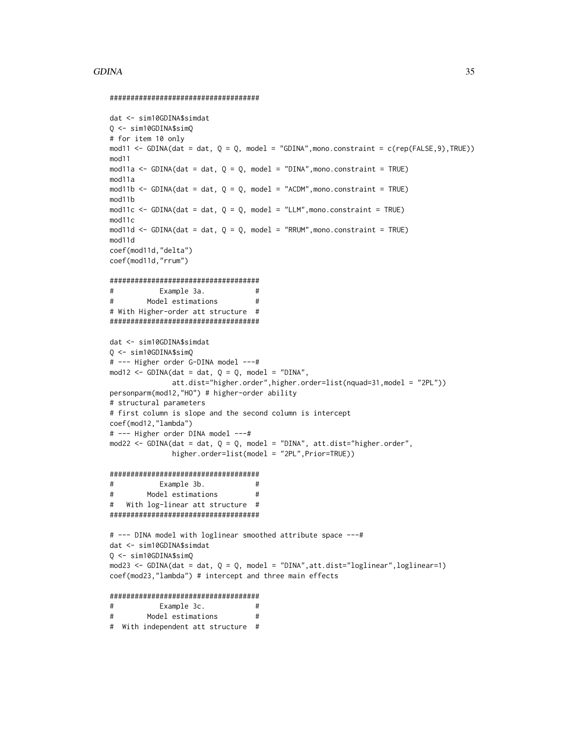```
####################################

dat <- sim10GDINA$simdat
Q <- sim10GDINA$simQ
# for item 10 only
mod11 <- GDINA(dat = dat, Q = Q, model = "GDINA",mono.constraint = c(rep(FALSE,9),TRUE))
mod11
mod11a <- GDINA(dat = dat, Q = Q, model = "DINA",mono.constraint = TRUE)
mod11a
mod11b <- GDINA(dat = dat, Q = Q, model = "ACDM",mono.constraint = TRUE)
mod11b
mod11c <- GDINA(dat = dat, Q = Q, model = "LLM",mono.constraint = TRUE)
mod11c
mod11d <- GDINA(dat = dat, Q = Q, model = "RRUM",mono.constraint = TRUE)
mod11d
coef(mod11d,"delta")
coef(mod11d,"rrum")

####################################
#          Example 3a.             #
#       Model estimations          #
# With Higher-order att structure  #
####################################

dat <- sim10GDINA$simdat
Q <- sim10GDINA$simQ
# --- Higher order G-DINA model ---#
mod12 <- GDINA(dat = dat, Q = Q, model = "DINA",
               att.dist="higher.order",higher.order=list(nquad=31,model = "2PL"))
personparm(mod12,"HO") # higher-order ability
# structural parameters
# first column is slope and the second column is intercept
coef(mod12,"lambda")
# --- Higher order DINA model ---#
mod22 <- GDINA(dat = dat, Q = Q, model = "DINA", att.dist="higher.order",
               higher.order=list(model = "2PL",Prior=TRUE))

####################################
#          Example 3b.             #
#       Model estimations          #
#   With log-linear att structure  #
####################################

# --- DINA model with loglinear smoothed attribute space ---#
dat <- sim10GDINA$simdat
Q <- sim10GDINA$simQ
mod23 <- GDINA(dat = dat, Q = Q, model = "DINA",att.dist="loglinear",loglinear=1)
coef(mod23,"lambda") # intercept and three main effects

####################################
#          Example 3c.             #
#       Model estimations          #
#  With independent att structure  #
```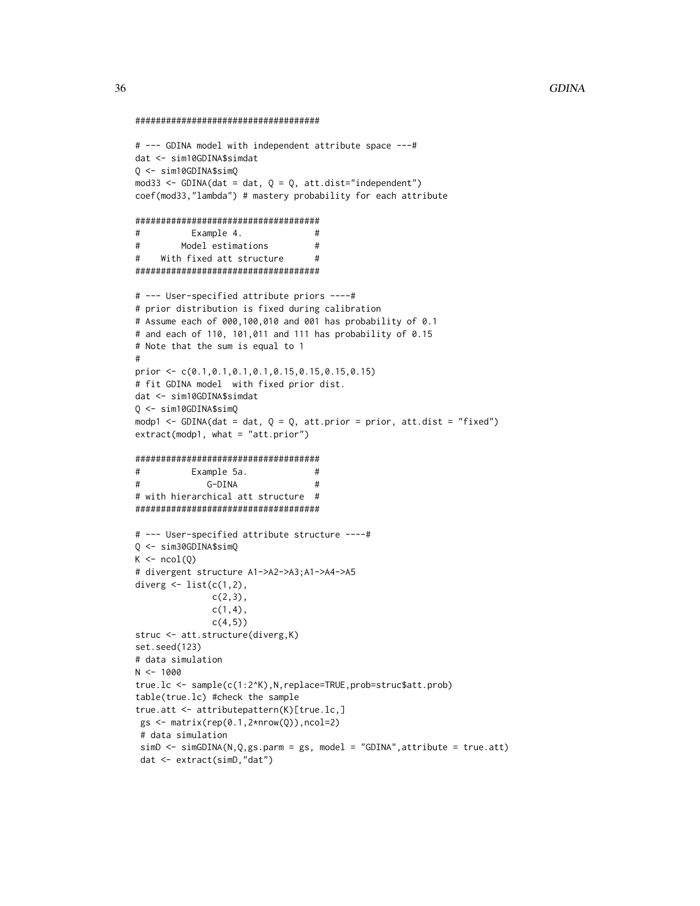```
####################################

# --- GDINA model with independent attribute space ---#
dat <- sim10GDINA$simdat
Q <- sim10GDINA$simQ
mod33 <- GDINA(dat = dat, Q = Q, att.dist="independent")
coef(mod33,"lambda") # mastery probability for each attribute

####################################
#          Example 4.              #
#        Model estimations         #
#    With fixed att structure      #
####################################

# --- User-specified attribute priors ----#
# prior distribution is fixed during calibration
# Assume each of 000,100,010 and 001 has probability of 0.1
# and each of 110, 101,011 and 111 has probability of 0.15
# Note that the sum is equal to 1
#
prior <- c(0.1,0.1,0.1,0.1,0.15,0.15,0.15,0.15)
# fit GDINA model  with fixed prior dist.
dat <- sim10GDINA$simdat
Q <- sim10GDINA$simQ
modp1 <- GDINA(dat = dat, Q = Q, att.prior = prior, att.dist = "fixed")
extract(modp1, what = "att.prior")

####################################
#          Example 5a.             #
#            G-DINA                #
# with hierarchical att structure  #
####################################

# --- User-specified attribute structure ----#
Q <- sim30GDINA$simQ
K <- ncol(Q)
# divergent structure A1->A2->A3;A1->A4->A5
diverg <- list(c(1,2),
               c(2,3),
               c(1,4),
               c(4,5))
struc <- att.structure(diverg,K)
set.seed(123)
# data simulation
N <- 1000
true.lc <- sample(c(1:2^K),N,replace=TRUE,prob=struc$att.prob)
table(true.lc) #check the sample
true.att <- attributepattern(K)[true.lc,]
 gs <- matrix(rep(0.1,2*nrow(Q)),ncol=2)
 # data simulation
 simD <- simGDINA(N,Q,gs.parm = gs, model = "GDINA",attribute = true.att)
 dat <- extract(simD,"dat")
```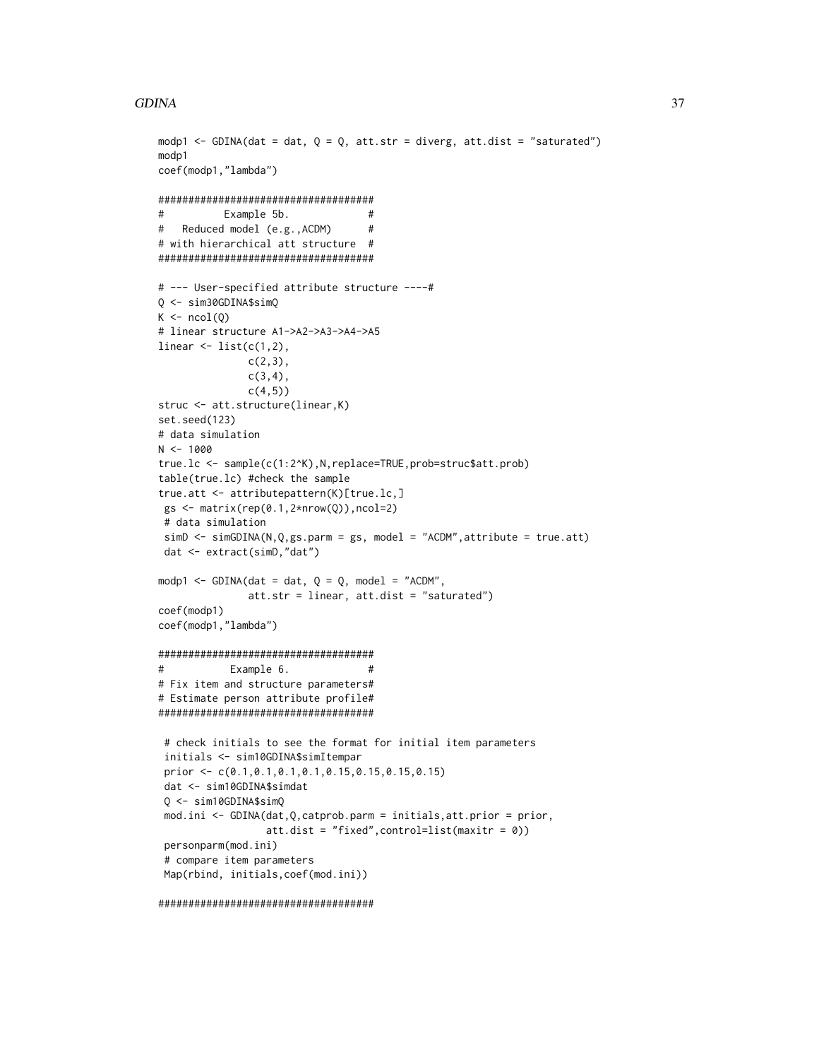```
modp1 <- GDINA(dat = dat, Q = Q, att.str = diverg, att.dist = "saturated")
modp1
coef(modp1,"lambda")

####################################
#          Example 5b.             #
#   Reduced model (e.g.,ACDM)      #
# with hierarchical att structure  #
####################################

# --- User-specified attribute structure ----#
Q <- sim30GDINA$simQ
K <- ncol(Q)
# linear structure A1->A2->A3->A4->A5
linear <- list(c(1,2),
               c(2,3),
               c(3,4),
               c(4,5))
struc <- att.structure(linear,K)
set.seed(123)
# data simulation
N <- 1000
true.lc <- sample(c(1:2^K),N,replace=TRUE,prob=struc$att.prob)
table(true.lc) #check the sample
true.att <- attributepattern(K)[true.lc,]
 gs <- matrix(rep(0.1,2*nrow(Q)),ncol=2)
 # data simulation
 simD <- simGDINA(N,Q,gs.parm = gs, model = "ACDM",attribute = true.att)
 dat <- extract(simD,"dat")

modp1 <- GDINA(dat = dat, Q = Q, model = "ACDM",
               att.str = linear, att.dist = "saturated")
coef(modp1)
coef(modp1,"lambda")

####################################
#           Example 6.             #
# Fix item and structure parameters#
# Estimate person attribute profile#
####################################

 # check initials to see the format for initial item parameters
 initials <- sim10GDINA$simItempar
 prior <- c(0.1,0.1,0.1,0.1,0.15,0.15,0.15,0.15)
 dat <- sim10GDINA$simdat
 Q <- sim10GDINA$simQ
 mod.ini <- GDINA(dat,Q,catprob.parm = initials,att.prior = prior,
                  att.dist = "fixed",control=list(maxitr = 0))
 personparm(mod.ini)
 # compare item parameters
 Map(rbind, initials,coef(mod.ini))

####################################
```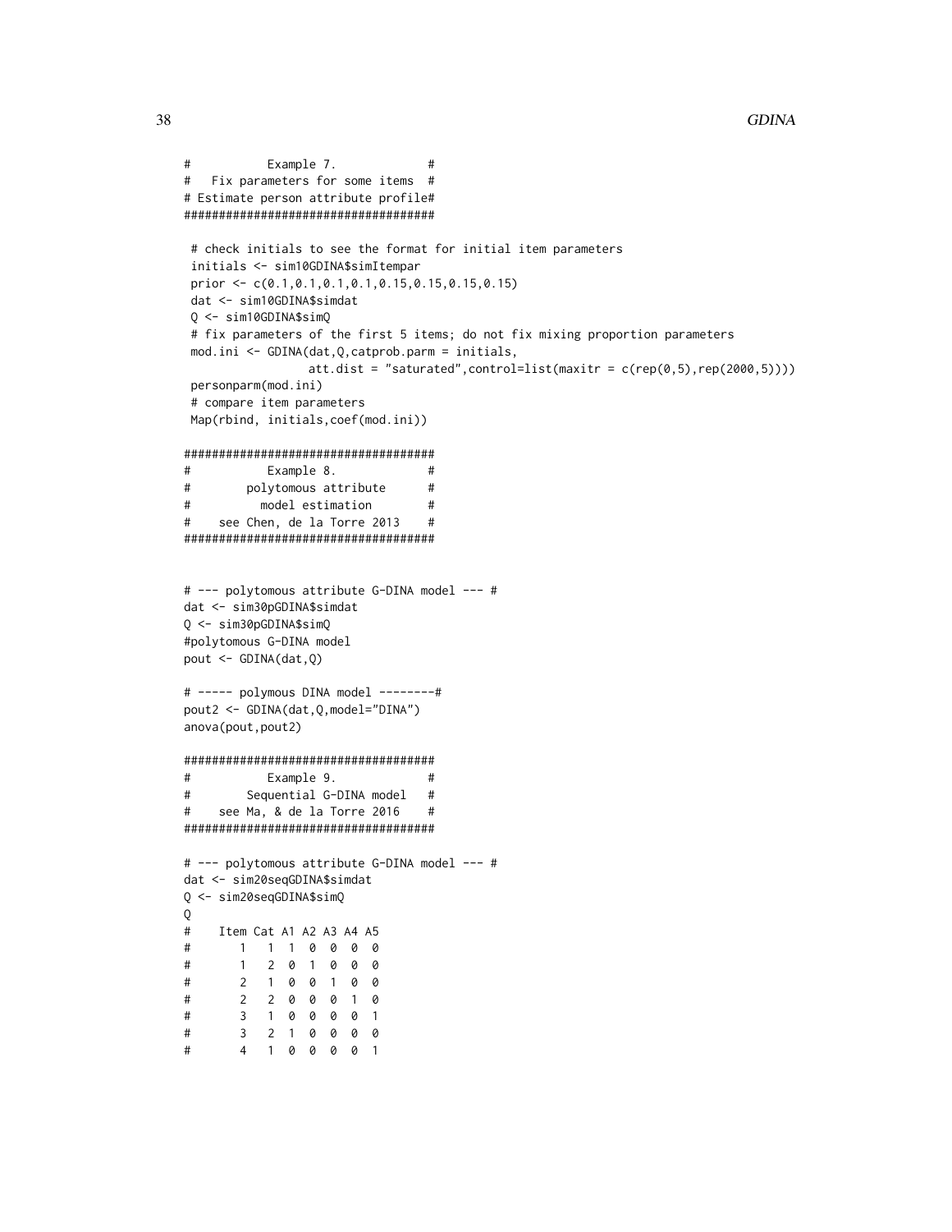```
#           Example 7.              #
#   Fix parameters for some items  #
# Estimate person attribute profile#
####################################

 # check initials to see the format for initial item parameters
 initials <- sim10GDINA$simItempar
 prior <- c(0.1,0.1,0.1,0.1,0.15,0.15,0.15,0.15)
 dat <- sim10GDINA$simdat
 Q <- sim10GDINA$simQ
 # fix parameters of the first 5 items; do not fix mixing proportion parameters
 mod.ini <- GDINA(dat,Q,catprob.parm = initials,
                 att.dist = "saturated",control=list(maxitr = c(rep(0,5),rep(2000,5))))
 personparm(mod.ini)
 # compare item parameters
 Map(rbind, initials,coef(mod.ini))

####################################
#           Example 8.             #
#        polytomous attribute      #
#          model estimation        #
#    see Chen, de la Torre 2013    #
####################################


# --- polytomous attribute G-DINA model --- #
dat <- sim30pGDINA$simdat
Q <- sim30pGDINA$simQ
#polytomous G-DINA model
pout <- GDINA(dat,Q)

# ----- polymous DINA model --------#
pout2 <- GDINA(dat,Q,model="DINA")
anova(pout,pout2)

####################################
#           Example 9.             #
#        Sequential G-DINA model   #
#    see Ma, & de la Torre 2016    #
####################################

# --- polytomous attribute G-DINA model --- #
dat <- sim20seqGDINA$simdat
Q <- sim20seqGDINA$simQ
Q
#    Item Cat A1 A2 A3 A4 A5
#       1   1  1  0  0  0  0
#       1   2  0  1  0  0  0
#       2   1  0  0  1  0  0
#       2   2  0  0  0  1  0
#       3   1  0  0  0  0  1
#       3   2  1  0  0  0  0
#       4   1  0  0  0  0  1
```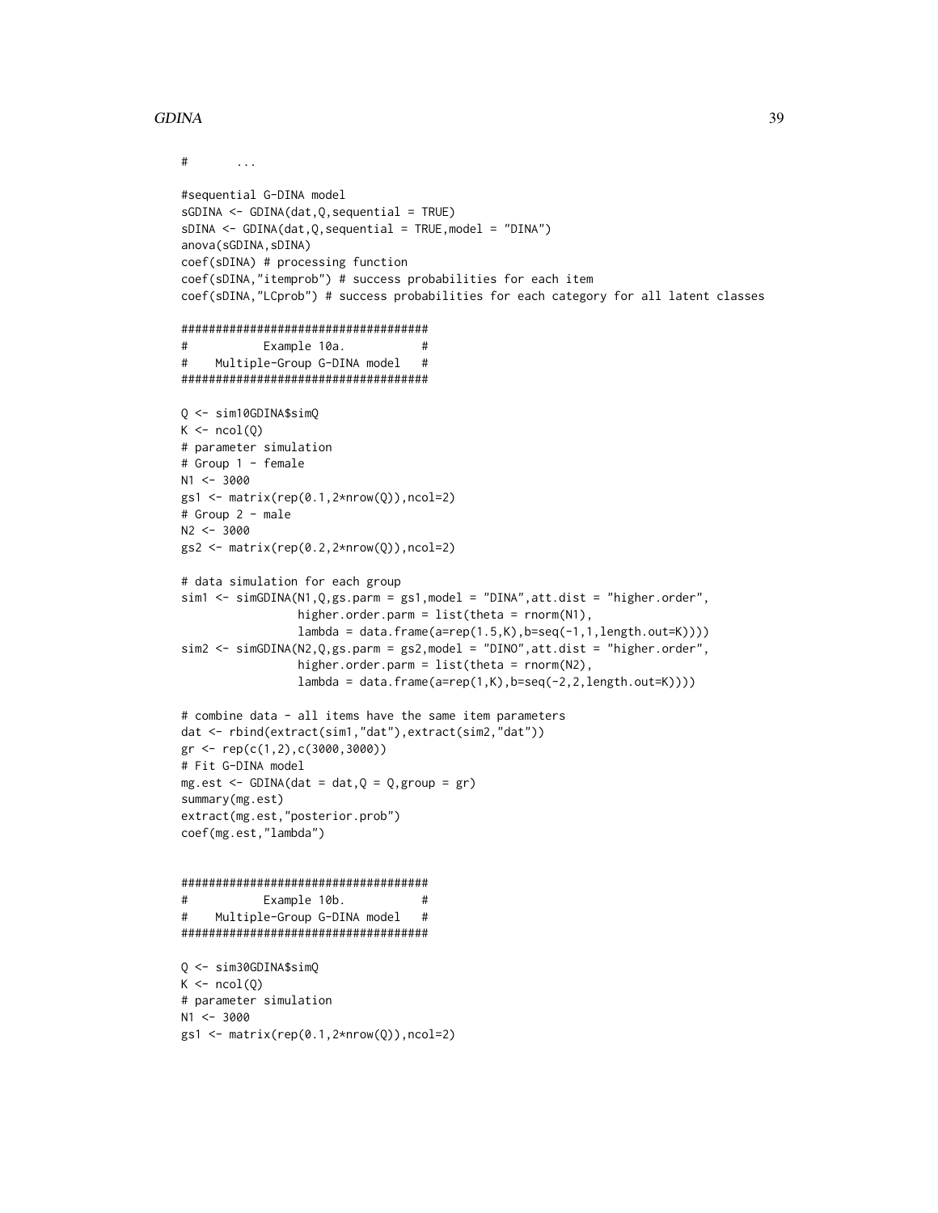```
#       ...

#sequential G-DINA model
sGDINA <- GDINA(dat,Q,sequential = TRUE)
sDINA <- GDINA(dat,Q,sequential = TRUE,model = "DINA")
anova(sGDINA,sDINA)
coef(sDINA) # processing function
coef(sDINA,"itemprob") # success probabilities for each item
coef(sDINA,"LCprob") # success probabilities for each category for all latent classes

####################################
#           Example 10a.           #
#    Multiple-Group G-DINA model   #
####################################

Q <- sim10GDINA$simQ
K <- ncol(Q)
# parameter simulation
# Group 1 - female
N1 <- 3000
gs1 <- matrix(rep(0.1,2*nrow(Q)),ncol=2)
# Group 2 - male
N2 <- 3000
gs2 <- matrix(rep(0.2,2*nrow(Q)),ncol=2)

# data simulation for each group
sim1 <- simGDINA(N1,Q,gs.parm = gs1,model = "DINA",att.dist = "higher.order",
                 higher.order.parm = list(theta = rnorm(N1),
                 lambda = data.frame(a=rep(1.5,K),b=seq(-1,1,length.out=K))))
sim2 <- simGDINA(N2,Q,gs.parm = gs2,model = "DINO",att.dist = "higher.order",
                 higher.order.parm = list(theta = rnorm(N2),
                 lambda = data.frame(a=rep(1,K),b=seq(-2,2,length.out=K))))

# combine data - all items have the same item parameters
dat <- rbind(extract(sim1,"dat"),extract(sim2,"dat"))
gr <- rep(c(1,2),c(3000,3000))
# Fit G-DINA model
mg.est <- GDINA(dat = dat,Q = Q,group = gr)
summary(mg.est)
extract(mg.est,"posterior.prob")
coef(mg.est,"lambda")


####################################
#           Example 10b.           #
#    Multiple-Group G-DINA model   #
####################################

Q <- sim30GDINA$simQ
K <- ncol(Q)
# parameter simulation
N1 <- 3000
gs1 <- matrix(rep(0.1,2*nrow(Q)),ncol=2)
```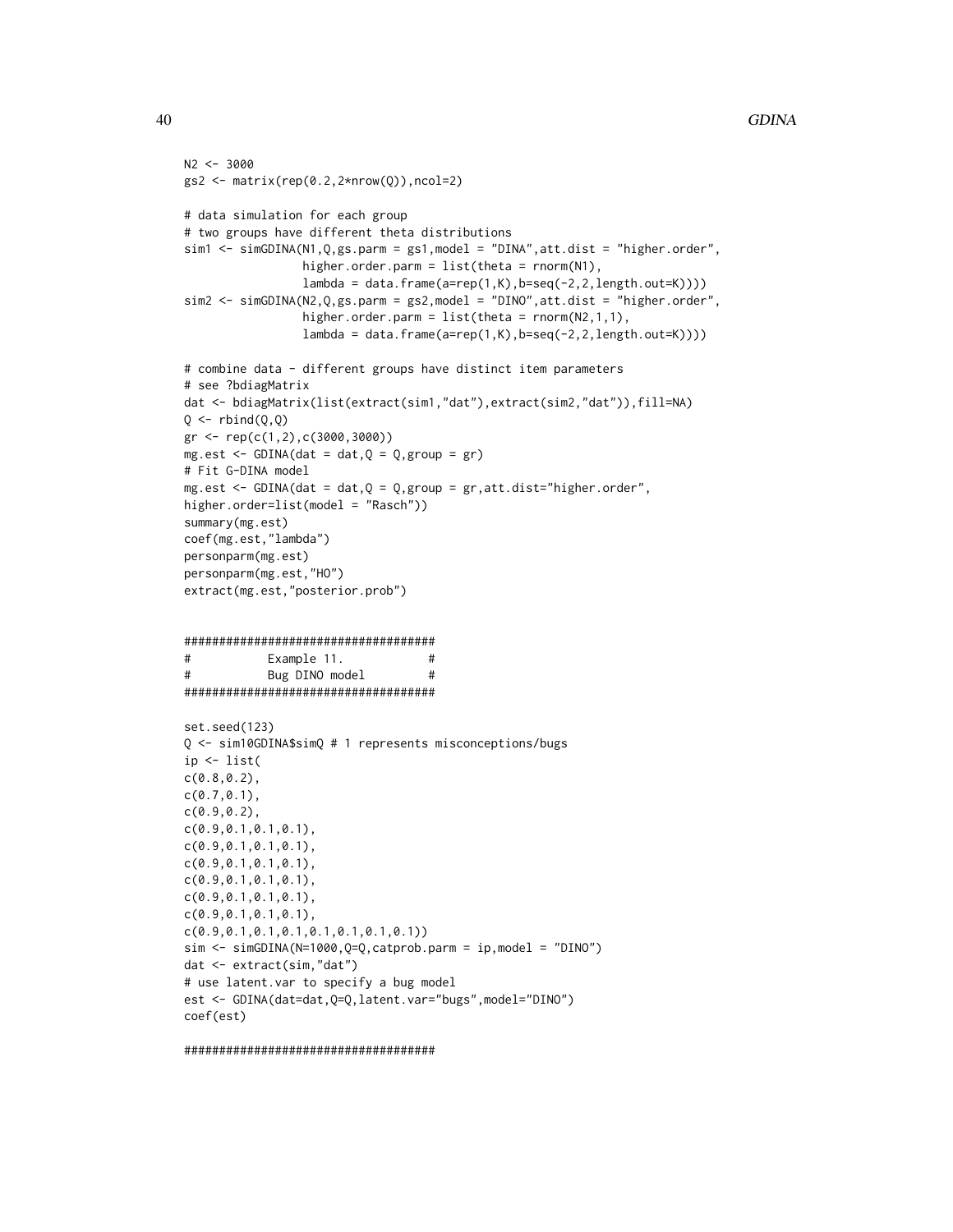```
N2 <- 3000
gs2 <- matrix(rep(0.2,2*nrow(Q)),ncol=2)

# data simulation for each group
# two groups have different theta distributions
sim1 <- simGDINA(N1,Q,gs.parm = gs1,model = "DINA",att.dist = "higher.order",
                 higher.order.parm = list(theta = rnorm(N1),
                 lambda = data.frame(a=rep(1,K),b=seq(-2,2,length.out=K))))
sim2 <- simGDINA(N2,Q,gs.parm = gs2,model = "DINO",att.dist = "higher.order",
                 higher.order.parm = list(theta = rnorm(N2,1,1),
                 lambda = data.frame(a=rep(1,K),b=seq(-2,2,length.out=K))))

# combine data - different groups have distinct item parameters
# see ?bdiagMatrix
dat <- bdiagMatrix(list(extract(sim1,"dat"),extract(sim2,"dat")),fill=NA)
Q <- rbind(Q,Q)
gr <- rep(c(1,2),c(3000,3000))
mg.est <- GDINA(dat = dat,Q = Q,group = gr)
# Fit G-DINA model
mg.est <- GDINA(dat = dat,Q = Q,group = gr,att.dist="higher.order",
higher.order=list(model = "Rasch"))
summary(mg.est)
coef(mg.est,"lambda")
personparm(mg.est)
personparm(mg.est,"HO")
extract(mg.est,"posterior.prob")


####################################
#           Example 11.            #
#           Bug DINO model         #
####################################

set.seed(123)
Q <- sim10GDINA$simQ # 1 represents misconceptions/bugs
ip <- list(
c(0.8,0.2),
c(0.7,0.1),
c(0.9,0.2),
c(0.9,0.1,0.1,0.1),
c(0.9,0.1,0.1,0.1),
c(0.9,0.1,0.1,0.1),
c(0.9,0.1,0.1,0.1),
c(0.9,0.1,0.1,0.1),
c(0.9,0.1,0.1,0.1),
c(0.9,0.1,0.1,0.1,0.1,0.1,0.1,0.1))
sim <- simGDINA(N=1000,Q=Q,catprob.parm = ip,model = "DINO")
dat <- extract(sim,"dat")
# use latent.var to specify a bug model
est <- GDINA(dat=dat,Q=Q,latent.var="bugs",model="DINO")
coef(est)

####################################
```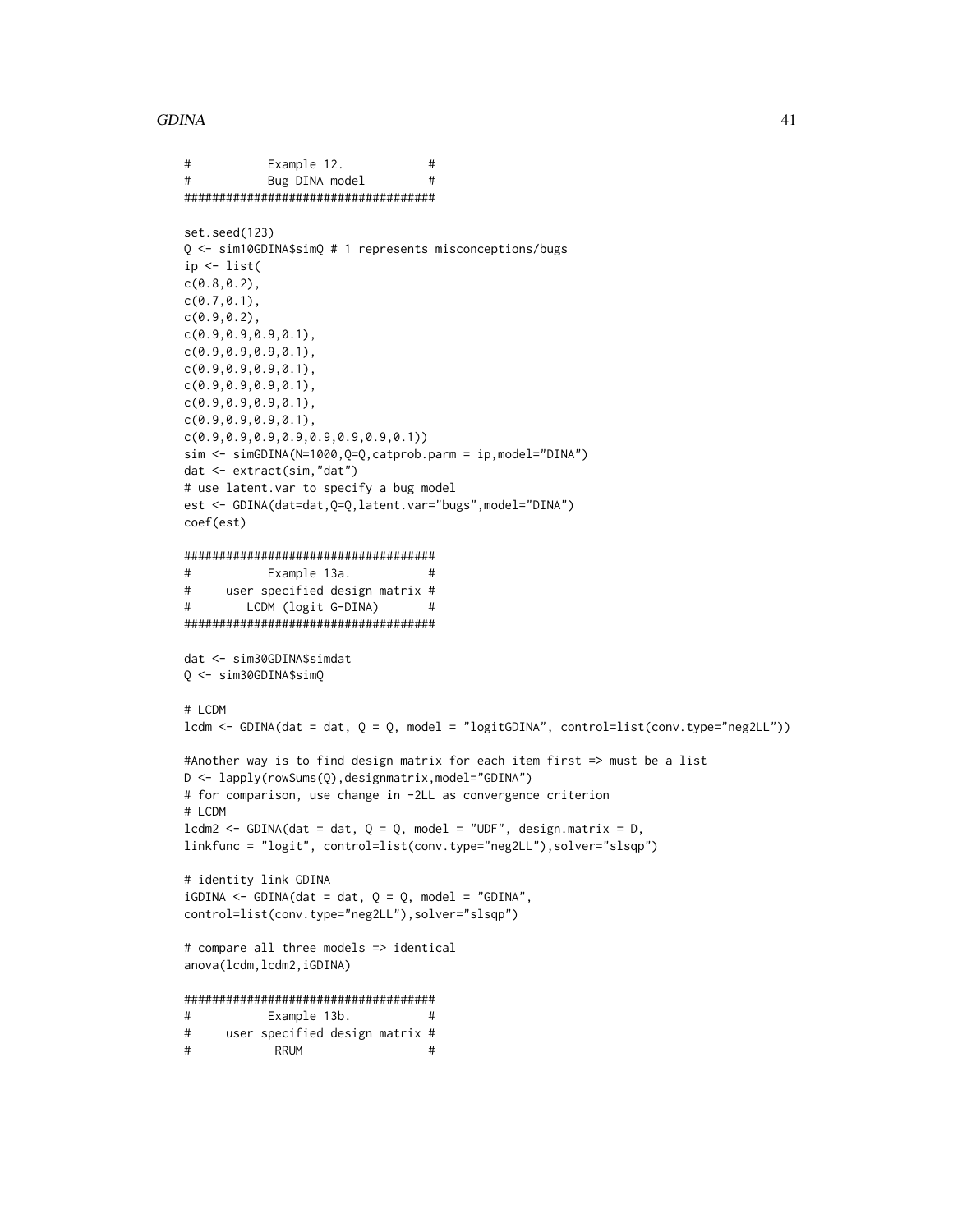```
#          Example 12.            #
#          Bug DINA model         #
###################################

set.seed(123)
Q <- sim10GDINA$simQ # 1 represents misconceptions/bugs
ip <- list(
c(0.8,0.2),
c(0.7,0.1),
c(0.9,0.2),
c(0.9,0.9,0.9,0.1),
c(0.9,0.9,0.9,0.1),
c(0.9,0.9,0.9,0.1),
c(0.9,0.9,0.9,0.1),
c(0.9,0.9,0.9,0.1),
c(0.9,0.9,0.9,0.1),
c(0.9,0.9,0.9,0.9,0.9,0.9,0.9,0.1))
sim <- simGDINA(N=1000,Q=Q,catprob.parm = ip,model="DINA")
dat <- extract(sim,"dat")
# use latent.var to specify a bug model
est <- GDINA(dat=dat,Q=Q,latent.var="bugs",model="DINA")
coef(est)

###################################
#          Example 13a.           #
#     user specified design matrix #
#       LCDM (logit G-DINA)       #
###################################

dat <- sim30GDINA$simdat
Q <- sim30GDINA$simQ

# LCDM
lcdm <- GDINA(dat = dat, Q = Q, model = "logitGDINA", control=list(conv.type="neg2LL"))

#Another way is to find design matrix for each item first => must be a list
D <- lapply(rowSums(Q),designmatrix,model="GDINA")
# for comparison, use change in -2LL as convergence criterion
# LCDM
lcdm2 <- GDINA(dat = dat, Q = Q, model = "UDF", design.matrix = D,
linkfunc = "logit", control=list(conv.type="neg2LL"),solver="slsqp")

# identity link GDINA
iGDINA <- GDINA(dat = dat, Q = Q, model = "GDINA",
control=list(conv.type="neg2LL"),solver="slsqp")

# compare all three models => identical
anova(lcdm,lcdm2,iGDINA)

###################################
#          Example 13b.           #
#     user specified design matrix #
#           RRUM                  #
```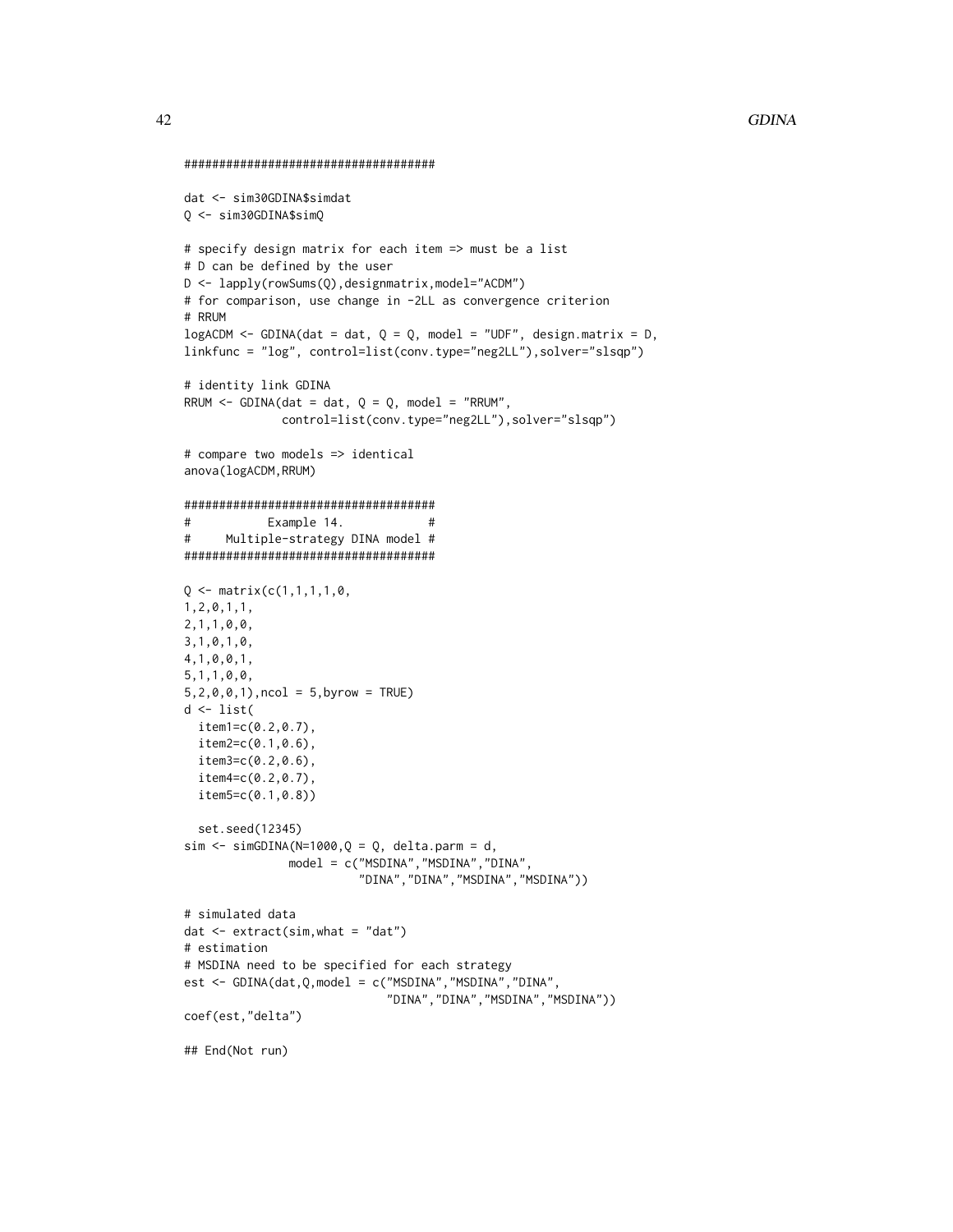```
####################################

dat <- sim30GDINA$simdat
Q <- sim30GDINA$simQ

# specify design matrix for each item => must be a list
# D can be defined by the user
D <- lapply(rowSums(Q),designmatrix,model="ACDM")
# for comparison, use change in -2LL as convergence criterion
# RRUM
logACDM <- GDINA(dat = dat, Q = Q, model = "UDF", design.matrix = D,
linkfunc = "log", control=list(conv.type="neg2LL"),solver="slsqp")

# identity link GDINA
RRUM <- GDINA(dat = dat, Q = Q, model = "RRUM",
            control=list(conv.type="neg2LL"),solver="slsqp")

# compare two models => identical
anova(logACDM,RRUM)

####################################
#          Example 14.            #
#     Multiple-strategy DINA model #
####################################

Q <- matrix(c(1,1,1,1,0,
1,2,0,1,1,
2,1,1,0,0,
3,1,0,1,0,
4,1,0,0,1,
5,1,1,0,0,
5,2,0,0,1),ncol = 5,byrow = TRUE)
d <- list(
  item1=c(0.2,0.7),
  item2=c(0.1,0.6),
  item3=c(0.2,0.6),
  item4=c(0.2,0.7),
  item5=c(0.1,0.8))

  set.seed(12345)
sim <- simGDINA(N=1000,Q = Q, delta.parm = d,
               model = c("MSDINA","MSDINA","DINA",
                         "DINA","DINA","MSDINA","MSDINA"))

# simulated data
dat <- extract(sim,what = "dat")
# estimation
# MSDINA need to be specified for each strategy
est <- GDINA(dat,Q,model = c("MSDINA","MSDINA","DINA",
                              "DINA","DINA","MSDINA","MSDINA"))
coef(est,"delta")

## End(Not run)
```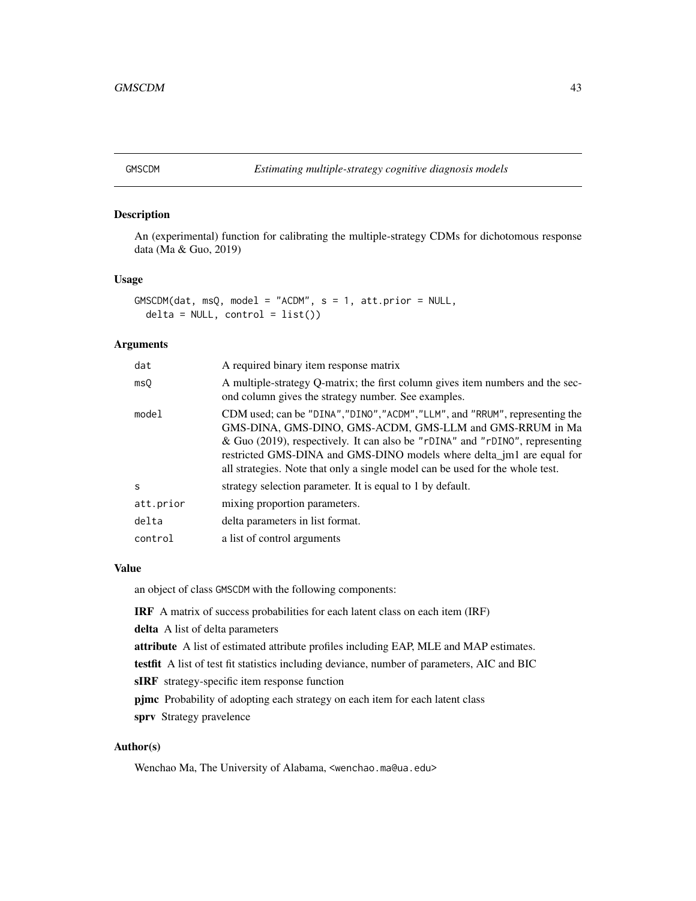# GMSCDM — *Estimating multiple-strategy cognitive diagnosis models*

## Description

An (experimental) function for calibrating the multiple-strategy CDMs for dichotomous response data (Ma & Guo, 2019)

## Usage

```
GMSCDM(dat, msQ, model = "ACDM", s = 1, att.prior = NULL,
  delta = NULL, control = list())
```

## Arguments

| | |
|---|---|
| dat | A required binary item response matrix |
| msQ | A multiple-strategy Q-matrix; the first column gives item numbers and the second column gives the strategy number. See examples. |
| model | CDM used; can be "DINA","DINO","ACDM","LLM", and "RRUM", representing the GMS-DINA, GMS-DINO, GMS-ACDM, GMS-LLM and GMS-RRUM in Ma & Guo (2019), respectively. It can also be "rDINA" and "rDINO", representing restricted GMS-DINA and GMS-DINO models where delta_jm1 are equal for all strategies. Note that only a single model can be used for the whole test. |
| s | strategy selection parameter. It is equal to 1 by default. |
| att.prior | mixing proportion parameters. |
| delta | delta parameters in list format. |
| control | a list of control arguments |

## Value

an object of class GMSCDM with the following components:

**IRF** A matrix of success probabilities for each latent class on each item (IRF)

**delta** A list of delta parameters

**attribute** A list of estimated attribute profiles including EAP, MLE and MAP estimates.

**testfit** A list of test fit statistics including deviance, number of parameters, AIC and BIC

**sIRF** strategy-specific item response function

**pjmc** Probability of adopting each strategy on each item for each latent class

**sprv** Strategy pravelence

## Author(s)

Wenchao Ma, The University of Alabama, <wenchao.ma@ua.edu>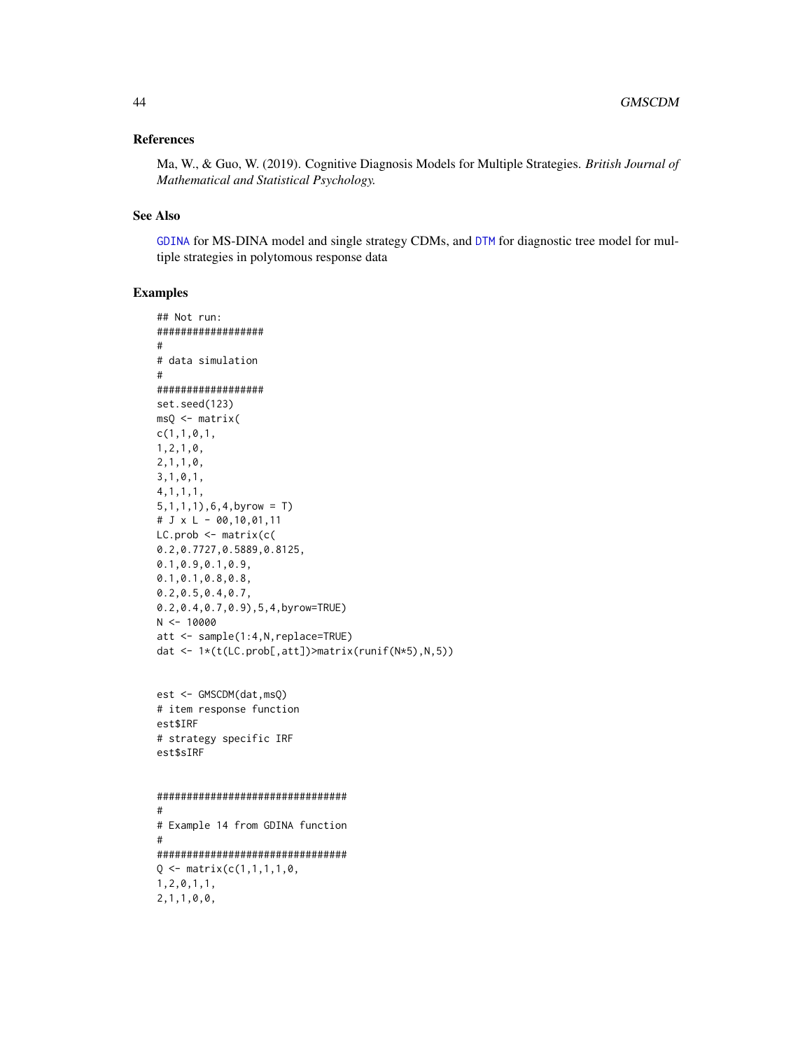## References

Ma, W., & Guo, W. (2019). Cognitive Diagnosis Models for Multiple Strategies. *British Journal of Mathematical and Statistical Psychology.*

## See Also

GDINA for MS-DINA model and single strategy CDMs, and DTM for diagnostic tree model for multiple strategies in polytomous response data

## Examples

```
## Not run:
##################
#
# data simulation
#
##################
set.seed(123)
msQ <- matrix(
c(1,1,0,1,
1,2,1,0,
2,1,1,0,
3,1,0,1,
4,1,1,1,
5,1,1,1),6,4,byrow = T)
# J x L - 00,10,01,11
LC.prob <- matrix(c(
0.2,0.7727,0.5889,0.8125,
0.1,0.9,0.1,0.9,
0.1,0.1,0.8,0.8,
0.2,0.5,0.4,0.7,
0.2,0.4,0.7,0.9),5,4,byrow=TRUE)
N <- 10000
att <- sample(1:4,N,replace=TRUE)
dat <- 1*(t(LC.prob[,att])>matrix(runif(N*5),N,5))


est <- GMSCDM(dat,msQ)
# item response function
est$IRF
# strategy specific IRF
est$sIRF


################################
#
# Example 14 from GDINA function
#
################################
Q <- matrix(c(1,1,1,1,0,
1,2,0,1,1,
2,1,1,0,0,
```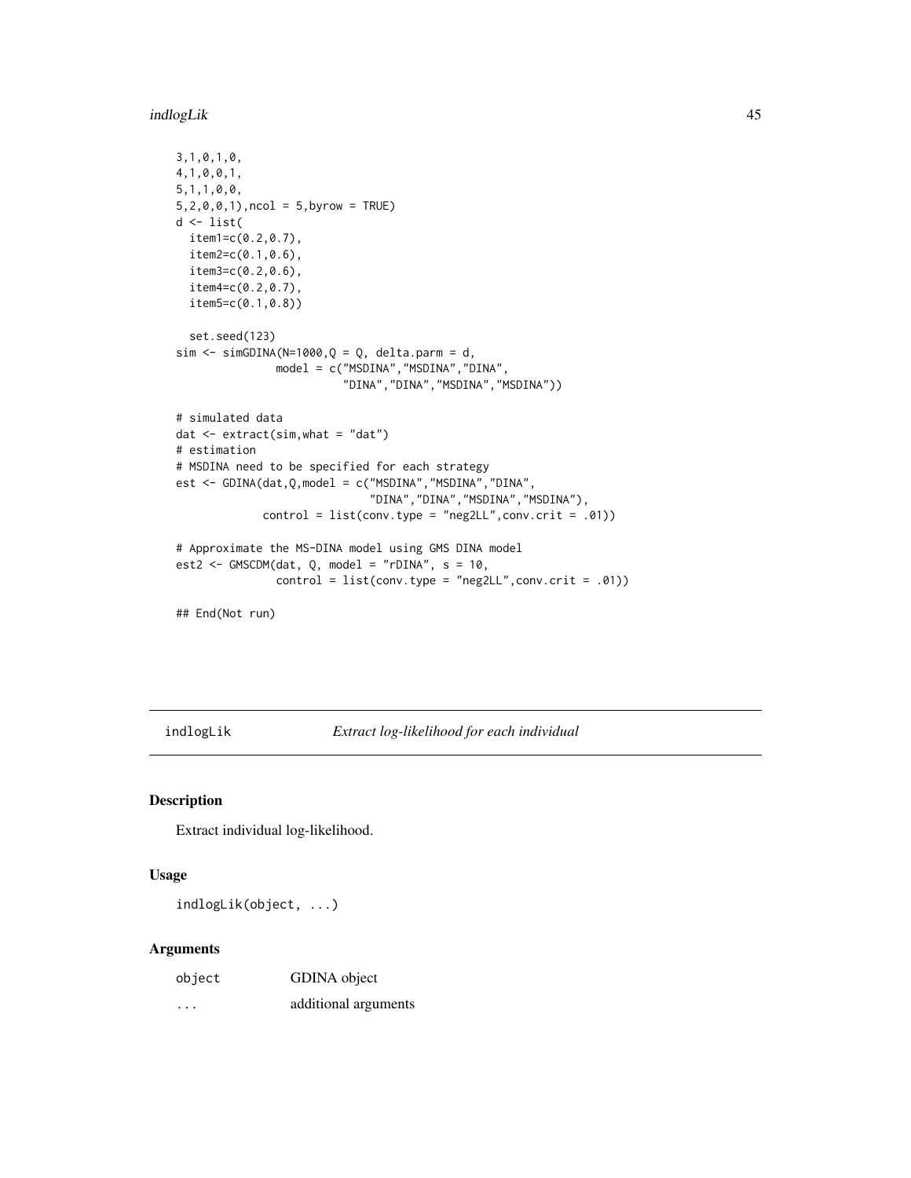```
3,1,0,1,0,
4,1,0,0,1,
5,1,1,0,0,
5,2,0,0,1),ncol = 5,byrow = TRUE)
d <- list(
  item1=c(0.2,0.7),
  item2=c(0.1,0.6),
  item3=c(0.2,0.6),
  item4=c(0.2,0.7),
  item5=c(0.1,0.8))

  set.seed(123)
sim <- simGDINA(N=1000,Q = Q, delta.parm = d,
               model = c("MSDINA","MSDINA","DINA",
                         "DINA","DINA","MSDINA","MSDINA"))

# simulated data
dat <- extract(sim,what = "dat")
# estimation
# MSDINA need to be specified for each strategy
est <- GDINA(dat,Q,model = c("MSDINA","MSDINA","DINA",
                             "DINA","DINA","MSDINA","MSDINA"),
             control = list(conv.type = "neg2LL",conv.crit = .01))

# Approximate the MS-DINA model using GMS DINA model
est2 <- GMSCDM(dat, Q, model = "rDINA", s = 10,
               control = list(conv.type = "neg2LL",conv.crit = .01))

## End(Not run)
```

## indlogLik — *Extract log-likelihood for each individual*

### Description

Extract individual log-likelihood.

### Usage

```
indlogLik(object, ...)
```

### Arguments

| | |
|---|---|
| object | GDINA object |
| ... | additional arguments |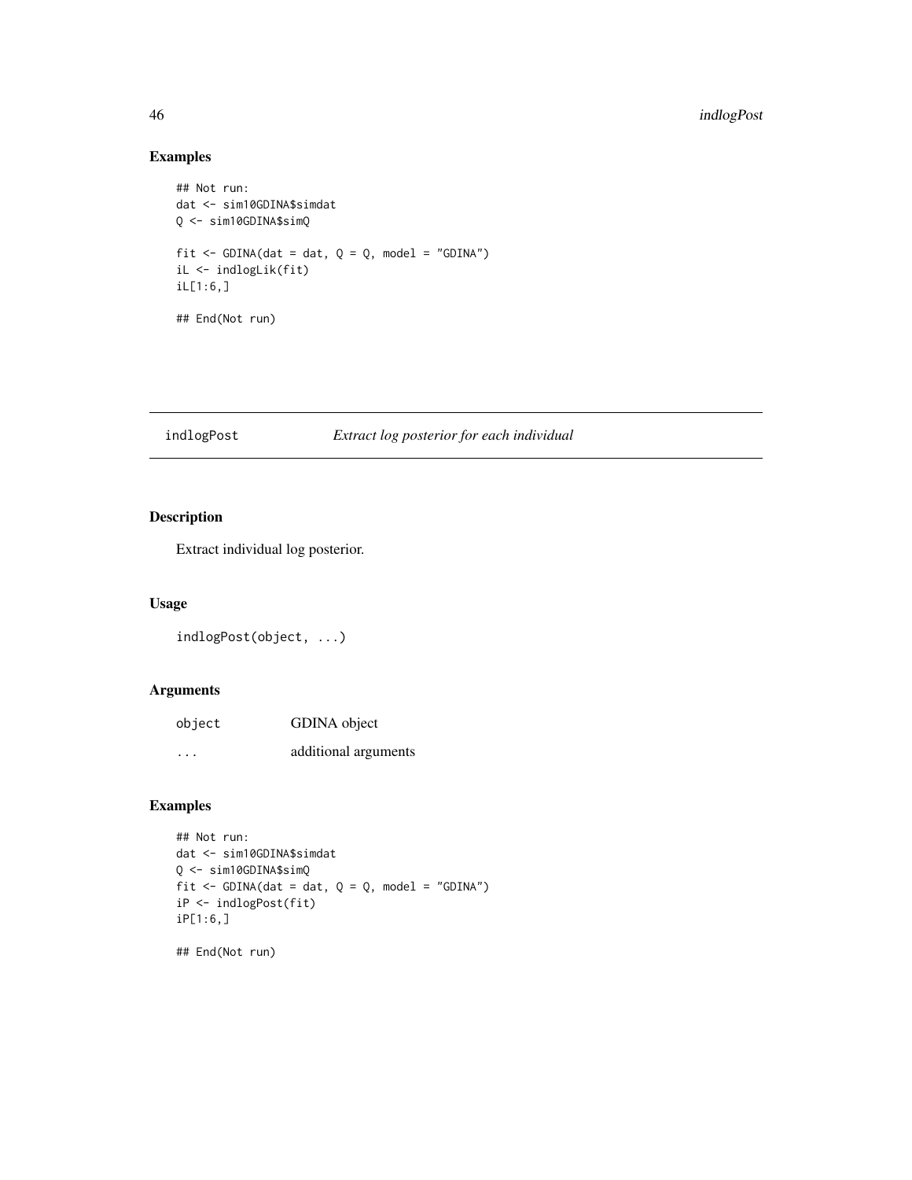## Examples

```
## Not run:
dat <- sim10GDINA$simdat
Q <- sim10GDINA$simQ

fit <- GDINA(dat = dat, Q = Q, model = "GDINA")
iL <- indlogLik(fit)
iL[1:6,]

## End(Not run)
```

---

# indlogPost — *Extract log posterior for each individual*

## Description

Extract individual log posterior.

## Usage

```
indlogPost(object, ...)
```

## Arguments

| | |
|---|---|
| `object` | GDINA object |
| `...` | additional arguments |

## Examples

```
## Not run:
dat <- sim10GDINA$simdat
Q <- sim10GDINA$simQ
fit <- GDINA(dat = dat, Q = Q, model = "GDINA")
iP <- indlogPost(fit)
iP[1:6,]

## End(Not run)
```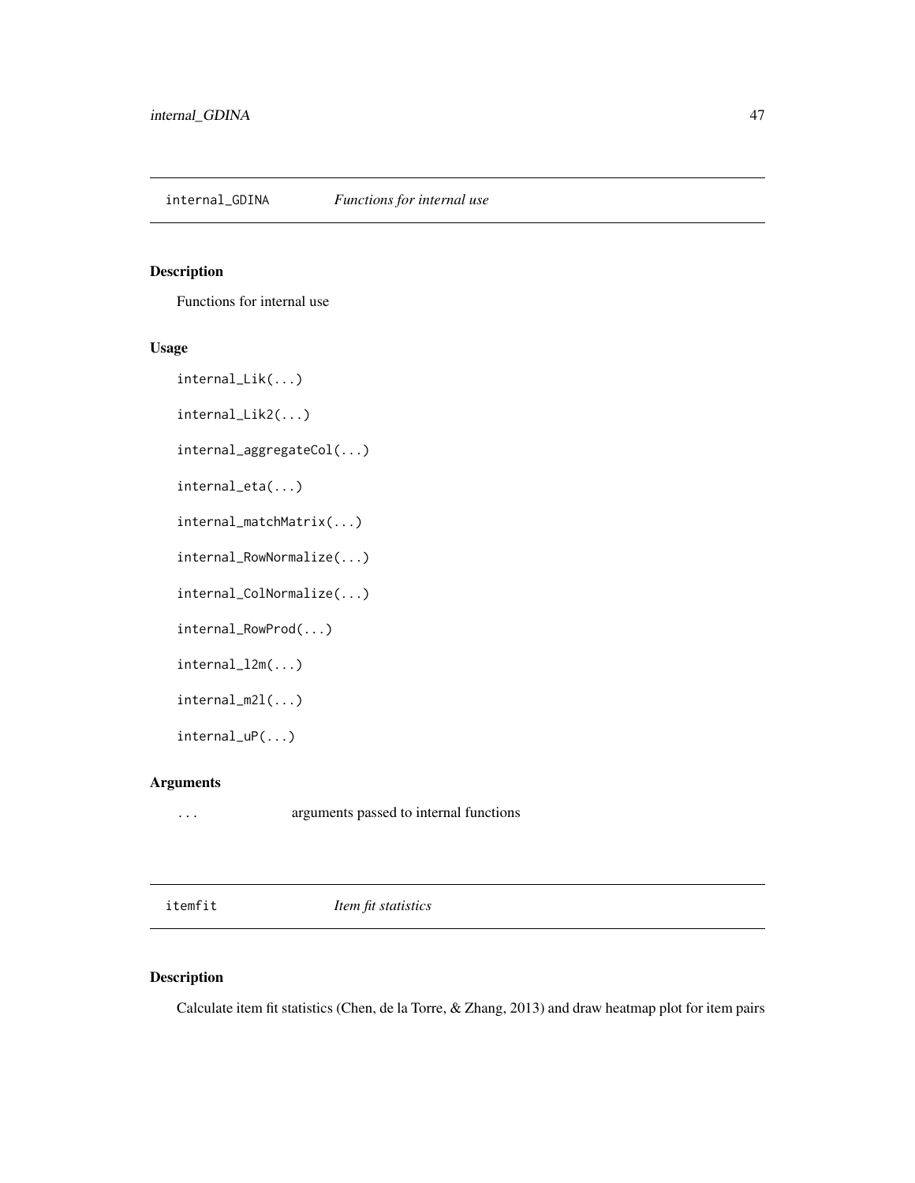## internal_GDINA *Functions for internal use*

### Description

Functions for internal use

### Usage

```
internal_Lik(...)

internal_Lik2(...)

internal_aggregateCol(...)

internal_eta(...)

internal_matchMatrix(...)

internal_RowNormalize(...)

internal_ColNormalize(...)

internal_RowProd(...)

internal_l2m(...)

internal_m2l(...)

internal_uP(...)
```

### Arguments

| | |
|---|---|
| ... | arguments passed to internal functions |

## itemfit *Item fit statistics*

### Description

Calculate item fit statistics (Chen, de la Torre, & Zhang, 2013) and draw heatmap plot for item pairs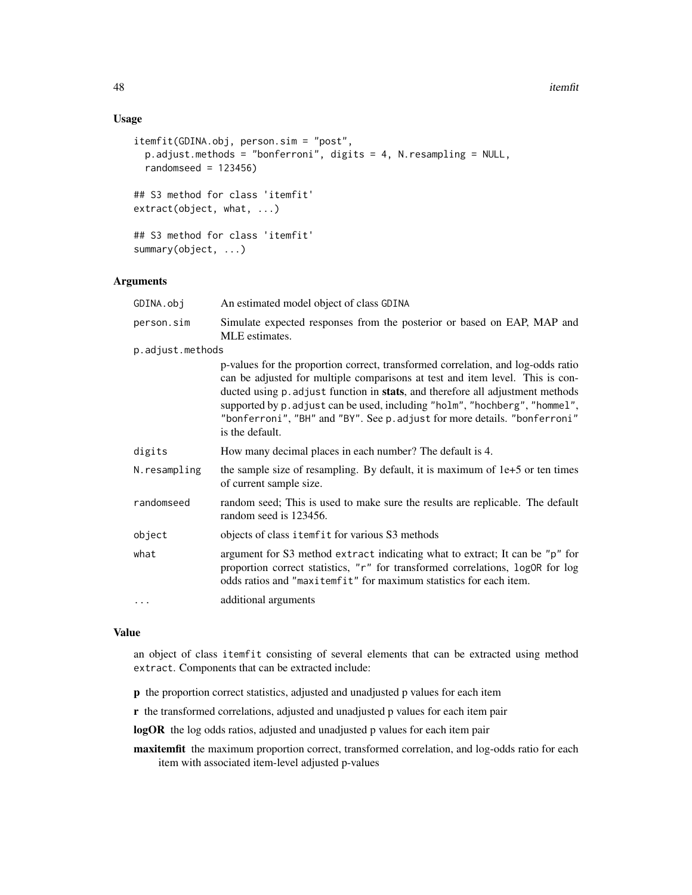## Usage

```
itemfit(GDINA.obj, person.sim = "post",
  p.adjust.methods = "bonferroni", digits = 4, N.resampling = NULL,
  randomseed = 123456)

## S3 method for class 'itemfit'
extract(object, what, ...)

## S3 method for class 'itemfit'
summary(object, ...)
```

## Arguments

| | |
|---|---|
| GDINA.obj | An estimated model object of class GDINA |
| person.sim | Simulate expected responses from the posterior or based on EAP, MAP and MLE estimates. |
| p.adjust.methods | p-values for the proportion correct, transformed correlation, and log-odds ratio can be adjusted for multiple comparisons at test and item level. This is conducted using p.adjust function in **stats**, and therefore all adjustment methods supported by p.adjust can be used, including "holm", "hochberg", "hommel", "bonferroni", "BH" and "BY". See p.adjust for more details. "bonferroni" is the default. |
| digits | How many decimal places in each number? The default is 4. |
| N.resampling | the sample size of resampling. By default, it is maximum of 1e+5 or ten times of current sample size. |
| randomseed | random seed; This is used to make sure the results are replicable. The default random seed is 123456. |
| object | objects of class itemfit for various S3 methods |
| what | argument for S3 method extract indicating what to extract; It can be "p" for proportion correct statistics, "r" for transformed correlations, logOR for log odds ratios and "maxitemfit" for maximum statistics for each item. |
| ... | additional arguments |

## Value

an object of class itemfit consisting of several elements that can be extracted using method extract. Components that can be extracted include:

**p** the proportion correct statistics, adjusted and unadjusted p values for each item

**r** the transformed correlations, adjusted and unadjusted p values for each item pair

**logOR** the log odds ratios, adjusted and unadjusted p values for each item pair

**maxitemfit** the maximum proportion correct, transformed correlation, and log-odds ratio for each item with associated item-level adjusted p-values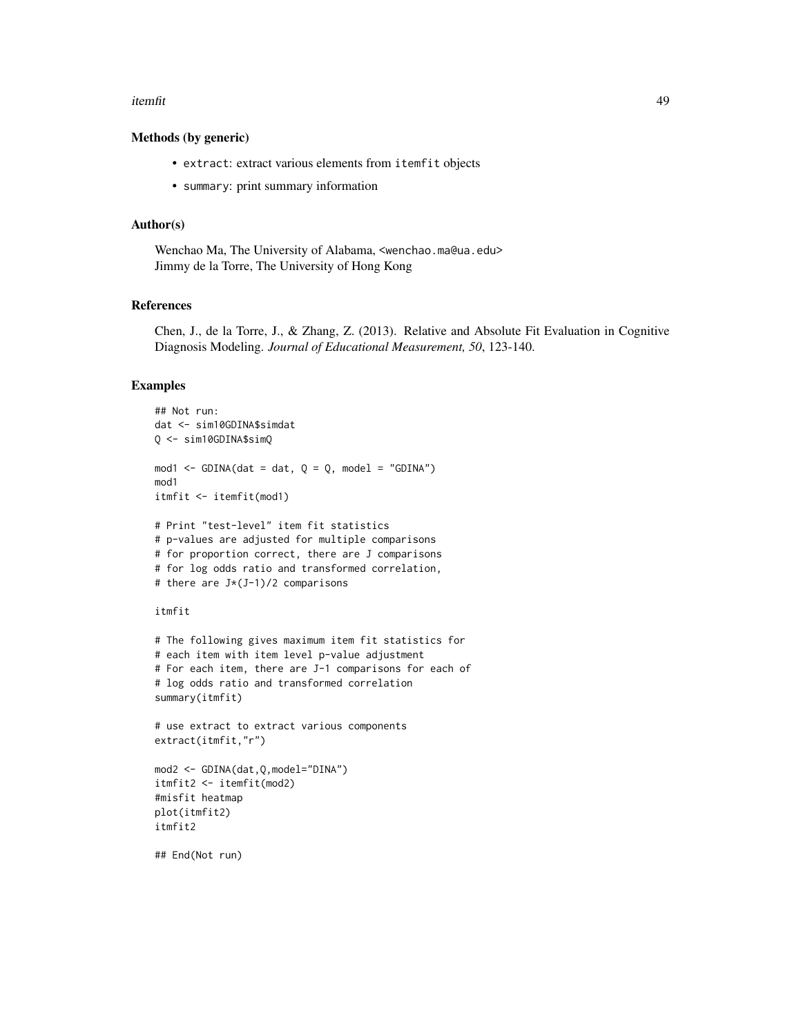### Methods (by generic)

- `extract`: extract various elements from `itemfit` objects
- `summary`: print summary information

### Author(s)

Wenchao Ma, The University of Alabama, <wenchao.ma@ua.edu>
Jimmy de la Torre, The University of Hong Kong

### References

Chen, J., de la Torre, J., & Zhang, Z. (2013). Relative and Absolute Fit Evaluation in Cognitive Diagnosis Modeling. *Journal of Educational Measurement, 50*, 123-140.

### Examples

```
## Not run:
dat <- sim10GDINA$simdat
Q <- sim10GDINA$simQ

mod1 <- GDINA(dat = dat, Q = Q, model = "GDINA")
mod1
itmfit <- itemfit(mod1)

# Print "test-level" item fit statistics
# p-values are adjusted for multiple comparisons
# for proportion correct, there are J comparisons
# for log odds ratio and transformed correlation,
# there are J*(J-1)/2 comparisons

itmfit

# The following gives maximum item fit statistics for
# each item with item level p-value adjustment
# For each item, there are J-1 comparisons for each of
# log odds ratio and transformed correlation
summary(itmfit)

# use extract to extract various components
extract(itmfit,"r")

mod2 <- GDINA(dat,Q,model="DINA")
itmfit2 <- itemfit(mod2)
#misfit heatmap
plot(itmfit2)
itmfit2

## End(Not run)
```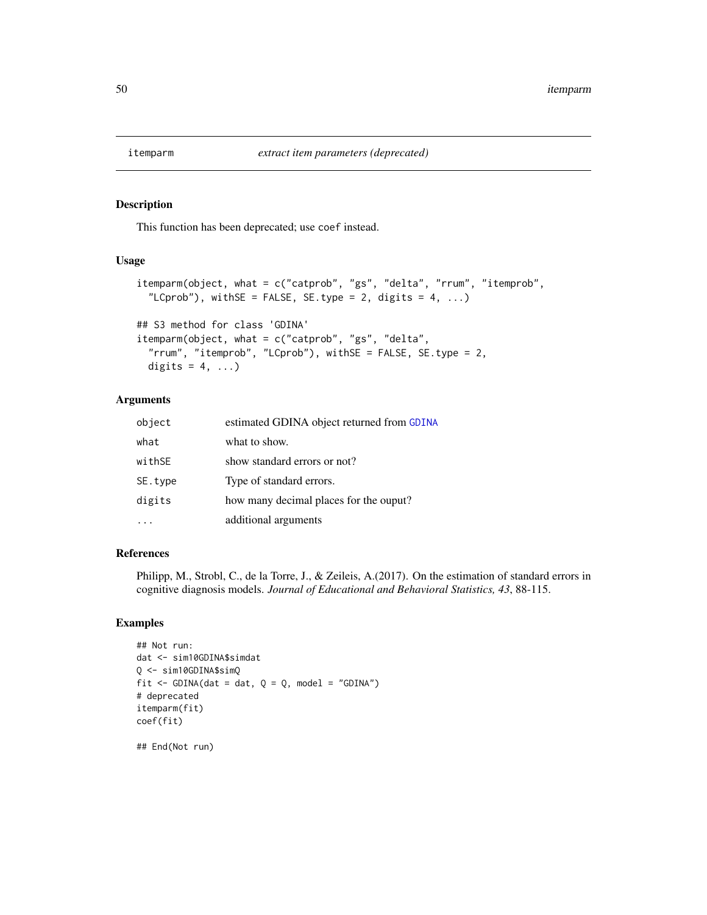# itemparm — *extract item parameters (deprecated)*

## Description

This function has been deprecated; use `coef` instead.

## Usage

```
itemparm(object, what = c("catprob", "gs", "delta", "rrum", "itemprob",
  "LCprob"), withSE = FALSE, SE.type = 2, digits = 4, ...)

## S3 method for class 'GDINA'
itemparm(object, what = c("catprob", "gs", "delta",
  "rrum", "itemprob", "LCprob"), withSE = FALSE, SE.type = 2,
  digits = 4, ...)
```

## Arguments

| | |
|---|---|
| `object` | estimated GDINA object returned from `GDINA` |
| `what` | what to show. |
| `withSE` | show standard errors or not? |
| `SE.type` | Type of standard errors. |
| `digits` | how many decimal places for the ouput? |
| `...` | additional arguments |

## References

Philipp, M., Strobl, C., de la Torre, J., & Zeileis, A.(2017). On the estimation of standard errors in cognitive diagnosis models. *Journal of Educational and Behavioral Statistics, 43*, 88-115.

## Examples

```
## Not run:
dat <- sim10GDINA$simdat
Q <- sim10GDINA$simQ
fit <- GDINA(dat = dat, Q = Q, model = "GDINA")
# deprecated
itemparm(fit)
coef(fit)

## End(Not run)
```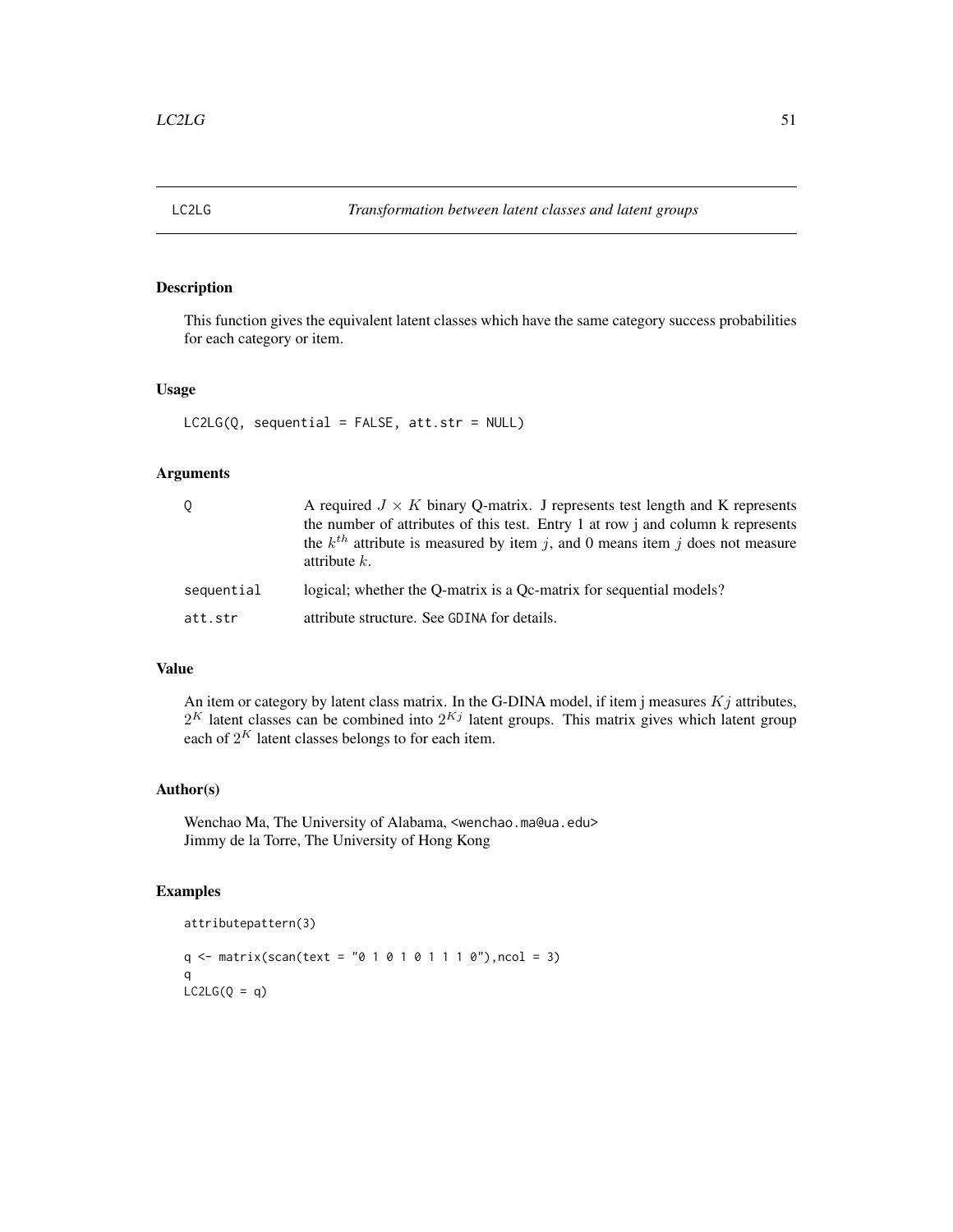# LC2LG — Transformation between latent classes and latent groups

## Description

This function gives the equivalent latent classes which have the same category success probabilities for each category or item.

## Usage

```
LC2LG(Q, sequential = FALSE, att.str = NULL)
```

## Arguments

| | |
|---|---|
| Q | A required $J \times K$ binary Q-matrix. J represents test length and K represents the number of attributes of this test. Entry 1 at row j and column k represents the $k^{th}$ attribute is measured by item $j$, and 0 means item $j$ does not measure attribute $k$. |
| sequential | logical; whether the Q-matrix is a Qc-matrix for sequential models? |
| att.str | attribute structure. See GDINA for details. |

## Value

An item or category by latent class matrix. In the G-DINA model, if item j measures $Kj$ attributes, $2^K$ latent classes can be combined into $2^{Kj}$ latent groups. This matrix gives which latent group each of $2^K$ latent classes belongs to for each item.

## Author(s)

Wenchao Ma, The University of Alabama, <wenchao.ma@ua.edu>
Jimmy de la Torre, The University of Hong Kong

## Examples

```
attributepattern(3)

q <- matrix(scan(text = "0 1 0 1 0 1 1 1 0"),ncol = 3)
q
LC2LG(Q = q)
```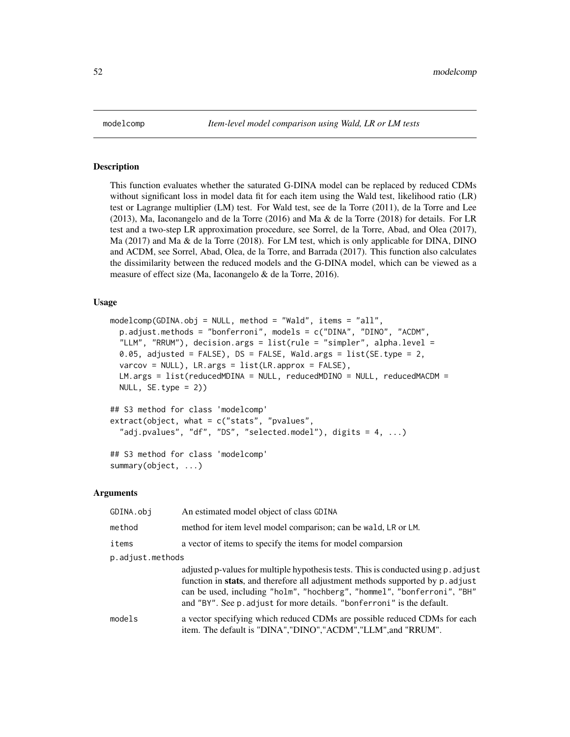modelcomp *Item-level model comparison using Wald, LR or LM tests*

## Description

This function evaluates whether the saturated G-DINA model can be replaced by reduced CDMs without significant loss in model data fit for each item using the Wald test, likelihood ratio (LR) test or Lagrange multiplier (LM) test. For Wald test, see de la Torre (2011), de la Torre and Lee (2013), Ma, Iaconangelo and de la Torre (2016) and Ma & de la Torre (2018) for details. For LR test and a two-step LR approximation procedure, see Sorrel, de la Torre, Abad, and Olea (2017), Ma (2017) and Ma & de la Torre (2018). For LM test, which is only applicable for DINA, DINO and ACDM, see Sorrel, Abad, Olea, de la Torre, and Barrada (2017). This function also calculates the dissimilarity between the reduced models and the G-DINA model, which can be viewed as a measure of effect size (Ma, Iaconangelo & de la Torre, 2016).

## Usage

```
modelcomp(GDINA.obj = NULL, method = "Wald", items = "all",
  p.adjust.methods = "bonferroni", models = c("DINA", "DINO", "ACDM",
  "LLM", "RRUM"), decision.args = list(rule = "simpler", alpha.level =
  0.05, adjusted = FALSE), DS = FALSE, Wald.args = list(SE.type = 2,
  varcov = NULL), LR.args = list(LR.approx = FALSE),
  LM.args = list(reducedMDINA = NULL, reducedMDINO = NULL, reducedMACDM =
  NULL, SE.type = 2))

## S3 method for class 'modelcomp'
extract(object, what = c("stats", "pvalues",
  "adj.pvalues", "df", "DS", "selected.model"), digits = 4, ...)

## S3 method for class 'modelcomp'
summary(object, ...)
```

## Arguments

| | |
|---|---|
| GDINA.obj | An estimated model object of class GDINA |
| method | method for item level model comparison; can be wald, LR or LM. |
| items | a vector of items to specify the items for model comparsion |
| p.adjust.methods | adjusted p-values for multiple hypothesis tests. This is conducted using p.adjust function in **stats**, and therefore all adjustment methods supported by p.adjust can be used, including "holm", "hochberg", "hommel", "bonferroni", "BH" and "BY". See p.adjust for more details. "bonferroni" is the default. |
| models | a vector specifying which reduced CDMs are possible reduced CDMs for each item. The default is "DINA","DINO","ACDM","LLM",and "RRUM". |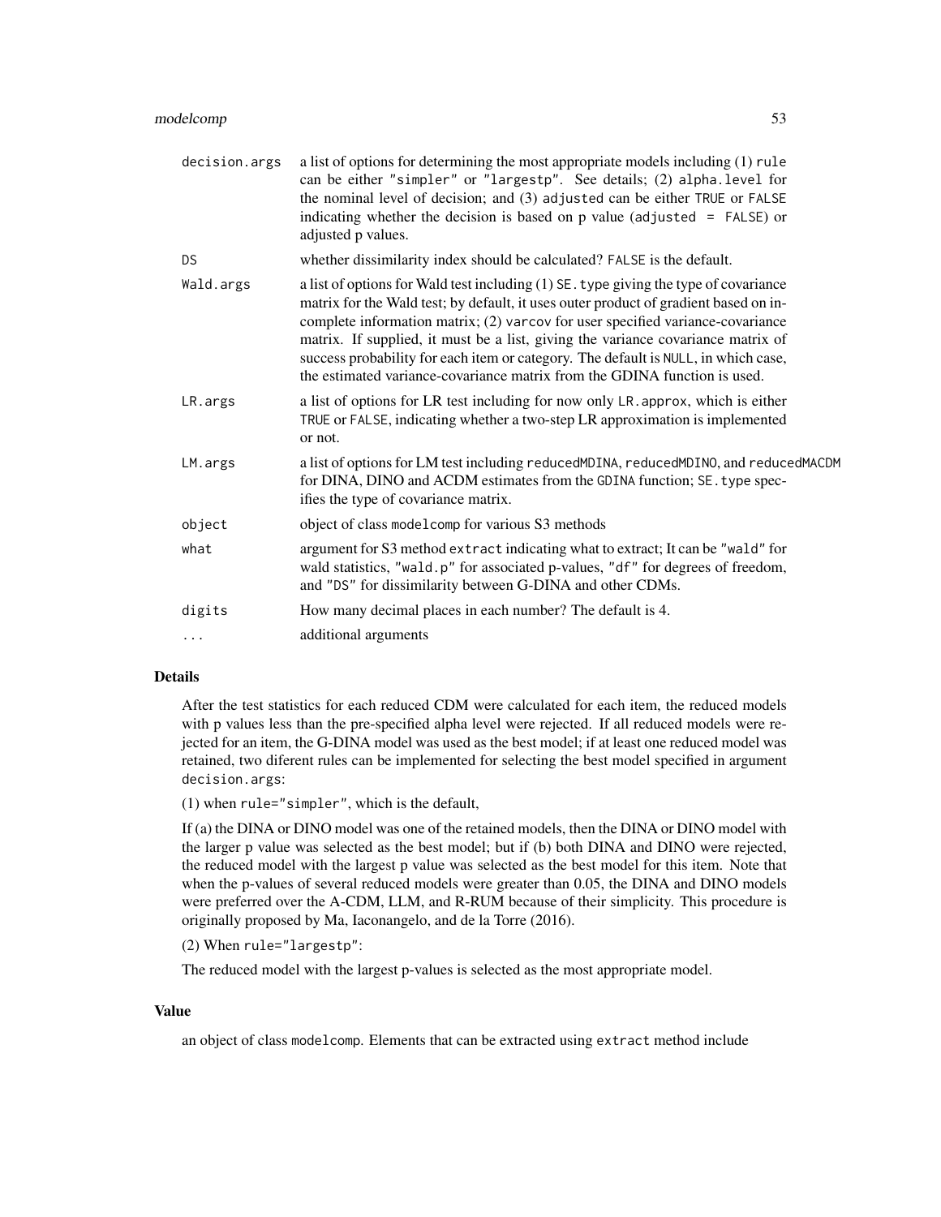| | |
|---|---|
| decision.args | a list of options for determining the most appropriate models including (1) rule can be either "simpler" or "largestp". See details; (2) alpha.level for the nominal level of decision; and (3) adjusted can be either TRUE or FALSE indicating whether the decision is based on p value (adjusted = FALSE) or adjusted p values. |
| DS | whether dissimilarity index should be calculated? FALSE is the default. |
| Wald.args | a list of options for Wald test including (1) SE.type giving the type of covariance matrix for the Wald test; by default, it uses outer product of gradient based on incomplete information matrix; (2) varcov for user specified variance-covariance matrix. If supplied, it must be a list, giving the variance covariance matrix of success probability for each item or category. The default is NULL, in which case, the estimated variance-covariance matrix from the GDINA function is used. |
| LR.args | a list of options for LR test including for now only LR.approx, which is either TRUE or FALSE, indicating whether a two-step LR approximation is implemented or not. |
| LM.args | a list of options for LM test including reducedMDINA, reducedMDINO, and reducedMACDM for DINA, DINO and ACDM estimates from the GDINA function; SE.type specifies the type of covariance matrix. |
| object | object of class modelcomp for various S3 methods |
| what | argument for S3 method extract indicating what to extract; It can be "wald" for wald statistics, "wald.p" for associated p-values, "df" for degrees of freedom, and "DS" for dissimilarity between G-DINA and other CDMs. |
| digits | How many decimal places in each number? The default is 4. |
| ... | additional arguments |

## Details

After the test statistics for each reduced CDM were calculated for each item, the reduced models with p values less than the pre-specified alpha level were rejected. If all reduced models were rejected for an item, the G-DINA model was used as the best model; if at least one reduced model was retained, two diferent rules can be implemented for selecting the best model specified in argument decision.args:

(1) when rule="simpler", which is the default,

If (a) the DINA or DINO model was one of the retained models, then the DINA or DINO model with the larger p value was selected as the best model; but if (b) both DINA and DINO were rejected, the reduced model with the largest p value was selected as the best model for this item. Note that when the p-values of several reduced models were greater than 0.05, the DINA and DINO models were preferred over the A-CDM, LLM, and R-RUM because of their simplicity. This procedure is originally proposed by Ma, Iaconangelo, and de la Torre (2016).

(2) When rule="largestp":

The reduced model with the largest p-values is selected as the most appropriate model.

## Value

an object of class modelcomp. Elements that can be extracted using extract method include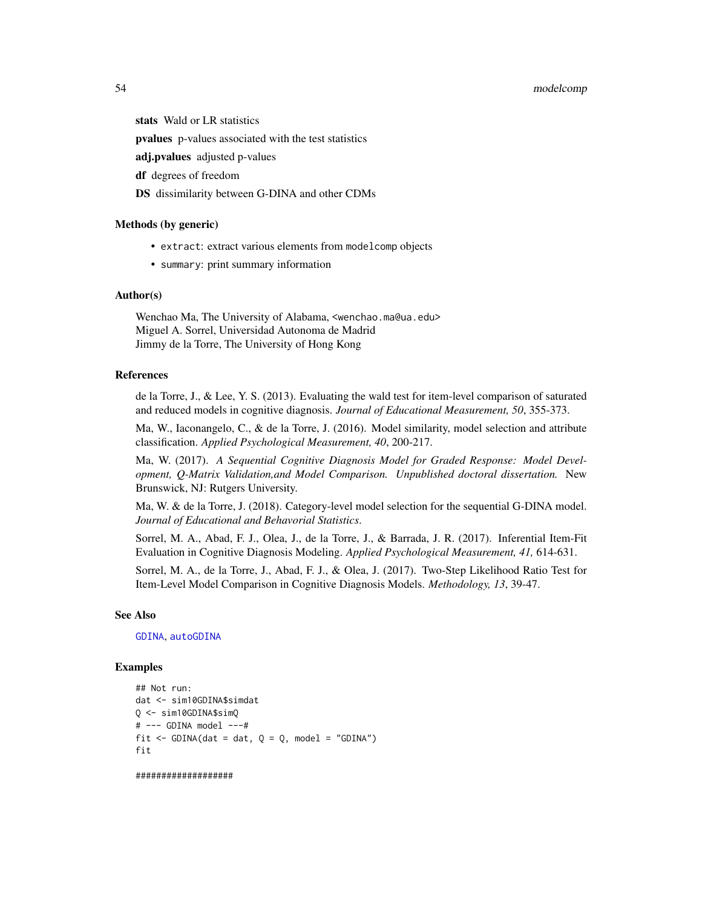**stats** Wald or LR statistics

**pvalues** p-values associated with the test statistics

**adj.pvalues** adjusted p-values

**df** degrees of freedom

**DS** dissimilarity between G-DINA and other CDMs

### Methods (by generic)

- `extract`: extract various elements from `modelcomp` objects
- `summary`: print summary information

### Author(s)

Wenchao Ma, The University of Alabama, <wenchao.ma@ua.edu>
Miguel A. Sorrel, Universidad Autonoma de Madrid
Jimmy de la Torre, The University of Hong Kong

### References

de la Torre, J., & Lee, Y. S. (2013). Evaluating the wald test for item-level comparison of saturated and reduced models in cognitive diagnosis. *Journal of Educational Measurement, 50*, 355-373.

Ma, W., Iaconangelo, C., & de la Torre, J. (2016). Model similarity, model selection and attribute classification. *Applied Psychological Measurement, 40*, 200-217.

Ma, W. (2017). *A Sequential Cognitive Diagnosis Model for Graded Response: Model Development, Q-Matrix Validation,and Model Comparison. Unpublished doctoral dissertation.* New Brunswick, NJ: Rutgers University.

Ma, W. & de la Torre, J. (2018). Category-level model selection for the sequential G-DINA model. *Journal of Educational and Behavorial Statistics*.

Sorrel, M. A., Abad, F. J., Olea, J., de la Torre, J., & Barrada, J. R. (2017). Inferential Item-Fit Evaluation in Cognitive Diagnosis Modeling. *Applied Psychological Measurement, 41,* 614-631.

Sorrel, M. A., de la Torre, J., Abad, F. J., & Olea, J. (2017). Two-Step Likelihood Ratio Test for Item-Level Model Comparison in Cognitive Diagnosis Models. *Methodology, 13*, 39-47.

### See Also

`GDINA`, `autoGDINA`

### Examples

```
## Not run:
dat <- sim10GDINA$simdat
Q <- sim10GDINA$simQ
# --- GDINA model ---#
fit <- GDINA(dat = dat, Q = Q, model = "GDINA")
fit

###################
```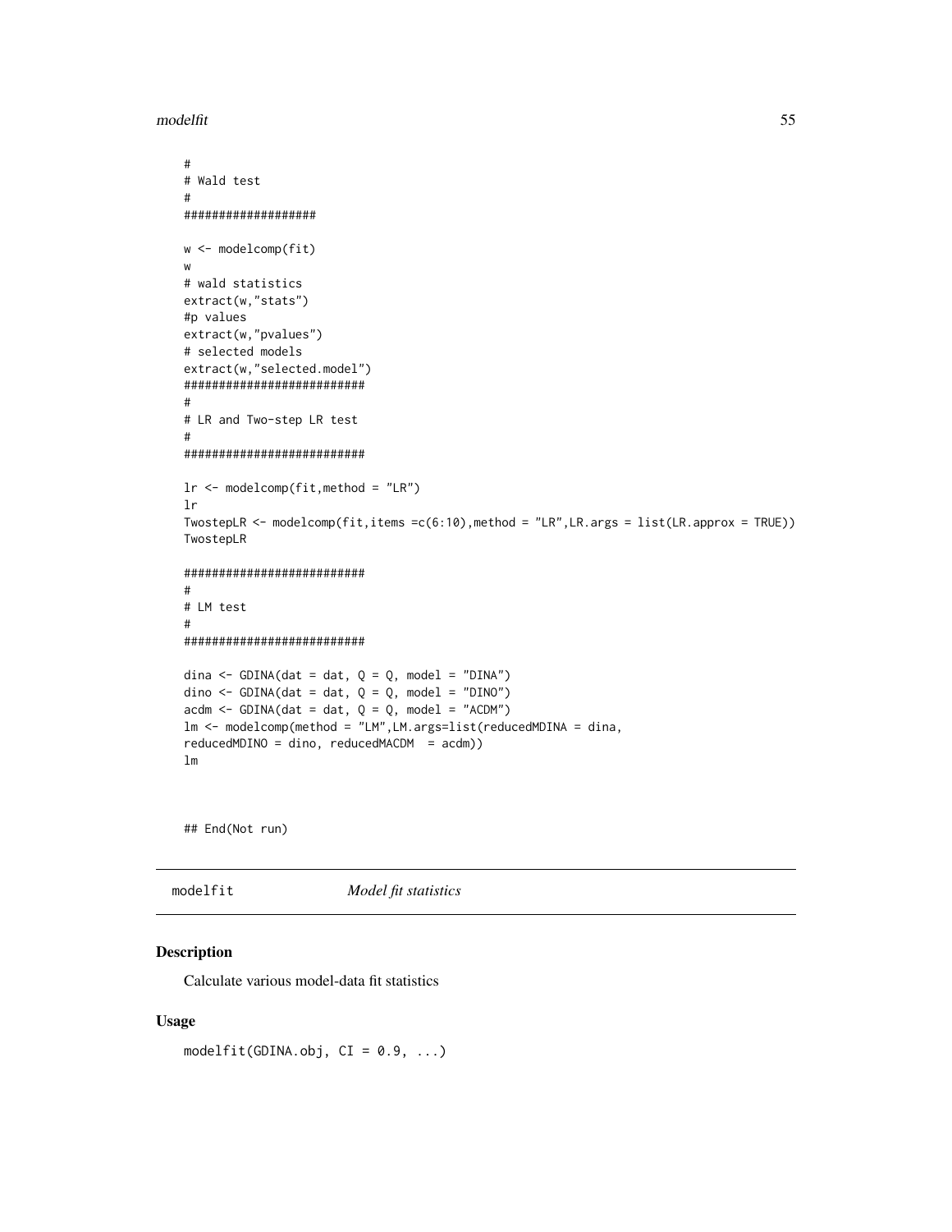```
#
# Wald test
#
###################

w <- modelcomp(fit)
w
# wald statistics
extract(w,"stats")
#p values
extract(w,"pvalues")
# selected models
extract(w,"selected.model")
##########################
#
# LR and Two-step LR test
#
##########################

lr <- modelcomp(fit,method = "LR")
lr
TwostepLR <- modelcomp(fit,items =c(6:10),method = "LR",LR.args = list(LR.approx = TRUE))
TwostepLR

##########################
#
# LM test
#
##########################

dina <- GDINA(dat = dat, Q = Q, model = "DINA")
dino <- GDINA(dat = dat, Q = Q, model = "DINO")
acdm <- GDINA(dat = dat, Q = Q, model = "ACDM")
lm <- modelcomp(method = "LM",LM.args=list(reducedMDINA = dina,
reducedMDINO = dino, reducedMACDM  = acdm))
lm


## End(Not run)
```

---

modelfit    *Model fit statistics*

---

## Description

Calculate various model-data fit statistics

## Usage

```
modelfit(GDINA.obj, CI = 0.9, ...)
```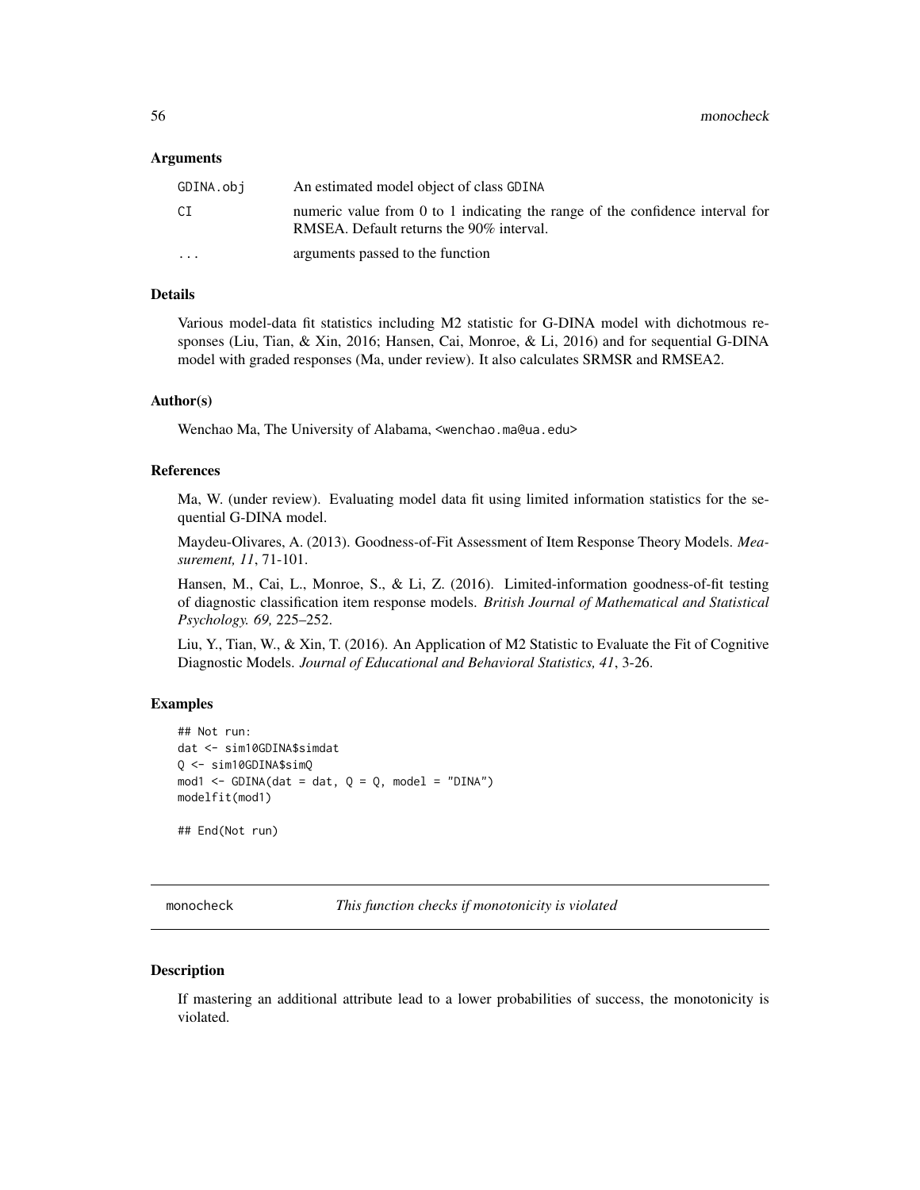### Arguments

| | |
|---|---|
| GDINA.obj | An estimated model object of class GDINA |
| CI | numeric value from 0 to 1 indicating the range of the confidence interval for RMSEA. Default returns the 90% interval. |
| ... | arguments passed to the function |

### Details

Various model-data fit statistics including M2 statistic for G-DINA model with dichotmous responses (Liu, Tian, & Xin, 2016; Hansen, Cai, Monroe, & Li, 2016) and for sequential G-DINA model with graded responses (Ma, under review). It also calculates SRMSR and RMSEA2.

### Author(s)

Wenchao Ma, The University of Alabama, <wenchao.ma@ua.edu>

### References

Ma, W. (under review). Evaluating model data fit using limited information statistics for the sequential G-DINA model.

Maydeu-Olivares, A. (2013). Goodness-of-Fit Assessment of Item Response Theory Models. *Measurement, 11*, 71-101.

Hansen, M., Cai, L., Monroe, S., & Li, Z. (2016). Limited-information goodness-of-fit testing of diagnostic classification item response models. *British Journal of Mathematical and Statistical Psychology. 69,* 225–252.

Liu, Y., Tian, W., & Xin, T. (2016). An Application of M2 Statistic to Evaluate the Fit of Cognitive Diagnostic Models. *Journal of Educational and Behavioral Statistics, 41*, 3-26.

### Examples

```
## Not run:
dat <- sim10GDINA$simdat
Q <- sim10GDINA$simQ
mod1 <- GDINA(dat = dat, Q = Q, model = "DINA")
modelfit(mod1)

## End(Not run)
```

---

## monocheck — *This function checks if monotonicity is violated*

### Description

If mastering an additional attribute lead to a lower probabilities of success, the monotonicity is violated.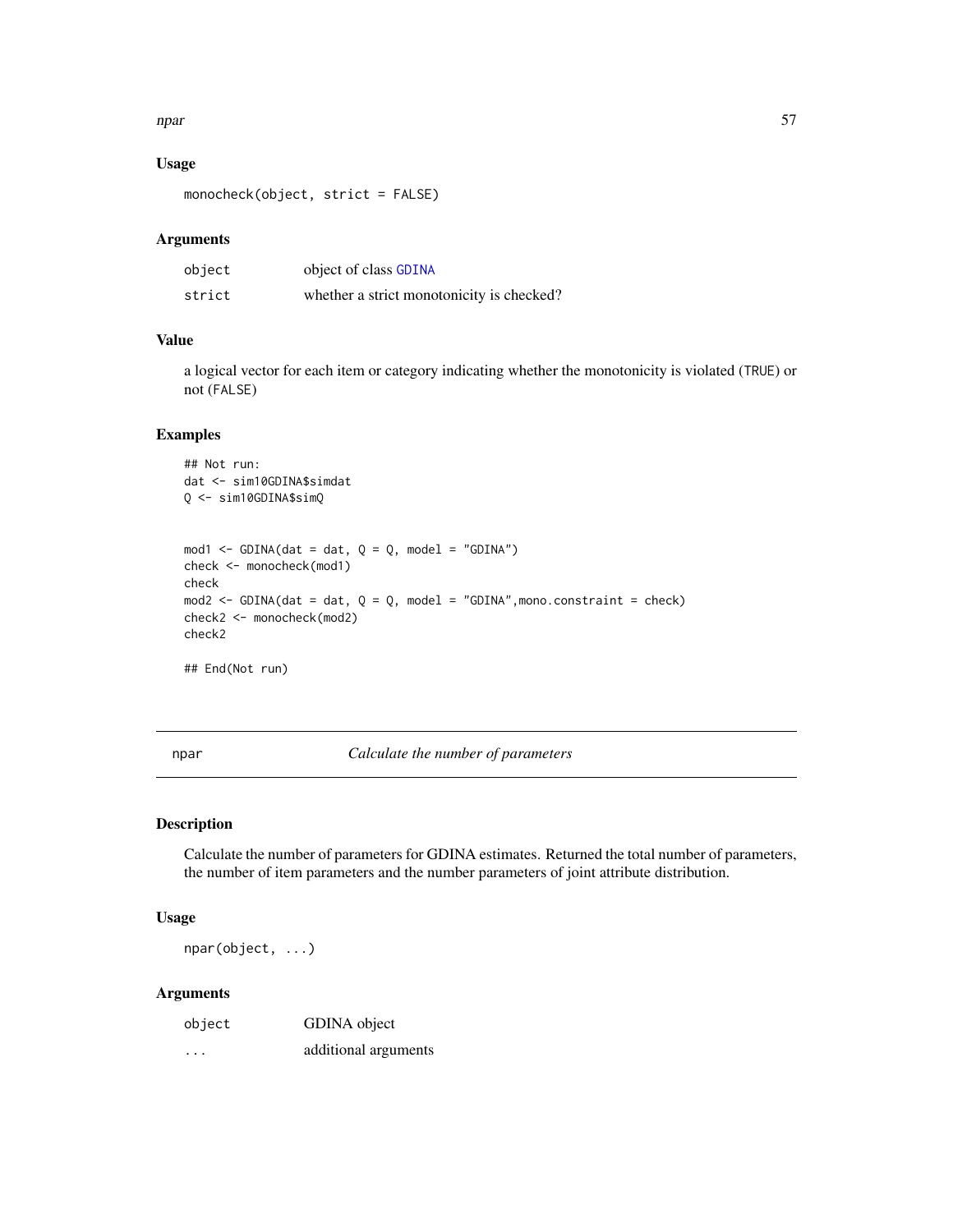## Usage

```
monocheck(object, strict = FALSE)
```

## Arguments

| | |
|---|---|
| object | object of class GDINA |
| strict | whether a strict monotonicity is checked? |

## Value

a logical vector for each item or category indicating whether the monotonicity is violated (TRUE) or not (FALSE)

## Examples

```
## Not run:
dat <- sim10GDINA$simdat
Q <- sim10GDINA$simQ


mod1 <- GDINA(dat = dat, Q = Q, model = "GDINA")
check <- monocheck(mod1)
check
mod2 <- GDINA(dat = dat, Q = Q, model = "GDINA",mono.constraint = check)
check2 <- monocheck(mod2)
check2

## End(Not run)
```

---

# npar *Calculate the number of parameters*

## Description

Calculate the number of parameters for GDINA estimates. Returned the total number of parameters, the number of item parameters and the number parameters of joint attribute distribution.

## Usage

```
npar(object, ...)
```

## Arguments

| | |
|---|---|
| object | GDINA object |
| ... | additional arguments |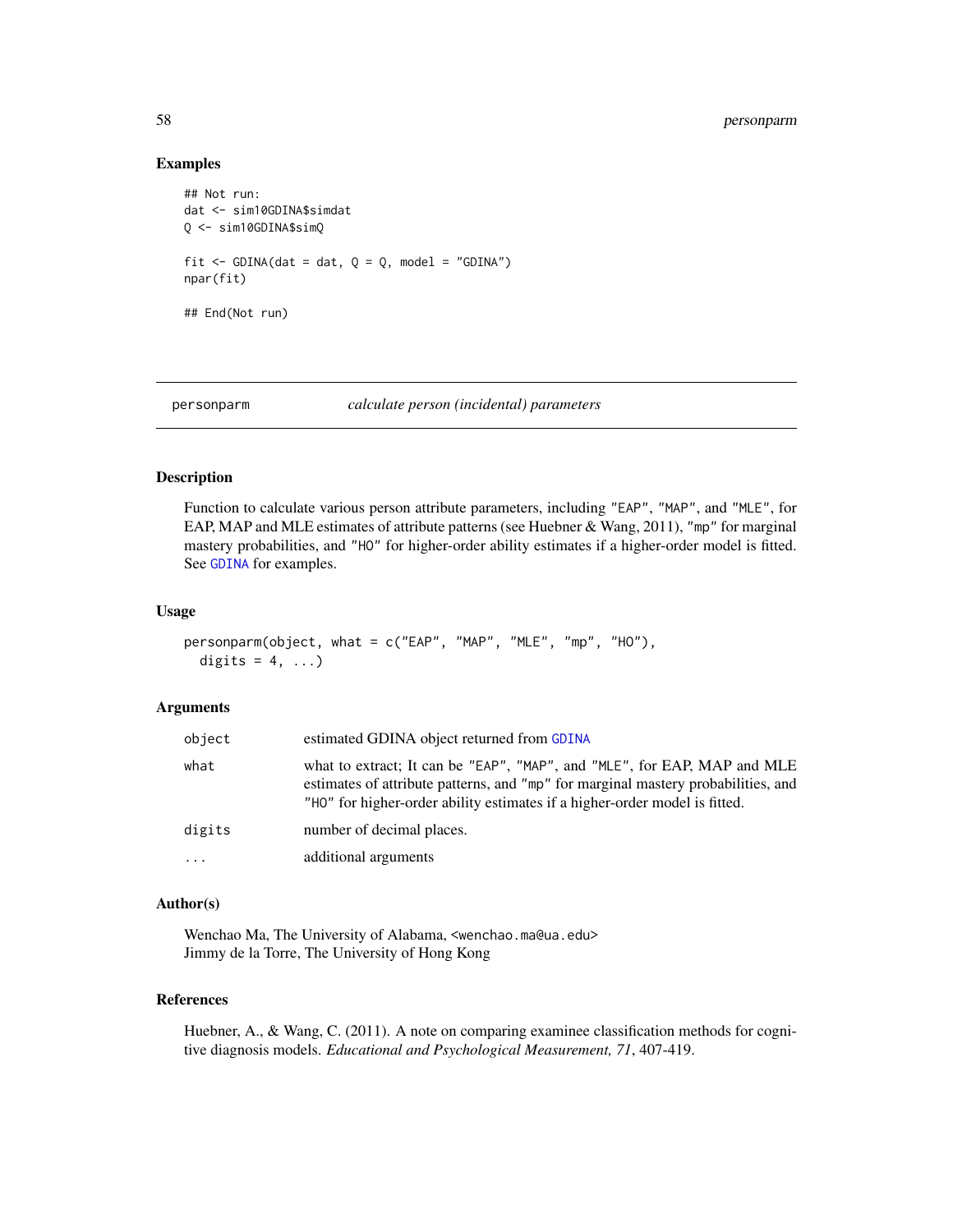## Examples

```
## Not run:
dat <- sim10GDINA$simdat
Q <- sim10GDINA$simQ

fit <- GDINA(dat = dat, Q = Q, model = "GDINA")
npar(fit)

## End(Not run)
```

---

## personparm — *calculate person (incidental) parameters*

---

### Description

Function to calculate various person attribute parameters, including "EAP", "MAP", and "MLE", for EAP, MAP and MLE estimates of attribute patterns (see Huebner & Wang, 2011), "mp" for marginal mastery probabilities, and "HO" for higher-order ability estimates if a higher-order model is fitted. See GDINA for examples.

### Usage

```
personparm(object, what = c("EAP", "MAP", "MLE", "mp", "HO"),
  digits = 4, ...)
```

### Arguments

| | |
|---|---|
| object | estimated GDINA object returned from GDINA |
| what | what to extract; It can be "EAP", "MAP", and "MLE", for EAP, MAP and MLE estimates of attribute patterns, and "mp" for marginal mastery probabilities, and "HO" for higher-order ability estimates if a higher-order model is fitted. |
| digits | number of decimal places. |
| ... | additional arguments |

### Author(s)

Wenchao Ma, The University of Alabama, <wenchao.ma@ua.edu>
Jimmy de la Torre, The University of Hong Kong

### References

Huebner, A., & Wang, C. (2011). A note on comparing examinee classification methods for cognitive diagnosis models. *Educational and Psychological Measurement, 71*, 407-419.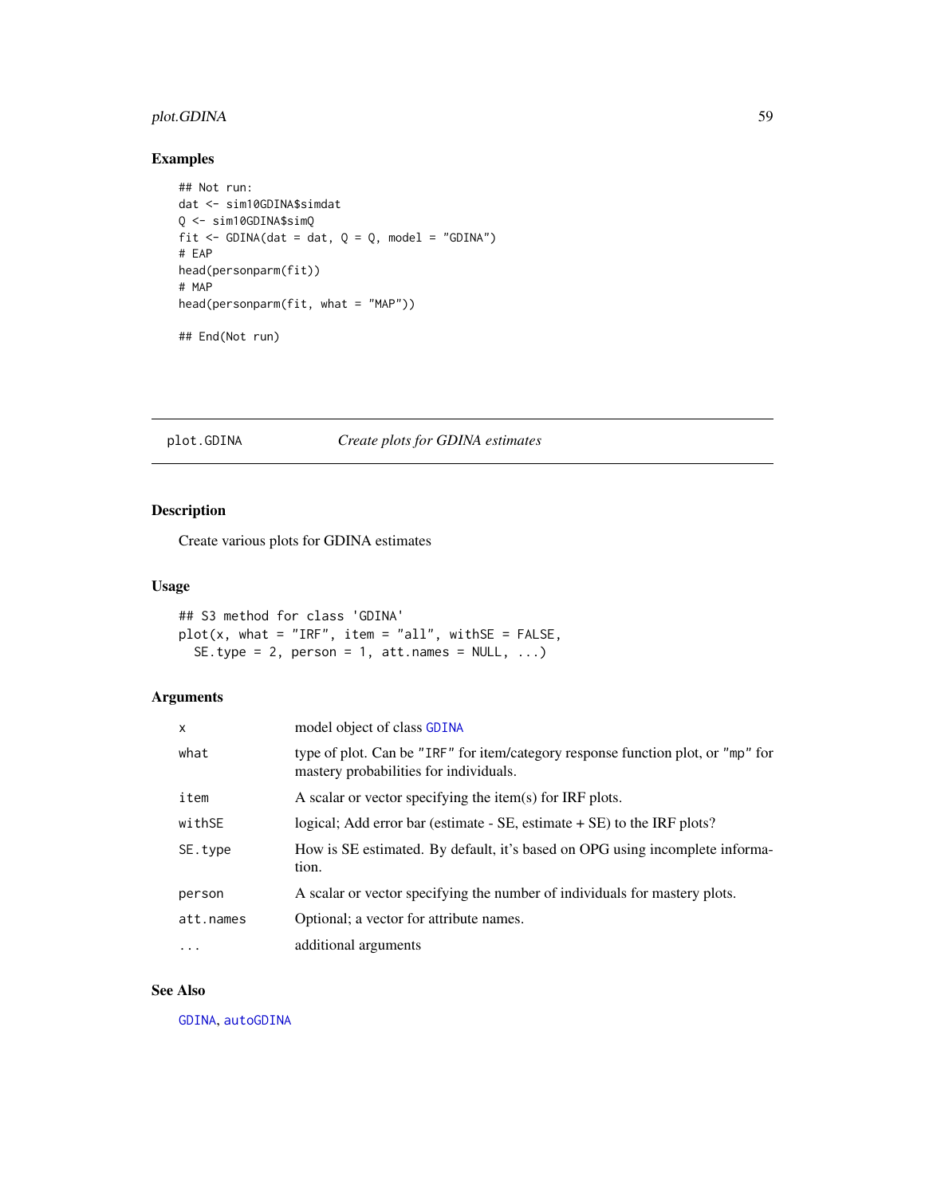## Examples

```
## Not run:
dat <- sim10GDINA$simdat
Q <- sim10GDINA$simQ
fit <- GDINA(dat = dat, Q = Q, model = "GDINA")
# EAP
head(personparm(fit))
# MAP
head(personparm(fit, what = "MAP"))

## End(Not run)
```

---

# plot.GDINA *Create plots for GDINA estimates*

---

## Description

Create various plots for GDINA estimates

## Usage

```
## S3 method for class 'GDINA'
plot(x, what = "IRF", item = "all", withSE = FALSE,
  SE.type = 2, person = 1, att.names = NULL, ...)
```

## Arguments

| | |
|---|---|
| x | model object of class GDINA |
| what | type of plot. Can be "IRF" for item/category response function plot, or "mp" for mastery probabilities for individuals. |
| item | A scalar or vector specifying the item(s) for IRF plots. |
| withSE | logical; Add error bar (estimate - SE, estimate + SE) to the IRF plots? |
| SE.type | How is SE estimated. By default, it's based on OPG using incomplete information. |
| person | A scalar or vector specifying the number of individuals for mastery plots. |
| att.names | Optional; a vector for attribute names. |
| ... | additional arguments |

## See Also

GDINA, autoGDINA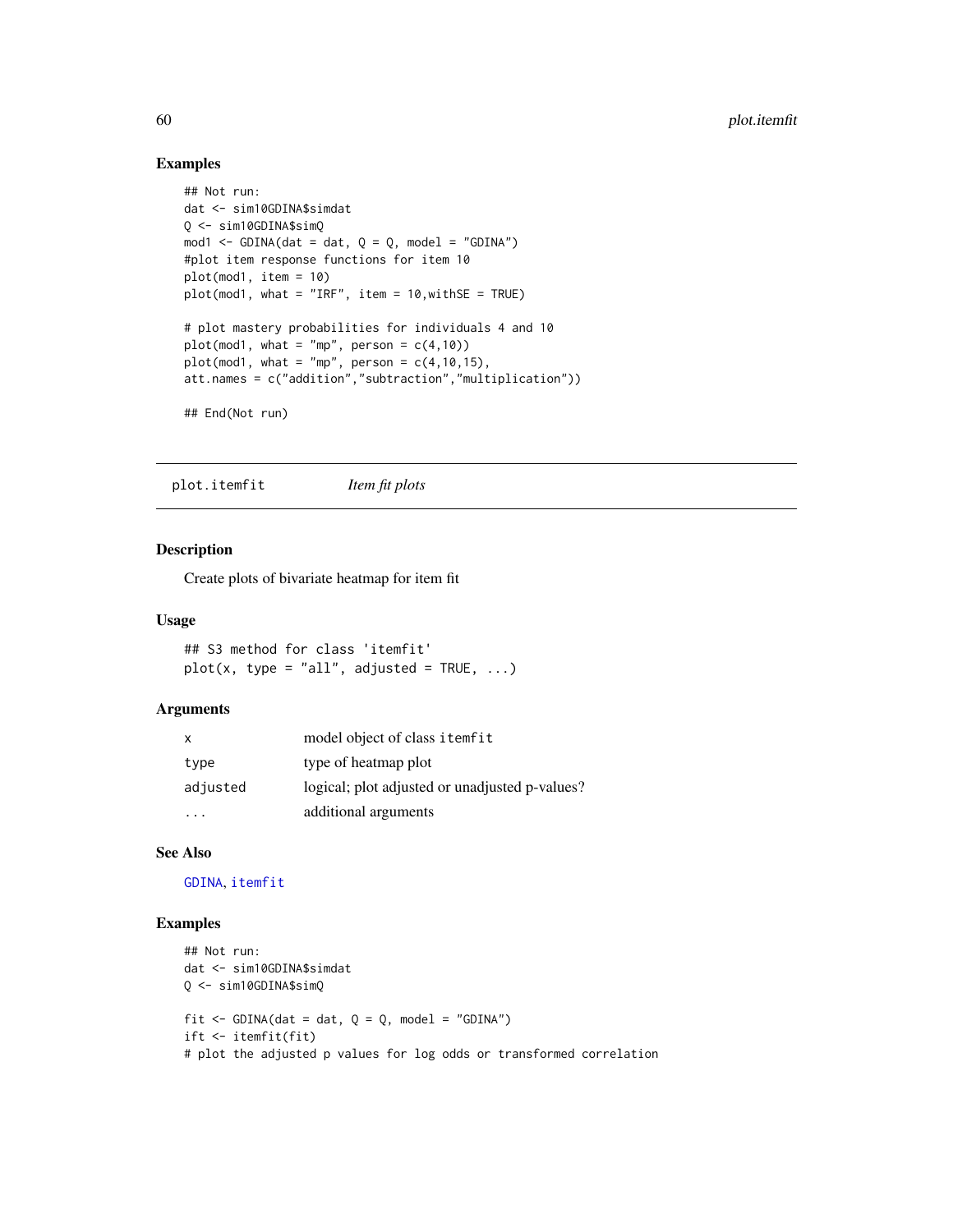### Examples

```
## Not run:
dat <- sim10GDINA$simdat
Q <- sim10GDINA$simQ
mod1 <- GDINA(dat = dat, Q = Q, model = "GDINA")
#plot item response functions for item 10
plot(mod1, item = 10)
plot(mod1, what = "IRF", item = 10,withSE = TRUE)

# plot mastery probabilities for individuals 4 and 10
plot(mod1, what = "mp", person = c(4,10))
plot(mod1, what = "mp", person = c(4,10,15),
att.names = c("addition","subtraction","multiplication"))

## End(Not run)
```

---

## plot.itemfit *Item fit plots*

### Description

Create plots of bivariate heatmap for item fit

### Usage

```
## S3 method for class 'itemfit'
plot(x, type = "all", adjusted = TRUE, ...)
```

### Arguments

| | |
|---|---|
| x | model object of class itemfit |
| type | type of heatmap plot |
| adjusted | logical; plot adjusted or unadjusted p-values? |
| ... | additional arguments |

### See Also

GDINA, itemfit

### Examples

```
## Not run:
dat <- sim10GDINA$simdat
Q <- sim10GDINA$simQ

fit <- GDINA(dat = dat, Q = Q, model = "GDINA")
ift <- itemfit(fit)
# plot the adjusted p values for log odds or transformed correlation
```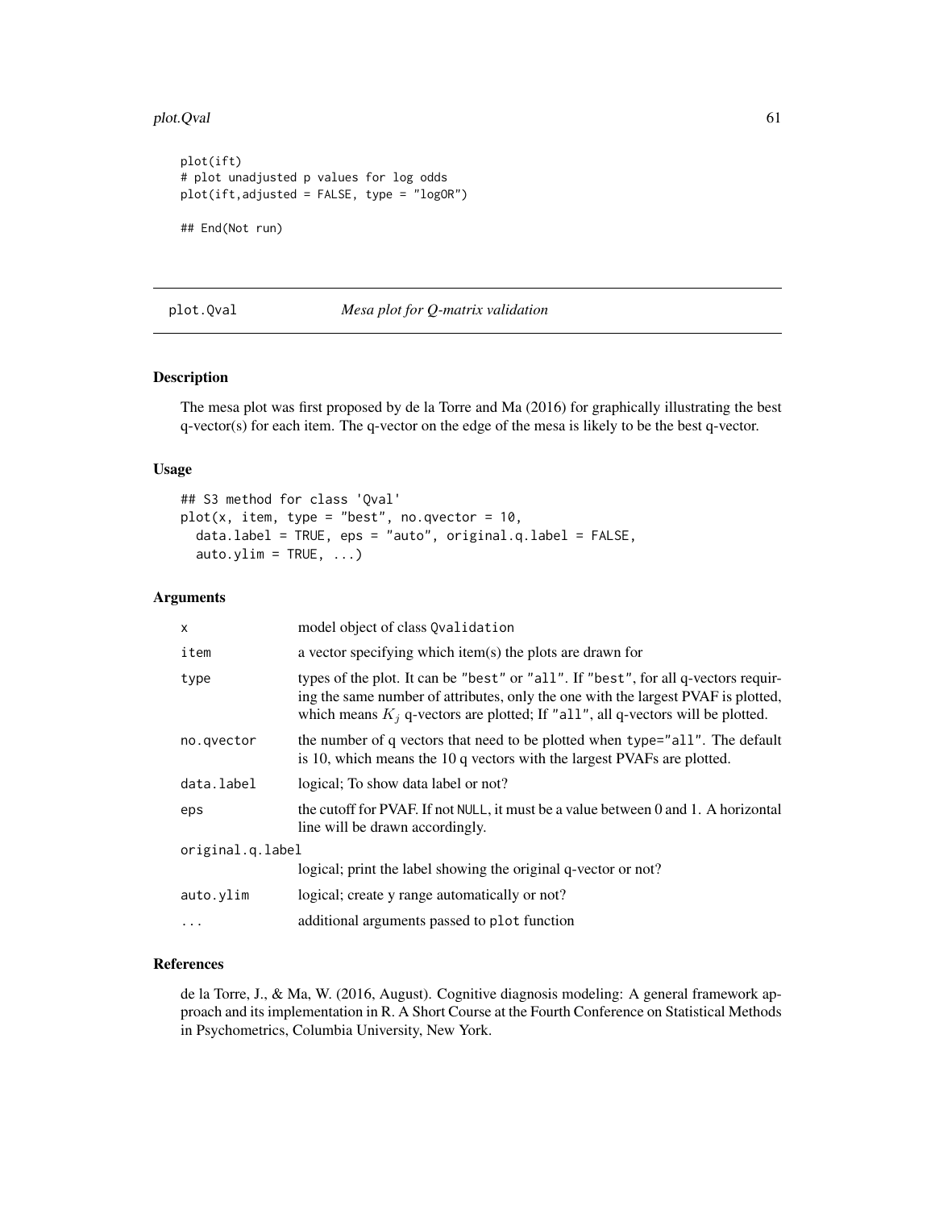```
plot(ift)
# plot unadjusted p values for log odds
plot(ift,adjusted = FALSE, type = "logOR")

## End(Not run)
```

---

## plot.Qval — *Mesa plot for Q-matrix validation*

### Description

The mesa plot was first proposed by de la Torre and Ma (2016) for graphically illustrating the best q-vector(s) for each item. The q-vector on the edge of the mesa is likely to be the best q-vector.

### Usage

```
## S3 method for class 'Qval'
plot(x, item, type = "best", no.qvector = 10,
  data.label = TRUE, eps = "auto", original.q.label = FALSE,
  auto.ylim = TRUE, ...)
```

### Arguments

| | |
|---|---|
| `x` | model object of class `Qvalidation` |
| `item` | a vector specifying which item(s) the plots are drawn for |
| `type` | types of the plot. It can be `"best"` or `"all"`. If `"best"`, for all q-vectors requiring the same number of attributes, only the one with the largest PVAF is plotted, which means $K_j$ q-vectors are plotted; If `"all"`, all q-vectors will be plotted. |
| `no.qvector` | the number of q vectors that need to be plotted when `type="all"`. The default is 10, which means the 10 q vectors with the largest PVAFs are plotted. |
| `data.label` | logical; To show data label or not? |
| `eps` | the cutoff for PVAF. If not `NULL`, it must be a value between 0 and 1. A horizontal line will be drawn accordingly. |
| `original.q.label` | logical; print the label showing the original q-vector or not? |
| `auto.ylim` | logical; create y range automatically or not? |
| `...` | additional arguments passed to `plot` function |

### References

de la Torre, J., & Ma, W. (2016, August). Cognitive diagnosis modeling: A general framework approach and its implementation in R. A Short Course at the Fourth Conference on Statistical Methods in Psychometrics, Columbia University, New York.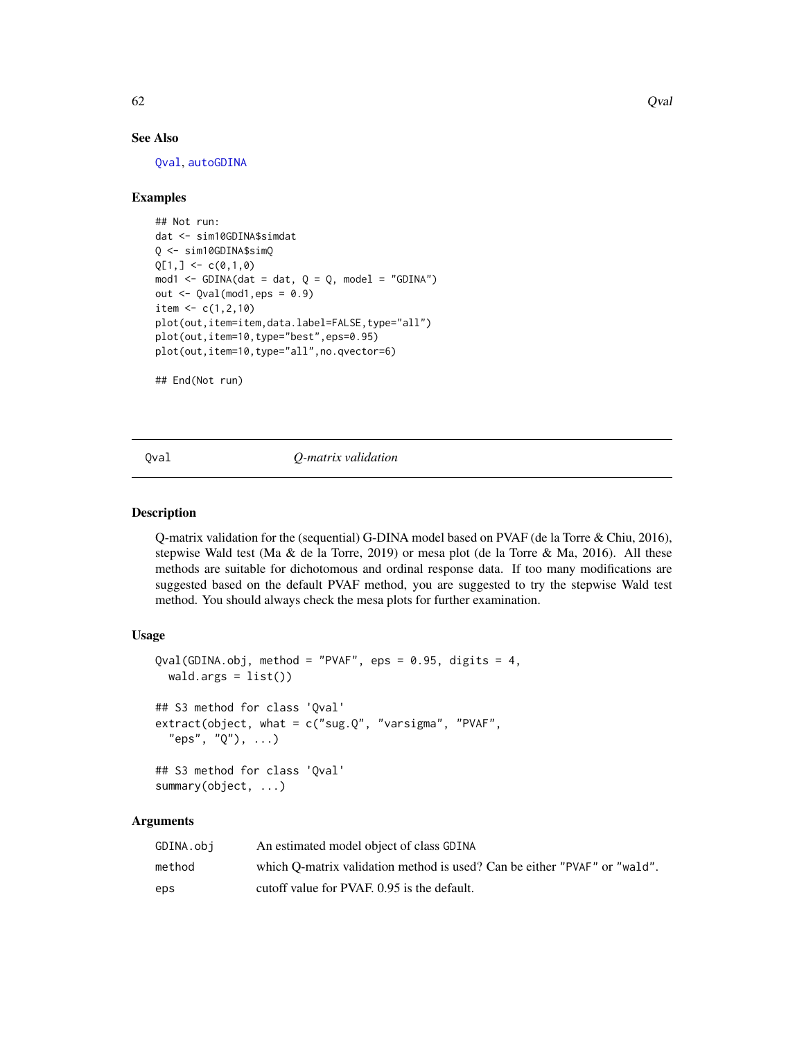### See Also

Qval, autoGDINA

### Examples

```
## Not run:
dat <- sim10GDINA$simdat
Q <- sim10GDINA$simQ
Q[1,] <- c(0,1,0)
mod1 <- GDINA(dat = dat, Q = Q, model = "GDINA")
out <- Qval(mod1,eps = 0.9)
item <- c(1,2,10)
plot(out,item=item,data.label=FALSE,type="all")
plot(out,item=10,type="best",eps=0.95)
plot(out,item=10,type="all",no.qvector=6)

## End(Not run)
```

---

## Qval — *Q-matrix validation*

### Description

Q-matrix validation for the (sequential) G-DINA model based on PVAF (de la Torre & Chiu, 2016), stepwise Wald test (Ma & de la Torre, 2019) or mesa plot (de la Torre & Ma, 2016). All these methods are suitable for dichotomous and ordinal response data. If too many modifications are suggested based on the default PVAF method, you are suggested to try the stepwise Wald test method. You should always check the mesa plots for further examination.

### Usage

```
Qval(GDINA.obj, method = "PVAF", eps = 0.95, digits = 4,
  wald.args = list())

## S3 method for class 'Qval'
extract(object, what = c("sug.Q", "varsigma", "PVAF",
  "eps", "Q"), ...)

## S3 method for class 'Qval'
summary(object, ...)
```

### Arguments

| | |
|---|---|
| GDINA.obj | An estimated model object of class GDINA |
| method | which Q-matrix validation method is used? Can be either "PVAF" or "wald". |
| eps | cutoff value for PVAF. 0.95 is the default. |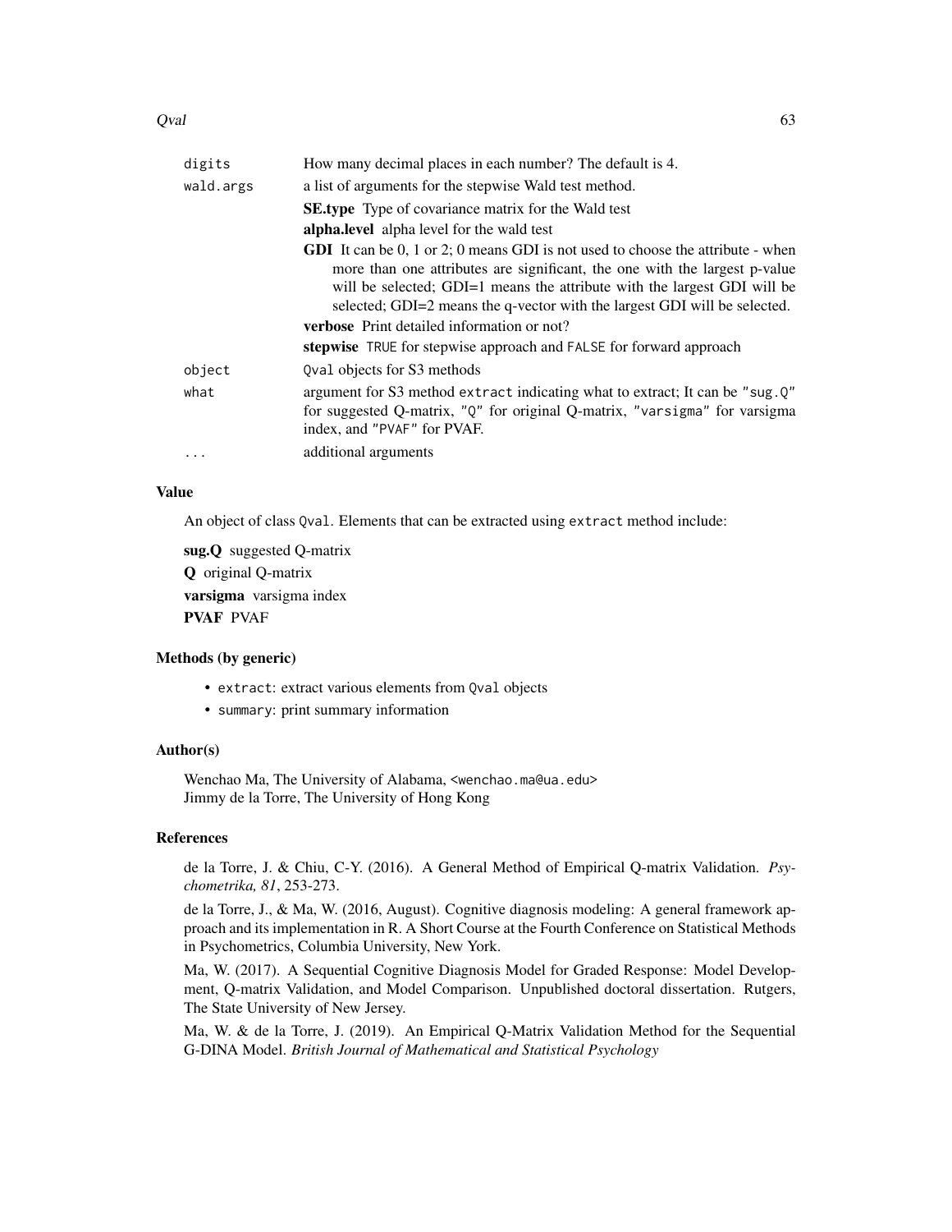| | |
|---|---|
| `digits` | How many decimal places in each number? The default is 4. |
| `wald.args` | a list of arguments for the stepwise Wald test method.<br>**SE.type** Type of covariance matrix for the Wald test<br>**alpha.level** alpha level for the wald test<br>**GDI** It can be 0, 1 or 2; 0 means GDI is not used to choose the attribute - when more than one attributes are significant, the one with the largest p-value will be selected; GDI=1 means the attribute with the largest GDI will be selected; GDI=2 means the q-vector with the largest GDI will be selected.<br>**verbose** Print detailed information or not?<br>**stepwise** `TRUE` for stepwise approach and `FALSE` for forward approach |
| `object` | `Qval` objects for S3 methods |
| `what` | argument for S3 method `extract` indicating what to extract; It can be `"sug.Q"` for suggested Q-matrix, `"Q"` for original Q-matrix, `"varsigma"` for varsigma index, and `"PVAF"` for PVAF. |
| `...` | additional arguments |

### Value

An object of class `Qval`. Elements that can be extracted using `extract` method include:

**sug.Q** suggested Q-matrix

**Q** original Q-matrix

**varsigma** varsigma index

**PVAF** PVAF

### Methods (by generic)

- `extract`: extract various elements from `Qval` objects
- `summary`: print summary information

### Author(s)

Wenchao Ma, The University of Alabama, <wenchao.ma@ua.edu>
Jimmy de la Torre, The University of Hong Kong

### References

de la Torre, J. & Chiu, C-Y. (2016). A General Method of Empirical Q-matrix Validation. *Psychometrika, 81*, 253-273.

de la Torre, J., & Ma, W. (2016, August). Cognitive diagnosis modeling: A general framework approach and its implementation in R. A Short Course at the Fourth Conference on Statistical Methods in Psychometrics, Columbia University, New York.

Ma, W. (2017). A Sequential Cognitive Diagnosis Model for Graded Response: Model Development, Q-matrix Validation, and Model Comparison. Unpublished doctoral dissertation. Rutgers, The State University of New Jersey.

Ma, W. & de la Torre, J. (2019). An Empirical Q-Matrix Validation Method for the Sequential G-DINA Model. *British Journal of Mathematical and Statistical Psychology*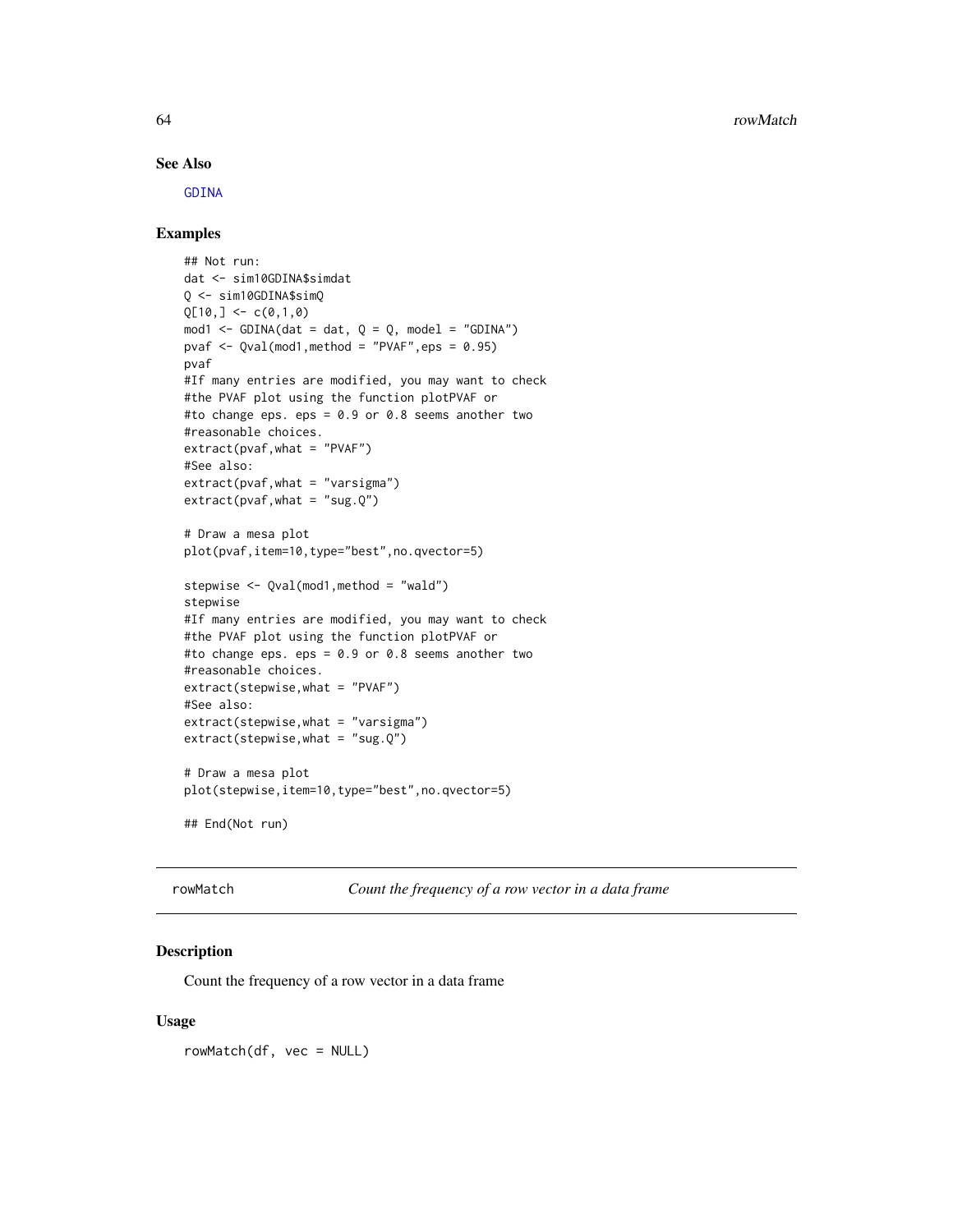### See Also

GDINA

### Examples

```
## Not run:
dat <- sim10GDINA$simdat
Q <- sim10GDINA$simQ
Q[10,] <- c(0,1,0)
mod1 <- GDINA(dat = dat, Q = Q, model = "GDINA")
pvaf <- Qval(mod1,method = "PVAF",eps = 0.95)
pvaf
#If many entries are modified, you may want to check
#the PVAF plot using the function plotPVAF or
#to change eps. eps = 0.9 or 0.8 seems another two
#reasonable choices.
extract(pvaf,what = "PVAF")
#See also:
extract(pvaf,what = "varsigma")
extract(pvaf,what = "sug.Q")

# Draw a mesa plot
plot(pvaf,item=10,type="best",no.qvector=5)

stepwise <- Qval(mod1,method = "wald")
stepwise
#If many entries are modified, you may want to check
#the PVAF plot using the function plotPVAF or
#to change eps. eps = 0.9 or 0.8 seems another two
#reasonable choices.
extract(stepwise,what = "PVAF")
#See also:
extract(stepwise,what = "varsigma")
extract(stepwise,what = "sug.Q")

# Draw a mesa plot
plot(stepwise,item=10,type="best",no.qvector=5)

## End(Not run)
```

---

## rowMatch *Count the frequency of a row vector in a data frame*

### Description

Count the frequency of a row vector in a data frame

### Usage

```
rowMatch(df, vec = NULL)
```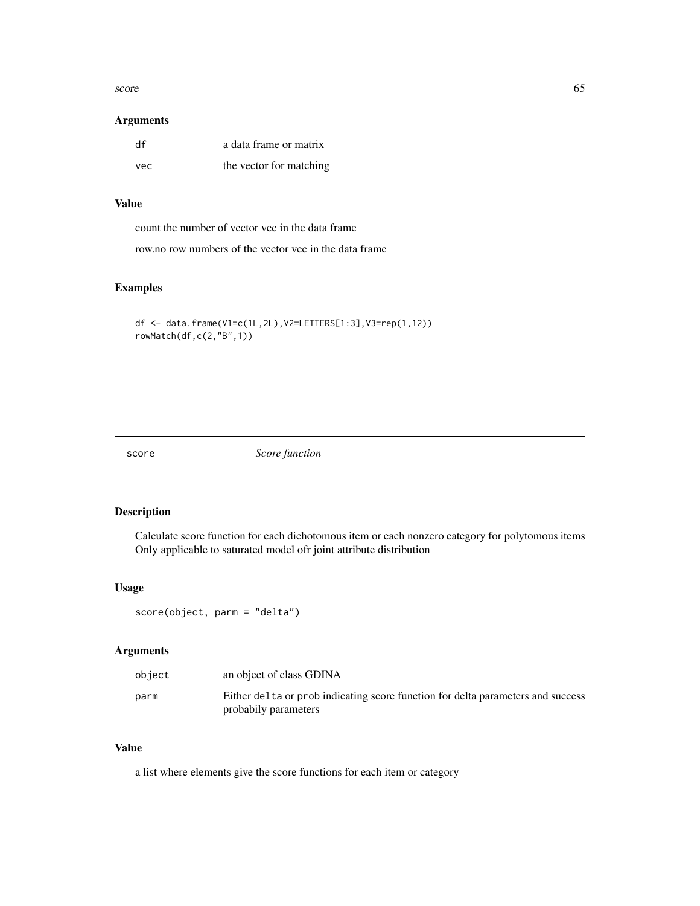### Arguments

| | |
|---|---|
| df | a data frame or matrix |
| vec | the vector for matching |

### Value

count the number of vector vec in the data frame

row.no row numbers of the vector vec in the data frame

### Examples

```
df <- data.frame(V1=c(1L,2L),V2=LETTERS[1:3],V3=rep(1,12))
rowMatch(df,c(2,"B",1))
```

---

## score *Score function*

---

### Description

Calculate score function for each dichotomous item or each nonzero category for polytomous items Only applicable to saturated model ofr joint attribute distribution

### Usage

```
score(object, parm = "delta")
```

### Arguments

| | |
|---|---|
| object | an object of class GDINA |
| parm | Either delta or prob indicating score function for delta parameters and success probabily parameters |

### Value

a list where elements give the score functions for each item or category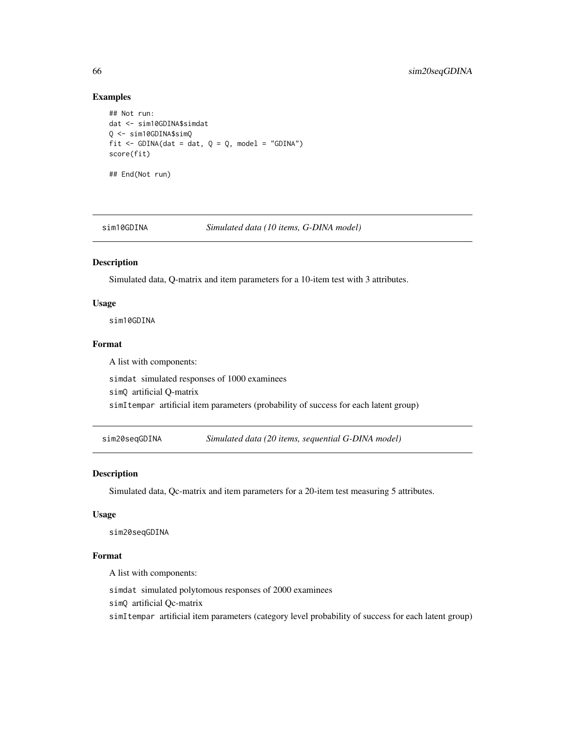## Examples

```
## Not run:
dat <- sim10GDINA$simdat
Q <- sim10GDINA$simQ
fit <- GDINA(dat = dat, Q = Q, model = "GDINA")
score(fit)

## End(Not run)
```

---

`sim10GDINA` *Simulated data (10 items, G-DINA model)*

---

## Description

Simulated data, Q-matrix and item parameters for a 10-item test with 3 attributes.

## Usage

```
sim10GDINA
```

## Format

A list with components:

`simdat` simulated responses of 1000 examinees

`simQ` artificial Q-matrix

`simItempar` artificial item parameters (probability of success for each latent group)

---

`sim20seqGDINA` *Simulated data (20 items, sequential G-DINA model)*

---

## Description

Simulated data, Qc-matrix and item parameters for a 20-item test measuring 5 attributes.

## Usage

```
sim20seqGDINA
```

## Format

A list with components:

`simdat` simulated polytomous responses of 2000 examinees

`simQ` artificial Qc-matrix

`simItempar` artificial item parameters (category level probability of success for each latent group)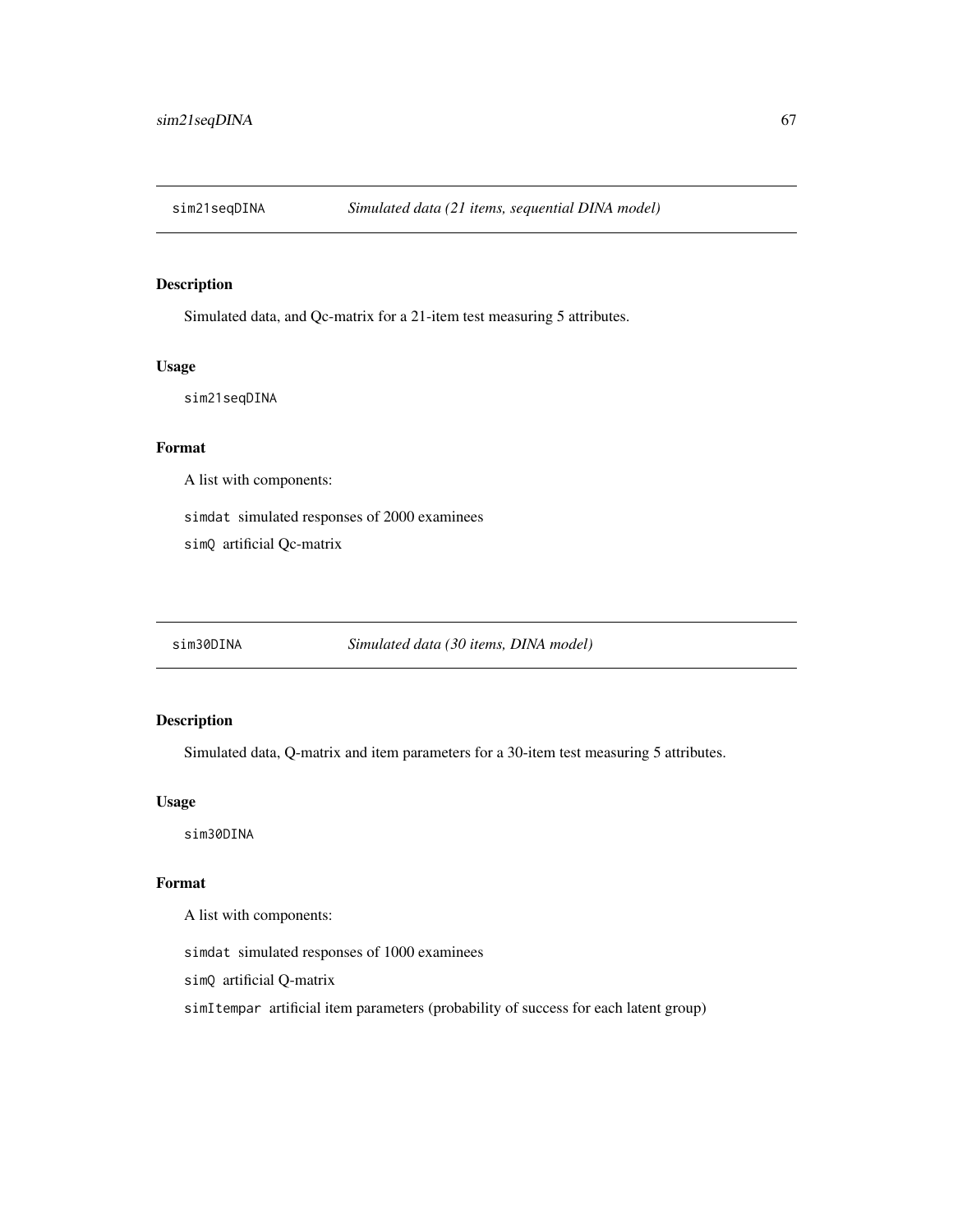## sim21seqDINA    *Simulated data (21 items, sequential DINA model)*

### Description

Simulated data, and Qc-matrix for a 21-item test measuring 5 attributes.

### Usage

```
sim21seqDINA
```

### Format

A list with components:

`simdat` simulated responses of 2000 examinees

`simQ` artificial Qc-matrix

## sim30DINA    *Simulated data (30 items, DINA model)*

### Description

Simulated data, Q-matrix and item parameters for a 30-item test measuring 5 attributes.

### Usage

```
sim30DINA
```

### Format

A list with components:

`simdat` simulated responses of 1000 examinees

`simQ` artificial Q-matrix

`simItempar` artificial item parameters (probability of success for each latent group)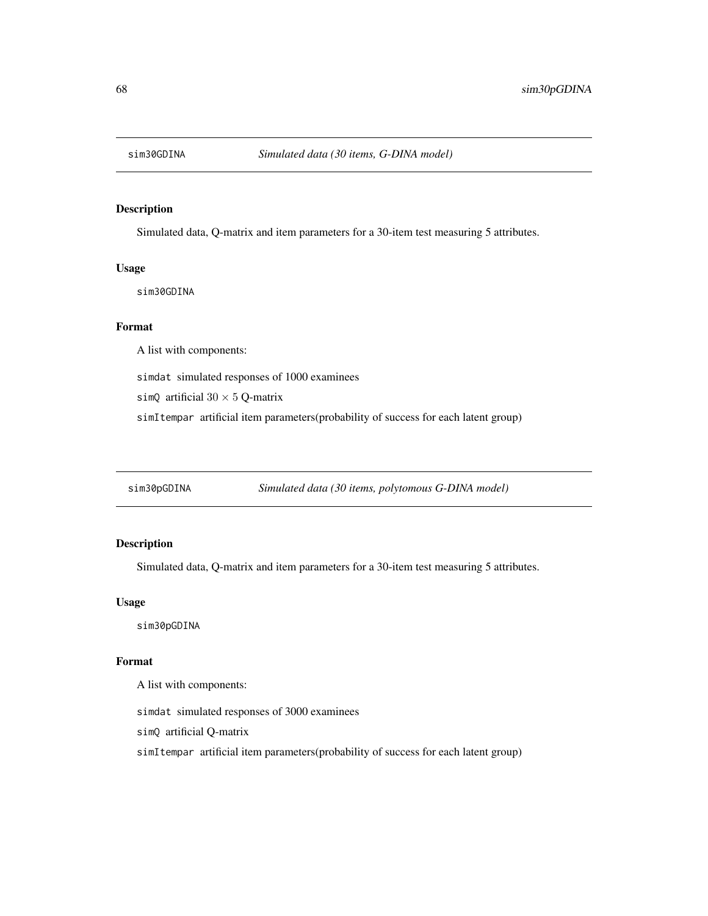## sim30GDINA — *Simulated data (30 items, G-DINA model)*

### Description

Simulated data, Q-matrix and item parameters for a 30-item test measuring 5 attributes.

### Usage

```
sim30GDINA
```

### Format

A list with components:

`simdat` simulated responses of 1000 examinees

`simQ` artificial $30 \times 5$ Q-matrix

`simItempar` artificial item parameters(probability of success for each latent group)

## sim30pGDINA — *Simulated data (30 items, polytomous G-DINA model)*

### Description

Simulated data, Q-matrix and item parameters for a 30-item test measuring 5 attributes.

### Usage

```
sim30pGDINA
```

### Format

A list with components:

`simdat` simulated responses of 3000 examinees

`simQ` artificial Q-matrix

`simItempar` artificial item parameters(probability of success for each latent group)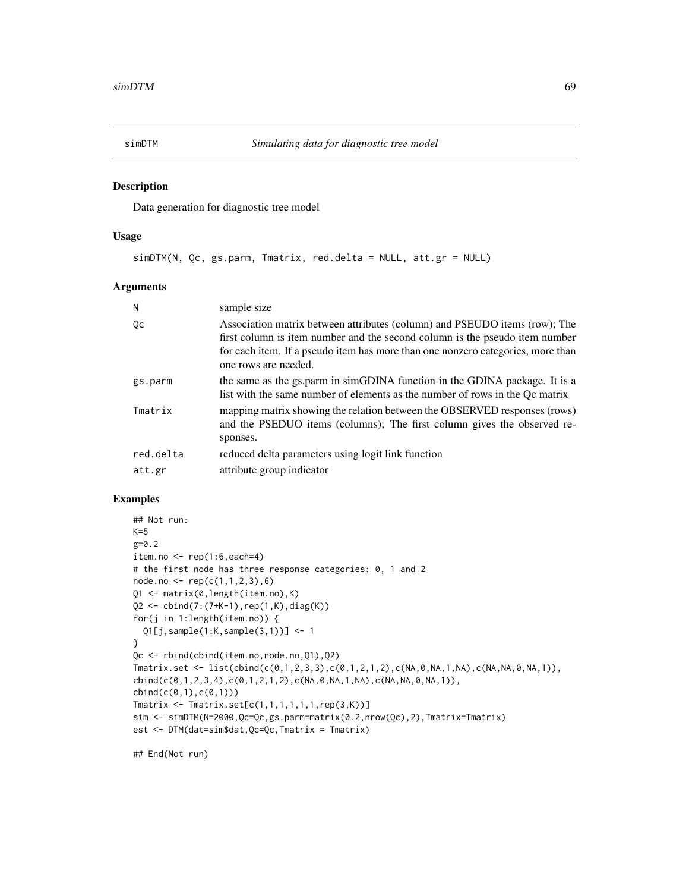# simDTM — *Simulating data for diagnostic tree model*

## Description

Data generation for diagnostic tree model

## Usage

```
simDTM(N, Qc, gs.parm, Tmatrix, red.delta = NULL, att.gr = NULL)
```

## Arguments

| | |
|---|---|
| N | sample size |
| Qc | Association matrix between attributes (column) and PSEUDO items (row); The first column is item number and the second column is the pseudo item number for each item. If a pseudo item has more than one nonzero categories, more than one rows are needed. |
| gs.parm | the same as the gs.parm in simGDINA function in the GDINA package. It is a list with the same number of elements as the number of rows in the Qc matrix |
| Tmatrix | mapping matrix showing the relation between the OBSERVED responses (rows) and the PSEDUO items (columns); The first column gives the observed responses. |
| red.delta | reduced delta parameters using logit link function |
| att.gr | attribute group indicator |

## Examples

```
## Not run:
K=5
g=0.2
item.no <- rep(1:6,each=4)
# the first node has three response categories: 0, 1 and 2
node.no <- rep(c(1,1,2,3),6)
Q1 <- matrix(0,length(item.no),K)
Q2 <- cbind(7:(7+K-1),rep(1,K),diag(K))
for(j in 1:length(item.no)) {
  Q1[j,sample(1:K,sample(3,1))] <- 1
}
Qc <- rbind(cbind(item.no,node.no,Q1),Q2)
Tmatrix.set <- list(cbind(c(0,1,2,3,3),c(0,1,2,1,2),c(NA,0,NA,1,NA),c(NA,NA,0,NA,1)),
cbind(c(0,1,2,3,4),c(0,1,2,1,2),c(NA,0,NA,1,NA),c(NA,NA,0,NA,1)),
cbind(c(0,1),c(0,1)))
Tmatrix <- Tmatrix.set[c(1,1,1,1,1,1,rep(3,K))]
sim <- simDTM(N=2000,Qc=Qc,gs.parm=matrix(0.2,nrow(Qc),2),Tmatrix=Tmatrix)
est <- DTM(dat=sim$dat,Qc=Qc,Tmatrix = Tmatrix)

## End(Not run)
```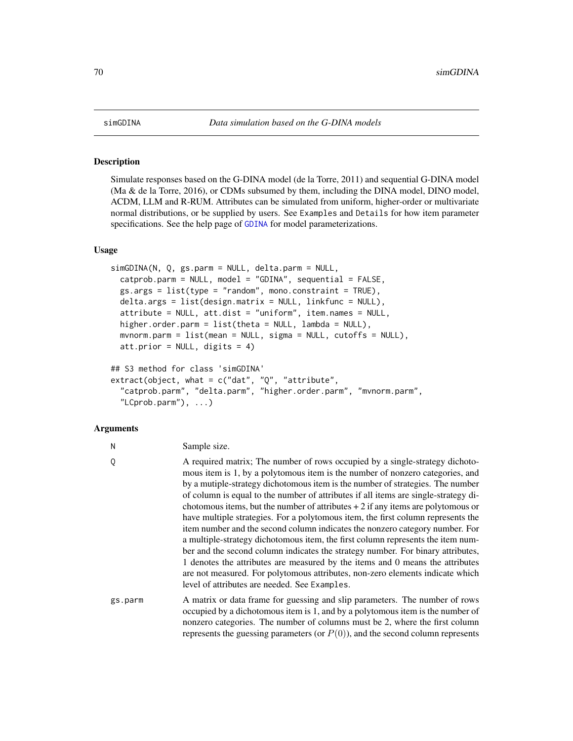simGDINA *Data simulation based on the G-DINA models*

## Description

Simulate responses based on the G-DINA model (de la Torre, 2011) and sequential G-DINA model (Ma & de la Torre, 2016), or CDMs subsumed by them, including the DINA model, DINO model, ACDM, LLM and R-RUM. Attributes can be simulated from uniform, higher-order or multivariate normal distributions, or be supplied by users. See Examples and Details for how item parameter specifications. See the help page of GDINA for model parameterizations.

## Usage

```
simGDINA(N, Q, gs.parm = NULL, delta.parm = NULL,
  catprob.parm = NULL, model = "GDINA", sequential = FALSE,
  gs.args = list(type = "random", mono.constraint = TRUE),
  delta.args = list(design.matrix = NULL, linkfunc = NULL),
  attribute = NULL, att.dist = "uniform", item.names = NULL,
  higher.order.parm = list(theta = NULL, lambda = NULL),
  mvnorm.parm = list(mean = NULL, sigma = NULL, cutoffs = NULL),
  att.prior = NULL, digits = 4)

## S3 method for class 'simGDINA'
extract(object, what = c("dat", "Q", "attribute",
  "catprob.parm", "delta.parm", "higher.order.parm", "mvnorm.parm",
  "LCprob.parm"), ...)
```

## Arguments

N
: Sample size.

Q
: A required matrix; The number of rows occupied by a single-strategy dichotomous item is 1, by a polytomous item is the number of nonzero categories, and by a mutiple-strategy dichotomous item is the number of strategies. The number of column is equal to the number of attributes if all items are single-strategy dichotomous items, but the number of attributes + 2 if any items are polytomous or have multiple strategies. For a polytomous item, the first column represents the item number and the second column indicates the nonzero category number. For a multiple-strategy dichotomous item, the first column represents the item number and the second column indicates the strategy number. For binary attributes, 1 denotes the attributes are measured by the items and 0 means the attributes are not measured. For polytomous attributes, non-zero elements indicate which level of attributes are needed. See Examples.

gs.parm
: A matrix or data frame for guessing and slip parameters. The number of rows occupied by a dichotomous item is 1, and by a polytomous item is the number of nonzero categories. The number of columns must be 2, where the first column represents the guessing parameters (or $P(0)$), and the second column represents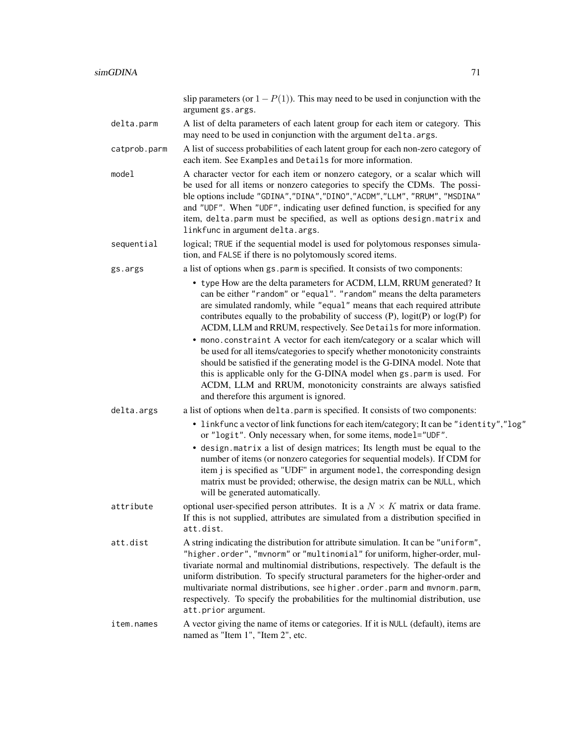slip parameters (or $1 - P(1)$). This may need to be used in conjunction with the argument `gs.args`.

**delta.parm**
A list of delta parameters of each latent group for each item or category. This may need to be used in conjunction with the argument `delta.args`.

**catprob.parm**
A list of success probabilities of each latent group for each non-zero category of each item. See `Examples` and `Details` for more information.

**model**
A character vector for each item or nonzero category, or a scalar which will be used for all items or nonzero categories to specify the CDMs. The possible options include `"GDINA"`,`"DINA"`,`"DINO"`,`"ACDM"`,`"LLM"`, `"RRUM"`, `"MSDINA"` and `"UDF"`. When `"UDF"`, indicating user defined function, is specified for any item, `delta.parm` must be specified, as well as options `design.matrix` and `linkfunc` in argument `delta.args`.

**sequential**
logical; `TRUE` if the sequential model is used for polytomous responses simulation, and `FALSE` if there is no polytomously scored items.

**gs.args**
a list of options when `gs.parm` is specified. It consists of two components:

- `type` How are the delta parameters for ACDM, LLM, RRUM generated? It can be either `"random"` or `"equal"`. `"random"` means the delta parameters are simulated randomly, while `"equal"` means that each required attribute contributes equally to the probability of success (P), logit(P) or log(P) for ACDM, LLM and RRUM, respectively. See `Details` for more information.
- `mono.constraint` A vector for each item/category or a scalar which will be used for all items/categories to specify whether monotonicity constraints should be satisfied if the generating model is the G-DINA model. Note that this is applicable only for the G-DINA model when `gs.parm` is used. For ACDM, LLM and RRUM, monotonicity constraints are always satisfied and therefore this argument is ignored.

**delta.args**
a list of options when `delta.parm` is specified. It consists of two components:

- `linkfunc` a vector of link functions for each item/category; It can be `"identity"`,`"log"` or `"logit"`. Only necessary when, for some items, `model="UDF"`.
- `design.matrix` a list of design matrices; Its length must be equal to the number of items (or nonzero categories for sequential models). If CDM for item j is specified as "UDF" in argument `model`, the corresponding design matrix must be provided; otherwise, the design matrix can be `NULL`, which will be generated automatically.

**attribute**
optional user-specified person attributes. It is a $N \times K$ matrix or data frame. If this is not supplied, attributes are simulated from a distribution specified in `att.dist`.

**att.dist**
A string indicating the distribution for attribute simulation. It can be `"uniform"`, `"higher.order"`, `"mvnorm"` or `"multinomial"` for uniform, higher-order, multivariate normal and multinomial distributions, respectively. The default is the uniform distribution. To specify structural parameters for the higher-order and multivariate normal distributions, see `higher.order.parm` and `mvnorm.parm`, respectively. To specify the probabilities for the multinomial distribution, use `att.prior` argument.

**item.names**
A vector giving the name of items or categories. If it is `NULL` (default), items are named as "Item 1", "Item 2", etc.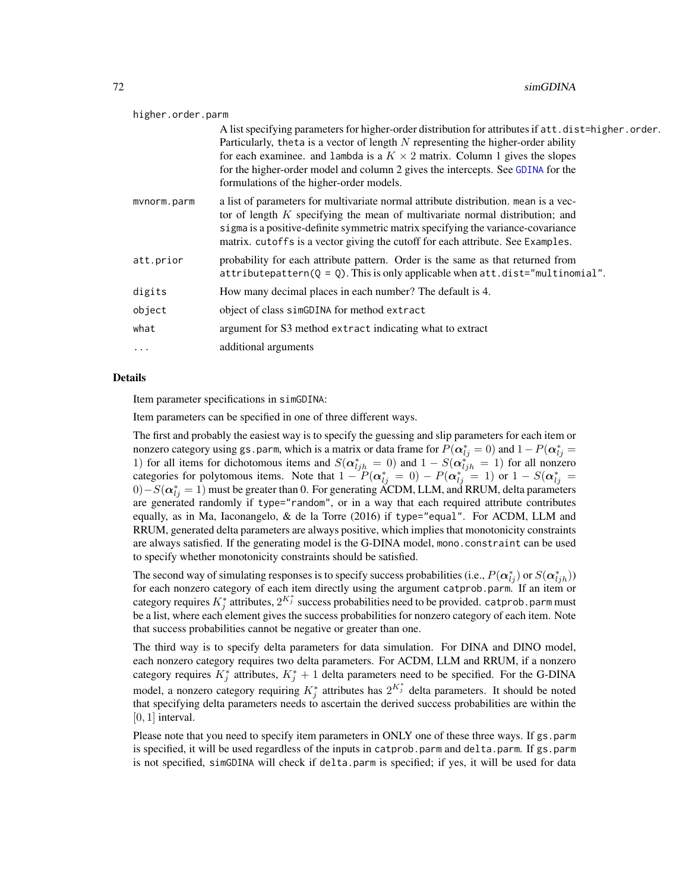higher.order.parm
: A list specifying parameters for higher-order distribution for attributes if `att.dist=higher.order`. Particularly, `theta` is a vector of length $N$ representing the higher-order ability for each examinee. and `lambda` is a $K \times 2$ matrix. Column 1 gives the slopes for the higher-order model and column 2 gives the intercepts. See GDINA for the formulations of the higher-order models.

mvnorm.parm
: a list of parameters for multivariate normal attribute distribution. `mean` is a vector of length $K$ specifying the mean of multivariate normal distribution; and `sigma` is a positive-definite symmetric matrix specifying the variance-covariance matrix. `cutoffs` is a vector giving the cutoff for each attribute. See `Examples`.

att.prior
: probability for each attribute pattern. Order is the same as that returned from `attributepattern(Q = Q)`. This is only applicable when `att.dist="multinomial"`.

digits
: How many decimal places in each number? The default is 4.

object
: object of class `simGDINA` for method `extract`

what
: argument for S3 method `extract` indicating what to extract

...
: additional arguments

## Details

Item parameter specifications in `simGDINA`:

Item parameters can be specified in one of three different ways.

The first and probably the easiest way is to specify the guessing and slip parameters for each item or nonzero category using `gs.parm`, which is a matrix or data frame for $P(\boldsymbol{\alpha}_{lj}^* = 0)$ and $1 - P(\boldsymbol{\alpha}_{lj}^* = 1)$ for all items for dichotomous items and $S(\boldsymbol{\alpha}_{ljh}^* = 0)$ and $1 - S(\boldsymbol{\alpha}_{ljh}^* = 1)$ for all nonzero categories for polytomous items. Note that $1 - P(\boldsymbol{\alpha}_{lj}^* = 0) - P(\boldsymbol{\alpha}_{lj}^* = 1)$ or $1 - S(\boldsymbol{\alpha}_{lj}^* = 0) - S(\boldsymbol{\alpha}_{lj}^* = 1)$ must be greater than 0. For generating ACDM, LLM, and RRUM, delta parameters are generated randomly if `type="random"`, or in a way that each required attribute contributes equally, as in Ma, Iaconangelo, & de la Torre (2016) if `type="equal"`. For ACDM, LLM and RRUM, generated delta parameters are always positive, which implies that monotonicity constraints are always satisfied. If the generating model is the G-DINA model, `mono.constraint` can be used to specify whether monotonicity constraints should be satisfied.

The second way of simulating responses is to specify success probabilities (i.e., $P(\boldsymbol{\alpha}_{lj}^*)$ or $S(\boldsymbol{\alpha}_{ljh}^*)$) for each nonzero category of each item directly using the argument `catprob.parm`. If an item or category requires $K_j^*$ attributes, $2^{K_j^*}$ success probabilities need to be provided. `catprob.parm` must be a list, where each element gives the success probabilities for nonzero category of each item. Note that success probabilities cannot be negative or greater than one.

The third way is to specify delta parameters for data simulation. For DINA and DINO model, each nonzero category requires two delta parameters. For ACDM, LLM and RRUM, if a nonzero category requires $K_j^*$ attributes, $K_j^* + 1$ delta parameters need to be specified. For the G-DINA model, a nonzero category requiring $K_j^*$ attributes has $2^{K_j^*}$ delta parameters. It should be noted that specifying delta parameters needs to ascertain the derived success probabilities are within the $[0, 1]$ interval.

Please note that you need to specify item parameters in ONLY one of these three ways. If `gs.parm` is specified, it will be used regardless of the inputs in `catprob.parm` and `delta.parm`. If `gs.parm` is not specified, `simGDINA` will check if `delta.parm` is specified; if yes, it will be used for data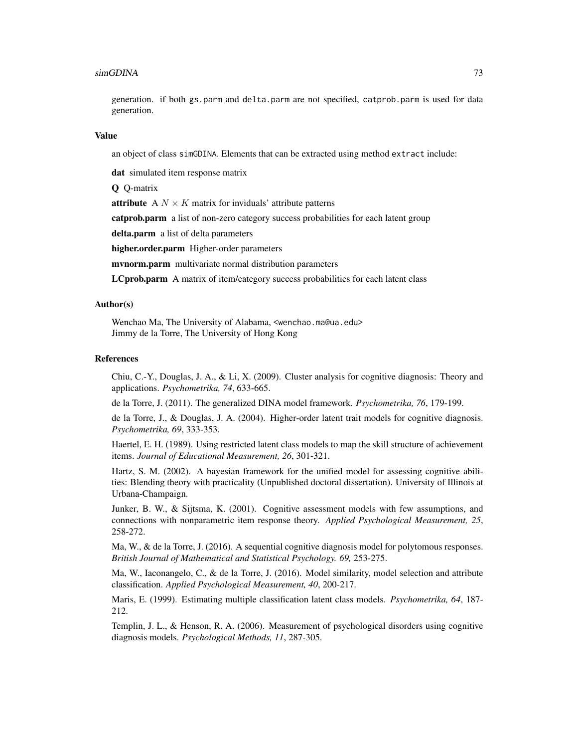generation. if both gs.parm and delta.parm are not specified, catprob.parm is used for data generation.

### Value

an object of class simGDINA. Elements that can be extracted using method extract include:

**dat** simulated item response matrix

**Q** Q-matrix

**attribute** A $N \times K$ matrix for inviduals' attribute patterns

**catprob.parm** a list of non-zero category success probabilities for each latent group

**delta.parm** a list of delta parameters

**higher.order.parm** Higher-order parameters

**mvnorm.parm** multivariate normal distribution parameters

**LCprob.parm** A matrix of item/category success probabilities for each latent class

### Author(s)

Wenchao Ma, The University of Alabama, <wenchao.ma@ua.edu>
Jimmy de la Torre, The University of Hong Kong

### References

Chiu, C.-Y., Douglas, J. A., & Li, X. (2009). Cluster analysis for cognitive diagnosis: Theory and applications. *Psychometrika, 74*, 633-665.

de la Torre, J. (2011). The generalized DINA model framework. *Psychometrika, 76*, 179-199.

de la Torre, J., & Douglas, J. A. (2004). Higher-order latent trait models for cognitive diagnosis. *Psychometrika, 69*, 333-353.

Haertel, E. H. (1989). Using restricted latent class models to map the skill structure of achievement items. *Journal of Educational Measurement, 26*, 301-321.

Hartz, S. M. (2002). A bayesian framework for the unified model for assessing cognitive abilities: Blending theory with practicality (Unpublished doctoral dissertation). University of Illinois at Urbana-Champaign.

Junker, B. W., & Sijtsma, K. (2001). Cognitive assessment models with few assumptions, and connections with nonparametric item response theory. *Applied Psychological Measurement, 25*, 258-272.

Ma, W., & de la Torre, J. (2016). A sequential cognitive diagnosis model for polytomous responses. *British Journal of Mathematical and Statistical Psychology. 69,* 253-275.

Ma, W., Iaconangelo, C., & de la Torre, J. (2016). Model similarity, model selection and attribute classification. *Applied Psychological Measurement, 40*, 200-217.

Maris, E. (1999). Estimating multiple classification latent class models. *Psychometrika, 64*, 187-212.

Templin, J. L., & Henson, R. A. (2006). Measurement of psychological disorders using cognitive diagnosis models. *Psychological Methods, 11*, 287-305.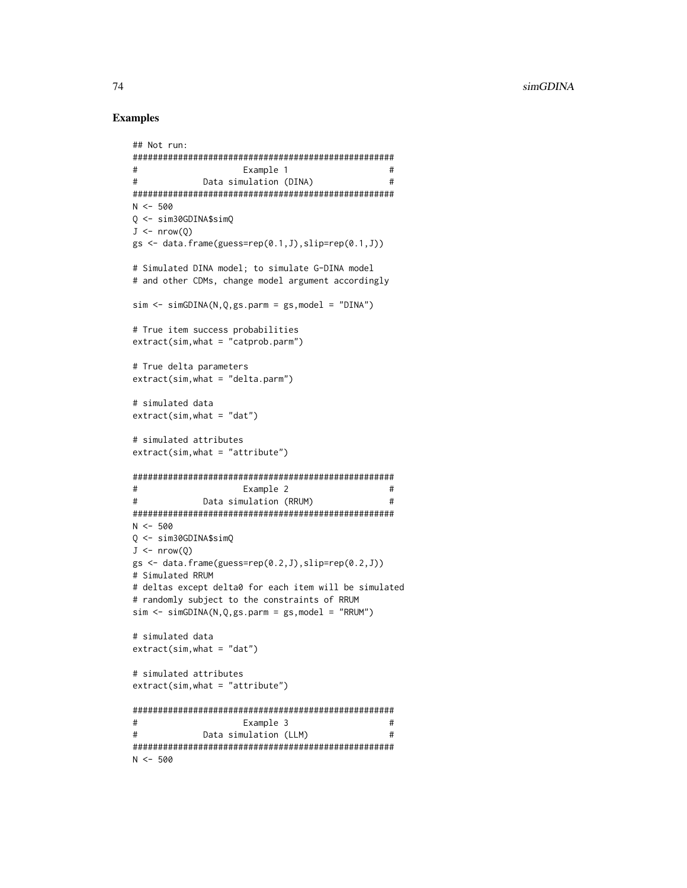## Examples

```
## Not run:
####################################################
#                     Example 1                    #
#             Data simulation (DINA)               #
####################################################
N <- 500
Q <- sim30GDINA$simQ
J <- nrow(Q)
gs <- data.frame(guess=rep(0.1,J),slip=rep(0.1,J))

# Simulated DINA model; to simulate G-DINA model
# and other CDMs, change model argument accordingly

sim <- simGDINA(N,Q,gs.parm = gs,model = "DINA")

# True item success probabilities
extract(sim,what = "catprob.parm")

# True delta parameters
extract(sim,what = "delta.parm")

# simulated data
extract(sim,what = "dat")

# simulated attributes
extract(sim,what = "attribute")

####################################################
#                     Example 2                    #
#             Data simulation (RRUM)               #
####################################################
N <- 500
Q <- sim30GDINA$simQ
J <- nrow(Q)
gs <- data.frame(guess=rep(0.2,J),slip=rep(0.2,J))
# Simulated RRUM
# deltas except delta0 for each item will be simulated
# randomly subject to the constraints of RRUM
sim <- simGDINA(N,Q,gs.parm = gs,model = "RRUM")

# simulated data
extract(sim,what = "dat")

# simulated attributes
extract(sim,what = "attribute")

####################################################
#                     Example 3                    #
#             Data simulation (LLM)                #
####################################################
N <- 500
```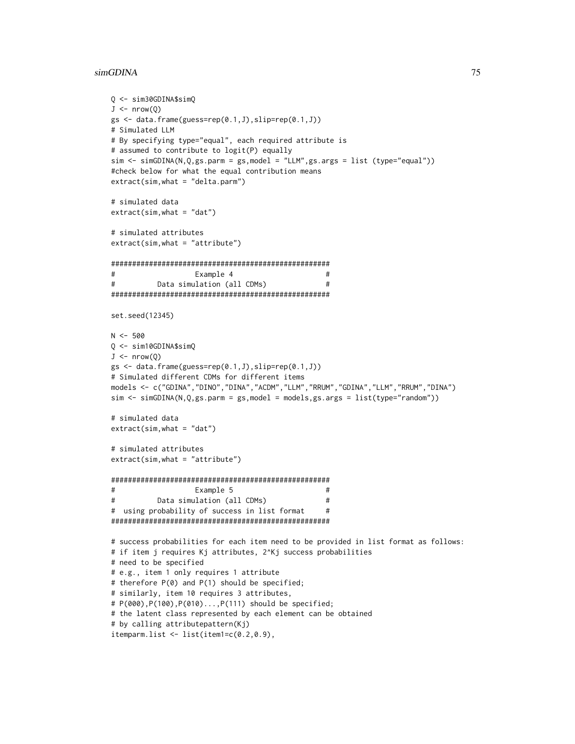```
Q <- sim30GDINA$simQ
J <- nrow(Q)
gs <- data.frame(guess=rep(0.1,J),slip=rep(0.1,J))
# Simulated LLM
# By specifying type="equal", each required attribute is
# assumed to contribute to logit(P) equally
sim <- simGDINA(N,Q,gs.parm = gs,model = "LLM",gs.args = list (type="equal"))
#check below for what the equal contribution means
extract(sim,what = "delta.parm")

# simulated data
extract(sim,what = "dat")

# simulated attributes
extract(sim,what = "attribute")

####################################################
#                   Example 4                      #
#          Data simulation (all CDMs)              #
####################################################

set.seed(12345)

N <- 500
Q <- sim10GDINA$simQ
J <- nrow(Q)
gs <- data.frame(guess=rep(0.1,J),slip=rep(0.1,J))
# Simulated different CDMs for different items
models <- c("GDINA","DINO","DINA","ACDM","LLM","RRUM","GDINA","LLM","RRUM","DINA")
sim <- simGDINA(N,Q,gs.parm = gs,model = models,gs.args = list(type="random"))

# simulated data
extract(sim,what = "dat")

# simulated attributes
extract(sim,what = "attribute")

####################################################
#                   Example 5                      #
#          Data simulation (all CDMs)              #
#  using probability of success in list format     #
####################################################

# success probabilities for each item need to be provided in list format as follows:
# if item j requires Kj attributes, 2^Kj success probabilities
# need to be specified
# e.g., item 1 only requires 1 attribute
# therefore P(0) and P(1) should be specified;
# similarly, item 10 requires 3 attributes,
# P(000),P(100),P(010)...,P(111) should be specified;
# the latent class represented by each element can be obtained
# by calling attributepattern(Kj)
itemparm.list <- list(item1=c(0.2,0.9),
```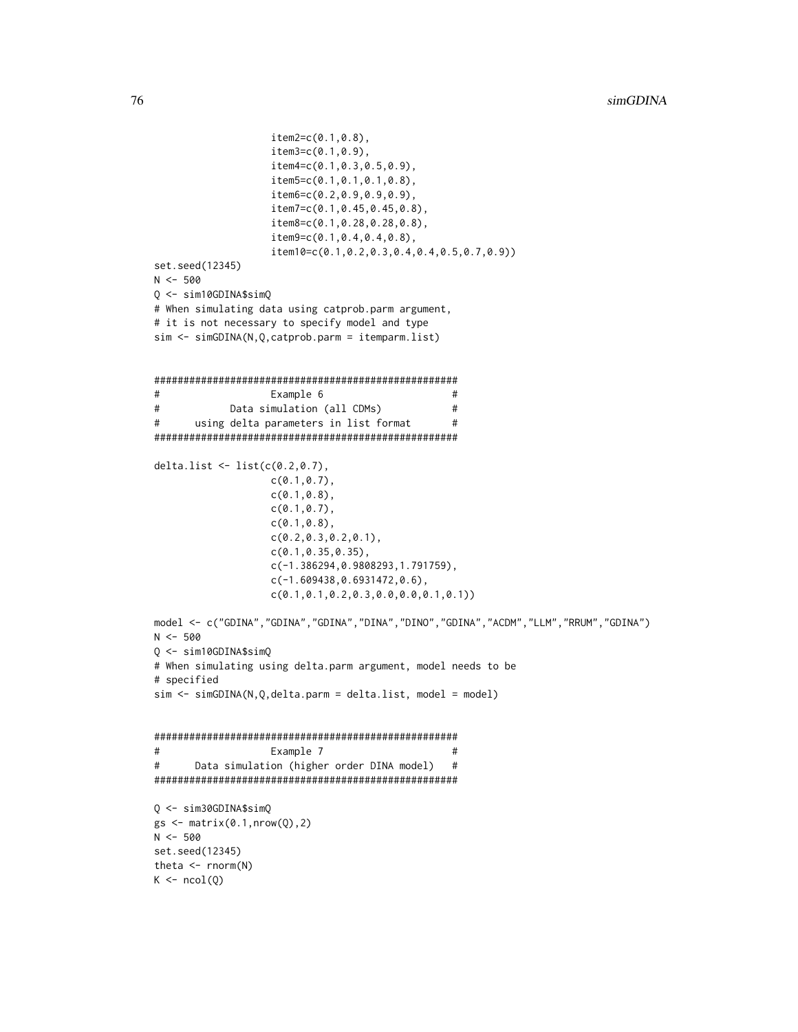```
                    item2=c(0.1,0.8),
                    item3=c(0.1,0.9),
                    item4=c(0.1,0.3,0.5,0.9),
                    item5=c(0.1,0.1,0.1,0.8),
                    item6=c(0.2,0.9,0.9,0.9),
                    item7=c(0.1,0.45,0.45,0.8),
                    item8=c(0.1,0.28,0.28,0.8),
                    item9=c(0.1,0.4,0.4,0.8),
                    item10=c(0.1,0.2,0.3,0.4,0.4,0.5,0.7,0.9))
set.seed(12345)
N <- 500
Q <- sim10GDINA$simQ
# When simulating data using catprob.parm argument,
# it is not necessary to specify model and type
sim <- simGDINA(N,Q,catprob.parm = itemparm.list)


####################################################
#                   Example 6                      #
#           Data simulation (all CDMs)             #
#      using delta parameters in list format       #
####################################################

delta.list <- list(c(0.2,0.7),
                    c(0.1,0.7),
                    c(0.1,0.8),
                    c(0.1,0.7),
                    c(0.1,0.8),
                    c(0.2,0.3,0.2,0.1),
                    c(0.1,0.35,0.35),
                    c(-1.386294,0.9808293,1.791759),
                    c(-1.609438,0.6931472,0.6),
                    c(0.1,0.1,0.2,0.3,0.0,0.0,0.1,0.1))

model <- c("GDINA","GDINA","GDINA","DINA","DINO","GDINA","ACDM","LLM","RRUM","GDINA")
N <- 500
Q <- sim10GDINA$simQ
# When simulating using delta.parm argument, model needs to be
# specified
sim <- simGDINA(N,Q,delta.parm = delta.list, model = model)


####################################################
#                   Example 7                      #
#      Data simulation (higher order DINA model)   #
####################################################

Q <- sim30GDINA$simQ
gs <- matrix(0.1,nrow(Q),2)
N <- 500
set.seed(12345)
theta <- rnorm(N)
K <- ncol(Q)
```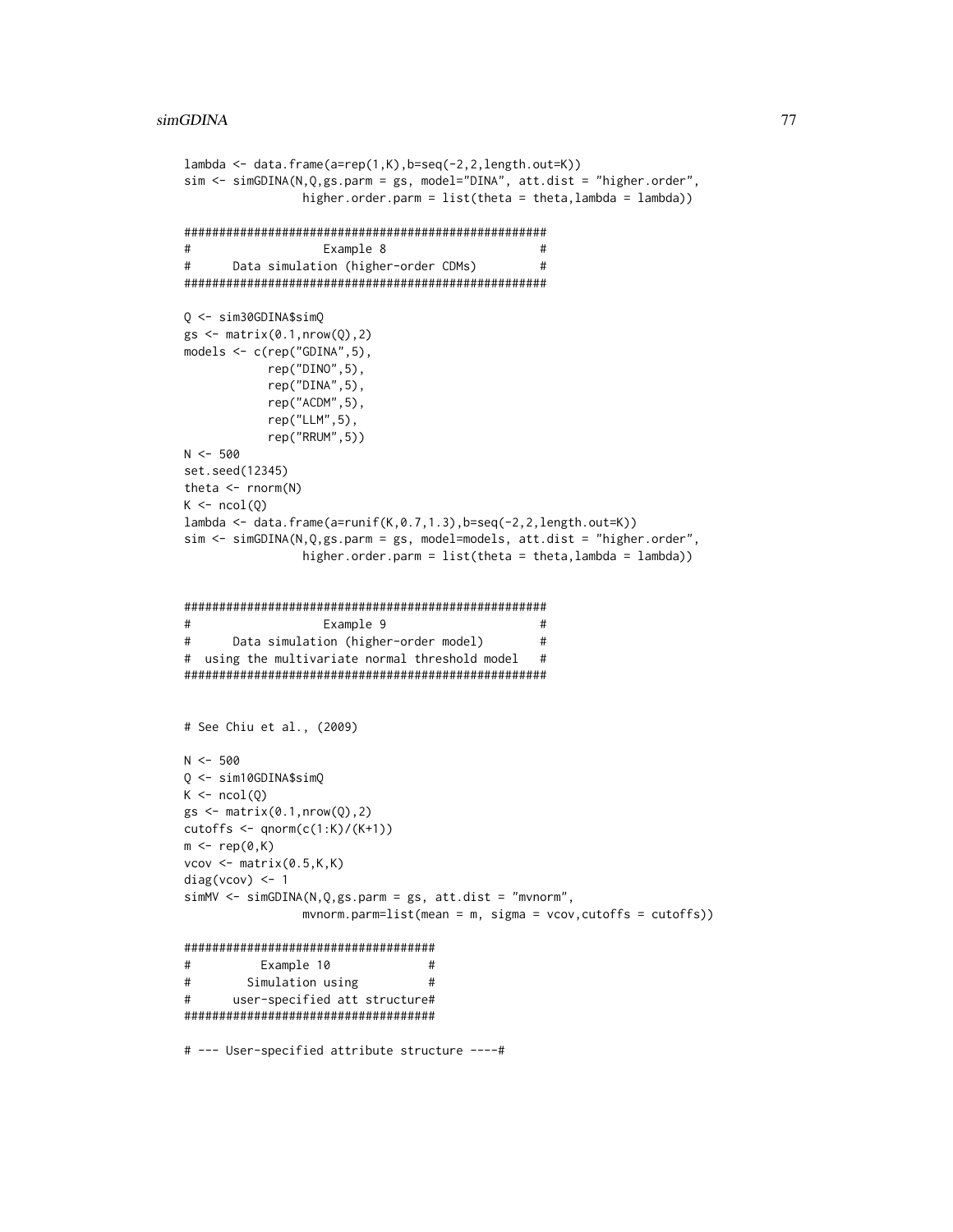```
lambda <- data.frame(a=rep(1,K),b=seq(-2,2,length.out=K))
sim <- simGDINA(N,Q,gs.parm = gs, model="DINA", att.dist = "higher.order",
                higher.order.parm = list(theta = theta,lambda = lambda))

####################################################
#                  Example 8                       #
#      Data simulation (higher-order CDMs)         #
####################################################

Q <- sim30GDINA$simQ
gs <- matrix(0.1,nrow(Q),2)
models <- c(rep("GDINA",5),
            rep("DINO",5),
            rep("DINA",5),
            rep("ACDM",5),
            rep("LLM",5),
            rep("RRUM",5))
N <- 500
set.seed(12345)
theta <- rnorm(N)
K <- ncol(Q)
lambda <- data.frame(a=runif(K,0.7,1.3),b=seq(-2,2,length.out=K))
sim <- simGDINA(N,Q,gs.parm = gs, model=models, att.dist = "higher.order",
                higher.order.parm = list(theta = theta,lambda = lambda))


####################################################
#                  Example 9                       #
#      Data simulation (higher-order model)        #
#  using the multivariate normal threshold model   #
####################################################


# See Chiu et al., (2009)

N <- 500
Q <- sim10GDINA$simQ
K <- ncol(Q)
gs <- matrix(0.1,nrow(Q),2)
cutoffs <- qnorm(c(1:K)/(K+1))
m <- rep(0,K)
vcov <- matrix(0.5,K,K)
diag(vcov) <- 1
simMV <- simGDINA(N,Q,gs.parm = gs, att.dist = "mvnorm",
                mvnorm.parm=list(mean = m, sigma = vcov,cutoffs = cutoffs))

####################################
#          Example 10              #
#        Simulation using          #
#      user-specified att structure#
####################################

# --- User-specified attribute structure ----#
```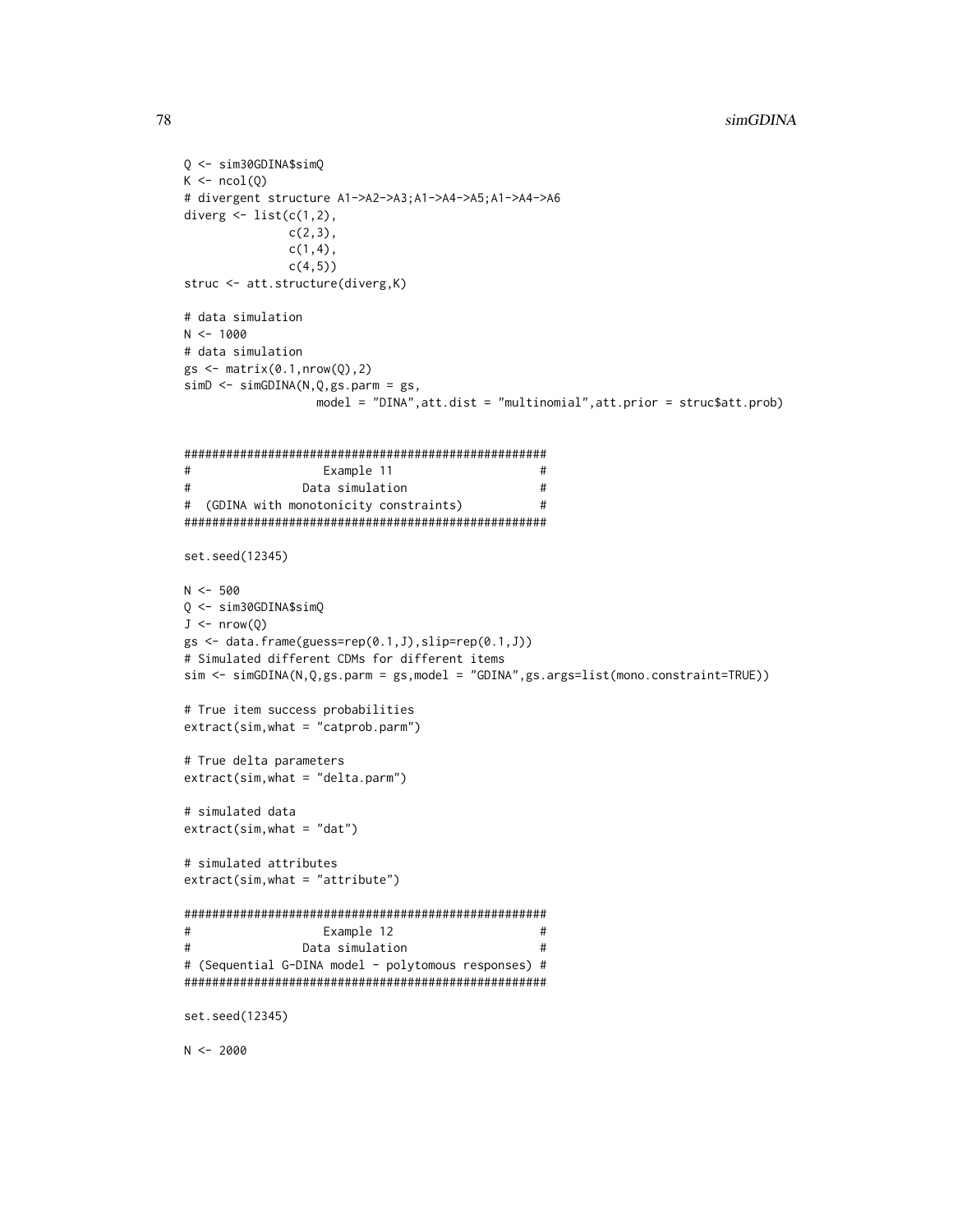```
Q <- sim30GDINA$simQ
K <- ncol(Q)
# divergent structure A1->A2->A3;A1->A4->A5;A1->A4->A6
diverg <- list(c(1,2),
               c(2,3),
               c(1,4),
               c(4,5))
struc <- att.structure(diverg,K)

# data simulation
N <- 1000
# data simulation
gs <- matrix(0.1,nrow(Q),2)
simD <- simGDINA(N,Q,gs.parm = gs,
                 model = "DINA",att.dist = "multinomial",att.prior = struc$att.prob)


####################################################
#                  Example 11                      #
#               Data simulation                    #
#  (GDINA with monotonicity constraints)           #
####################################################

set.seed(12345)

N <- 500
Q <- sim30GDINA$simQ
J <- nrow(Q)
gs <- data.frame(guess=rep(0.1,J),slip=rep(0.1,J))
# Simulated different CDMs for different items
sim <- simGDINA(N,Q,gs.parm = gs,model = "GDINA",gs.args=list(mono.constraint=TRUE))

# True item success probabilities
extract(sim,what = "catprob.parm")

# True delta parameters
extract(sim,what = "delta.parm")

# simulated data
extract(sim,what = "dat")

# simulated attributes
extract(sim,what = "attribute")

####################################################
#                  Example 12                      #
#               Data simulation                    #
# (Sequential G-DINA model - polytomous responses) #
####################################################

set.seed(12345)

N <- 2000
```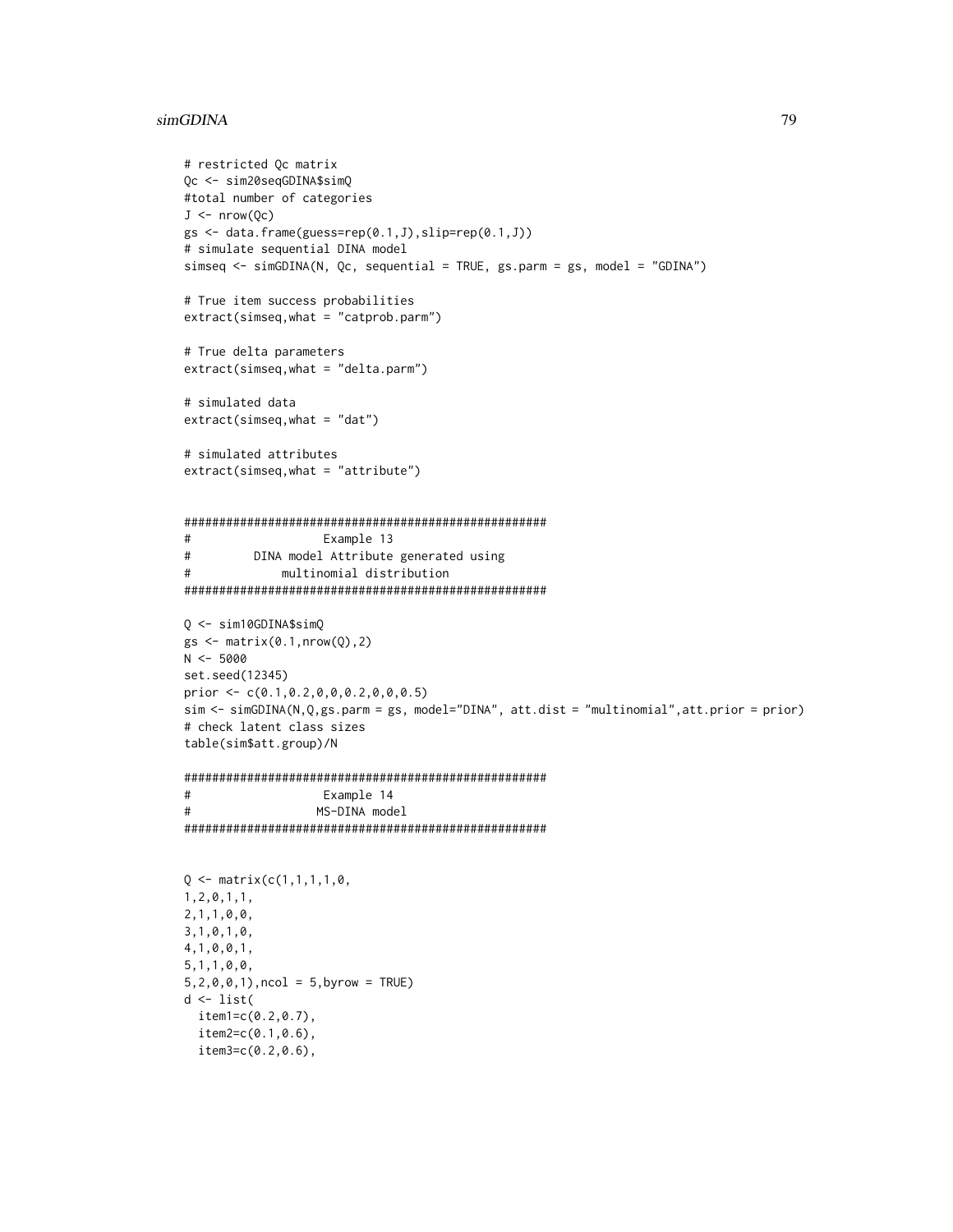```
# restricted Qc matrix
Qc <- sim20seqGDINA$simQ
#total number of categories
J <- nrow(Qc)
gs <- data.frame(guess=rep(0.1,J),slip=rep(0.1,J))
# simulate sequential DINA model
simseq <- simGDINA(N, Qc, sequential = TRUE, gs.parm = gs, model = "GDINA")

# True item success probabilities
extract(simseq,what = "catprob.parm")

# True delta parameters
extract(simseq,what = "delta.parm")

# simulated data
extract(simseq,what = "dat")

# simulated attributes
extract(simseq,what = "attribute")


####################################################
#                   Example 13
#         DINA model Attribute generated using
#             multinomial distribution
####################################################

Q <- sim10GDINA$simQ
gs <- matrix(0.1,nrow(Q),2)
N <- 5000
set.seed(12345)
prior <- c(0.1,0.2,0,0,0.2,0,0,0.5)
sim <- simGDINA(N,Q,gs.parm = gs, model="DINA", att.dist = "multinomial",att.prior = prior)
# check latent class sizes
table(sim$att.group)/N

####################################################
#                   Example 14
#                  MS-DINA model
####################################################


Q <- matrix(c(1,1,1,1,0,
1,2,0,1,1,
2,1,1,0,0,
3,1,0,1,0,
4,1,0,0,1,
5,1,1,0,0,
5,2,0,0,1),ncol = 5,byrow = TRUE)
d <- list(
  item1=c(0.2,0.7),
  item2=c(0.1,0.6),
  item3=c(0.2,0.6),
```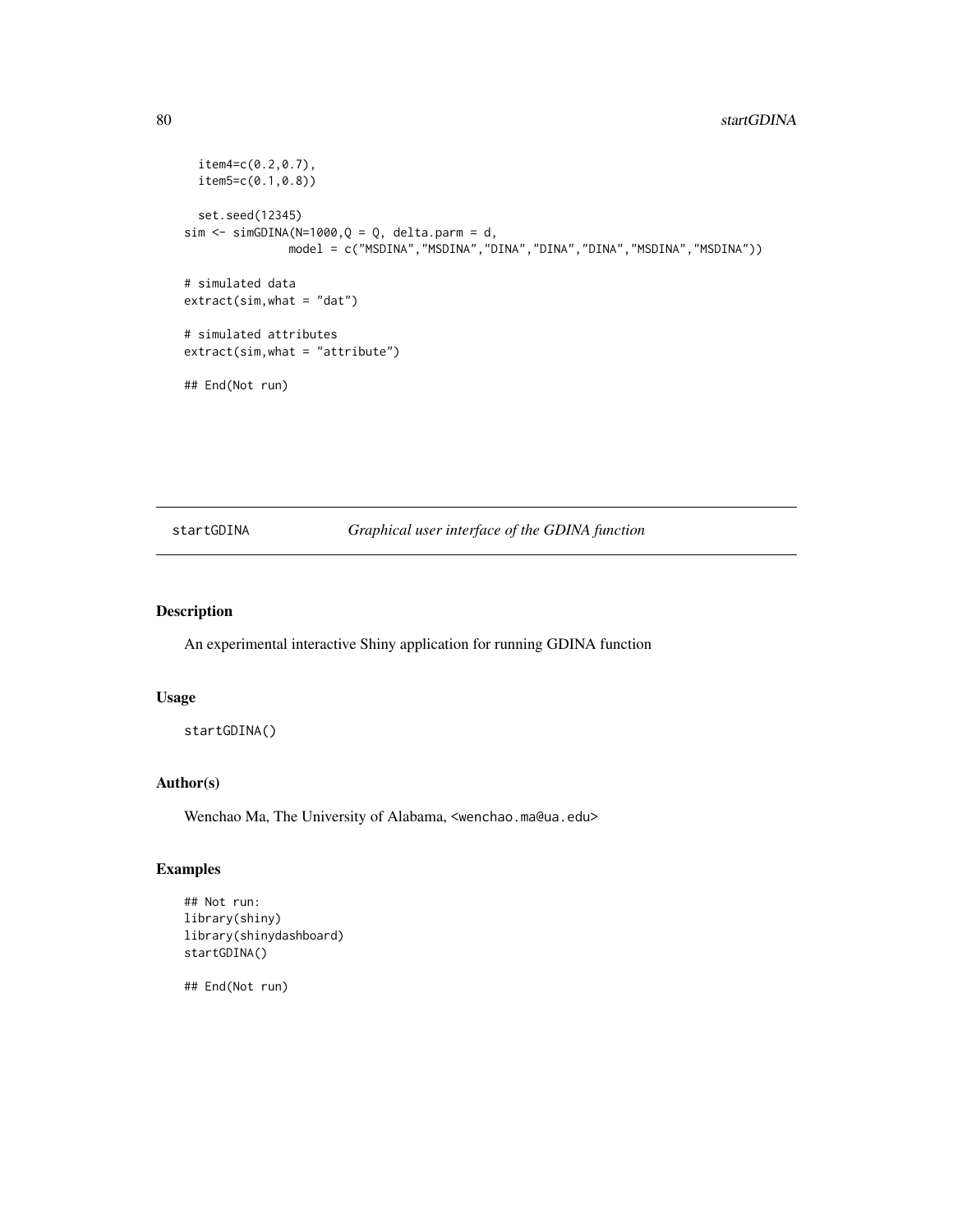```
  item4=c(0.2,0.7),
  item5=c(0.1,0.8))

  set.seed(12345)
sim <- simGDINA(N=1000,Q = Q, delta.parm = d,
               model = c("MSDINA","MSDINA","DINA","DINA","DINA","MSDINA","MSDINA"))

# simulated data
extract(sim,what = "dat")

# simulated attributes
extract(sim,what = "attribute")

## End(Not run)
```

---

## startGDINA *Graphical user interface of the GDINA function*

---

### Description

An experimental interactive Shiny application for running GDINA function

### Usage

```
startGDINA()
```

### Author(s)

Wenchao Ma, The University of Alabama, <wenchao.ma@ua.edu>

### Examples

```
## Not run:
library(shiny)
library(shinydashboard)
startGDINA()

## End(Not run)
```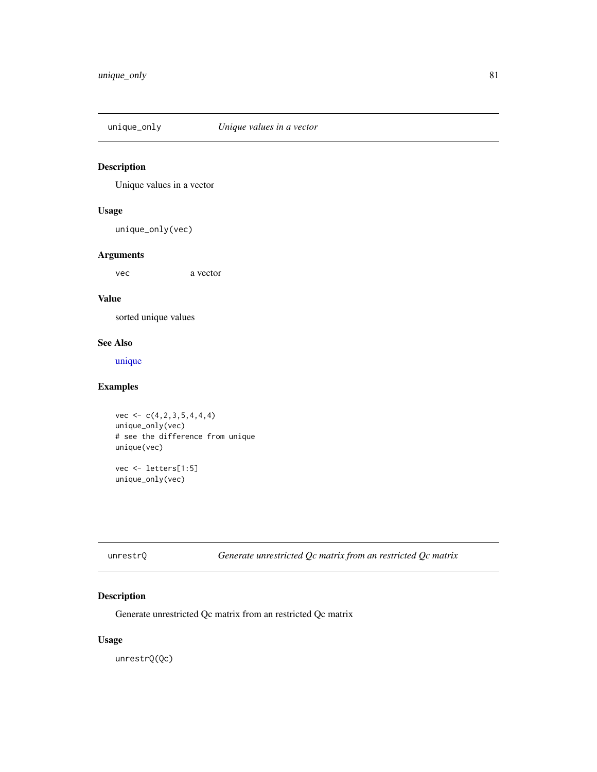## unique_only — *Unique values in a vector*

### Description

Unique values in a vector

### Usage

```
unique_only(vec)
```

### Arguments

| | |
|---|---|
| vec | a vector |

### Value

sorted unique values

### See Also

unique

### Examples

```
vec <- c(4,2,3,5,4,4,4)
unique_only(vec)
# see the difference from unique
unique(vec)

vec <- letters[1:5]
unique_only(vec)
```

## unrestrQ — *Generate unrestricted Qc matrix from an restricted Qc matrix*

### Description

Generate unrestricted Qc matrix from an restricted Qc matrix

### Usage

```
unrestrQ(Qc)
```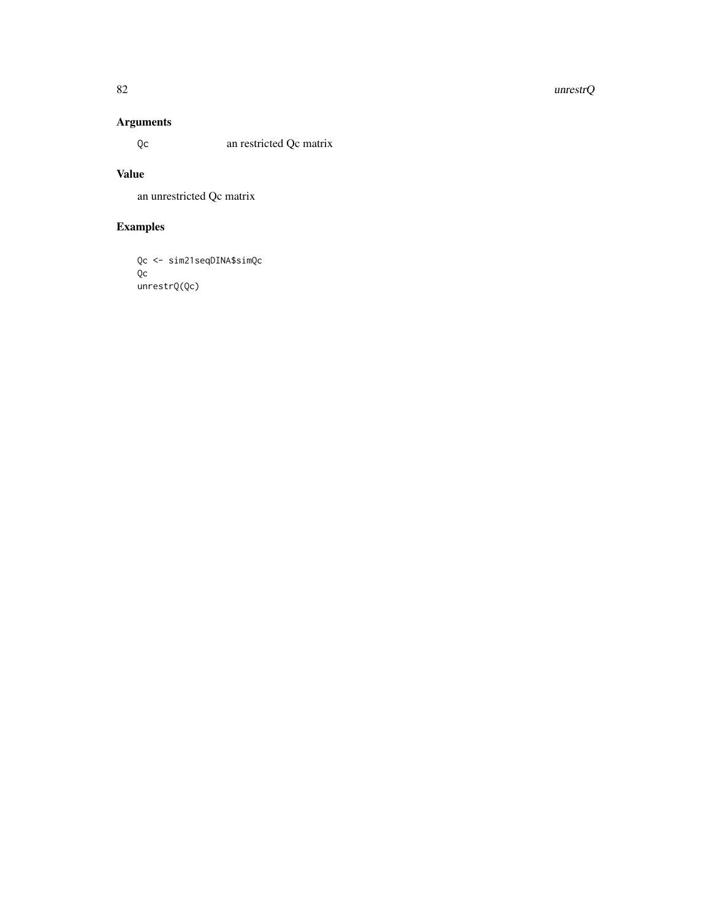## Arguments

| | |
|---|---|
| Qc | an restricted Qc matrix |

## Value

an unrestricted Qc matrix

## Examples

```
Qc <- sim21seqDINA$simQc
Qc
unrestrQ(Qc)
```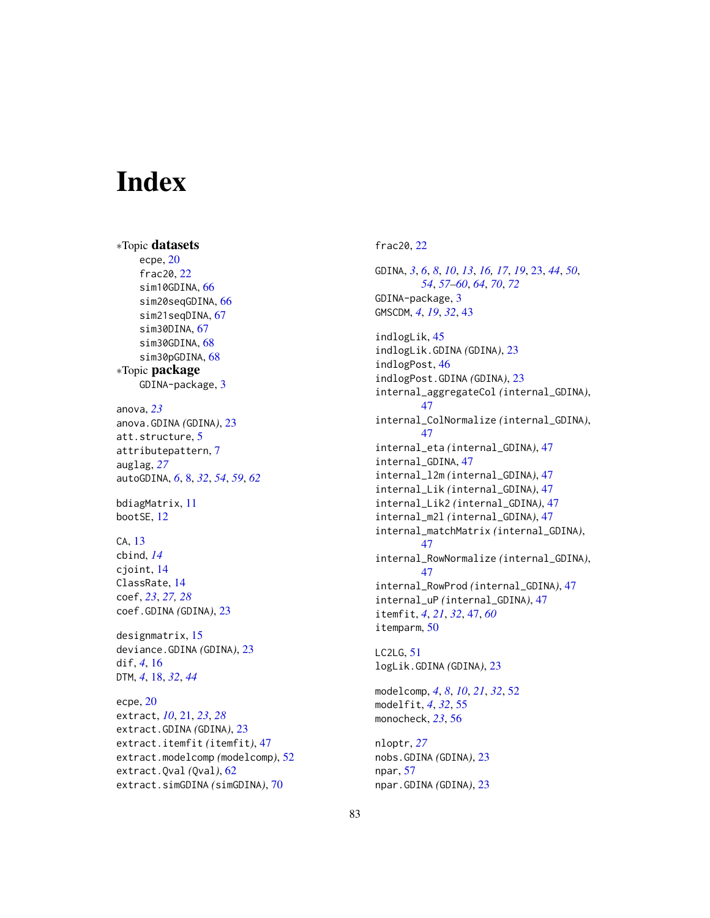# Index

∗Topic **datasets**
- ecpe, 20
- frac20, 22
- sim10GDINA, 66
- sim20seqGDINA, 66
- sim21seqDINA, 67
- sim30DINA, 67
- sim30GDINA, 68
- sim30pGDINA, 68

∗Topic **package**
- GDINA-package, 3

anova, *23*
anova.GDINA *(GDINA)*, 23
att.structure, 5
attributepattern, 7
auglag, *27*
autoGDINA, *6*, 8, *32*, *54*, *59*, *62*

bdiagMatrix, 11
bootSE, 12

CA, 13
cbind, *14*
cjoint, 14
ClassRate, 14
coef, *23*, *27, 28*
coef.GDINA *(GDINA)*, 23

designmatrix, 15
deviance.GDINA *(GDINA)*, 23
dif, *4*, 16
DTM, *4*, 18, *32*, *44*

ecpe, 20
extract, *10*, 21, *23*, *28*
extract.GDINA *(GDINA)*, 23
extract.itemfit *(itemfit)*, 47
extract.modelcomp *(modelcomp)*, 52
extract.Qval *(Qval)*, 62
extract.simGDINA *(simGDINA)*, 70

frac20, 22

GDINA, *3*, *6*, *8*, *10*, *13*, *16, 17*, *19*, 23, *44*, *50*, *54*, *57–60*, *64*, *70*, *72*
GDINA-package, 3
GMSCDM, *4*, *19*, *32*, 43

indlogLik, 45
indlogLik.GDINA *(GDINA)*, 23
indlogPost, 46
indlogPost.GDINA *(GDINA)*, 23
internal_aggregateCol *(internal_GDINA)*, 47
internal_ColNormalize *(internal_GDINA)*, 47
internal_eta *(internal_GDINA)*, 47
internal_GDINA, 47
internal_l2m *(internal_GDINA)*, 47
internal_Lik *(internal_GDINA)*, 47
internal_Lik2 *(internal_GDINA)*, 47
internal_m2l *(internal_GDINA)*, 47
internal_matchMatrix *(internal_GDINA)*, 47
internal_RowNormalize *(internal_GDINA)*, 47
internal_RowProd *(internal_GDINA)*, 47
internal_uP *(internal_GDINA)*, 47
itemfit, *4*, *21*, *32*, 47, *60*
itemparm, 50

LC2LG, 51
logLik.GDINA *(GDINA)*, 23

modelcomp, *4*, *8*, *10*, *21*, *32*, 52
modelfit, *4*, *32*, 55
monocheck, *23*, 56

nloptr, *27*
nobs.GDINA *(GDINA)*, 23
npar, 57
npar.GDINA *(GDINA)*, 23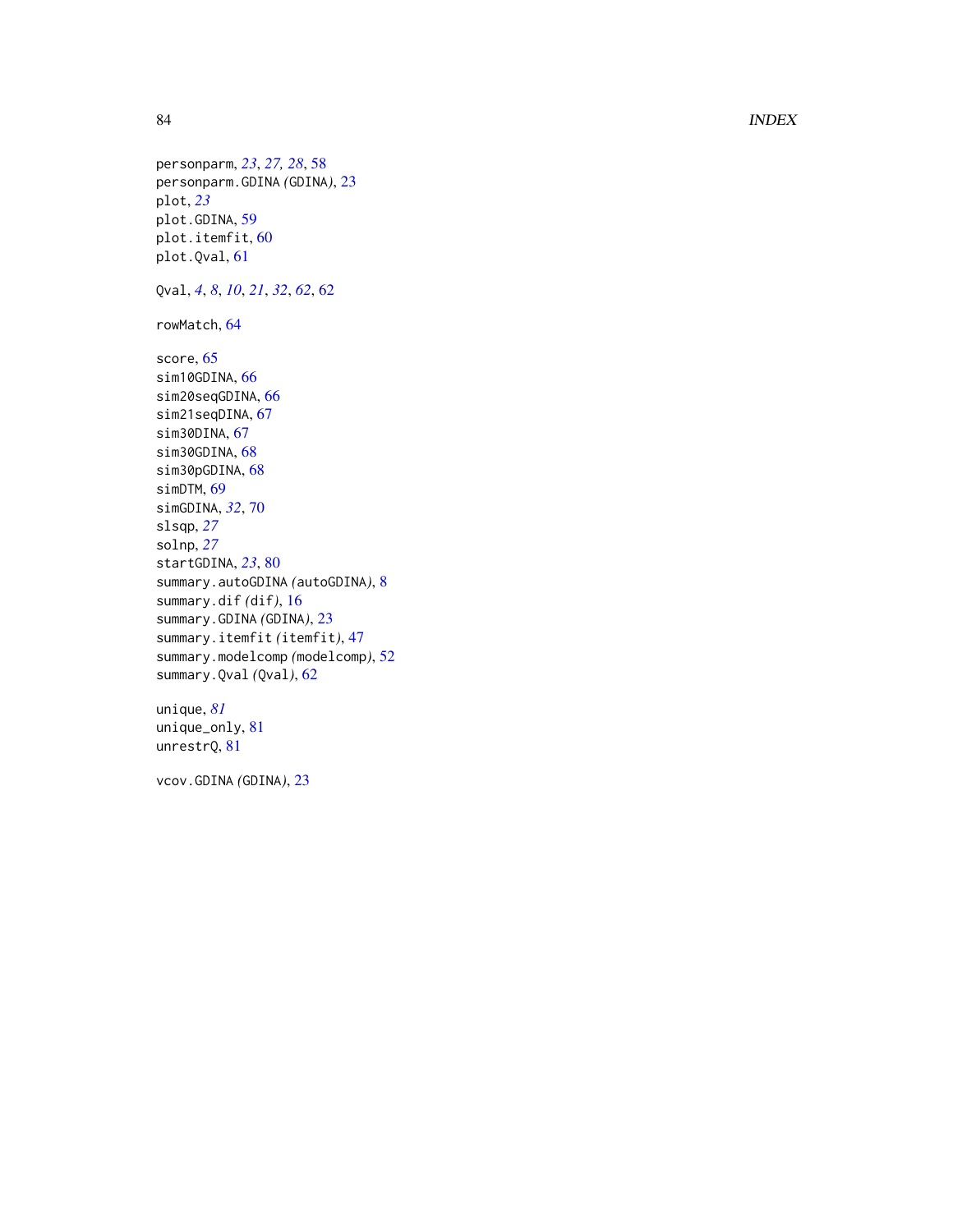personparm, *23*, *27*, *28*, 58
personparm.GDINA *(*GDINA*)*, 23
plot, *23*
plot.GDINA, 59
plot.itemfit, 60
plot.Qval, 61

Qval, *4*, *8*, *10*, *21*, *32*, *62*, 62

rowMatch, 64

score, 65
sim10GDINA, 66
sim20seqGDINA, 66
sim21seqDINA, 67
sim30DINA, 67
sim30GDINA, 68
sim30pGDINA, 68
simDTM, 69
simGDINA, *32*, 70
slsqp, *27*
solnp, *27*
startGDINA, *23*, 80
summary.autoGDINA *(*autoGDINA*)*, 8
summary.dif *(*dif*)*, 16
summary.GDINA *(*GDINA*)*, 23
summary.itemfit *(*itemfit*)*, 47
summary.modelcomp *(*modelcomp*)*, 52
summary.Qval *(*Qval*)*, 62

unique, *81*
unique_only, 81
unrestrQ, 81

vcov.GDINA *(*GDINA*)*, 23